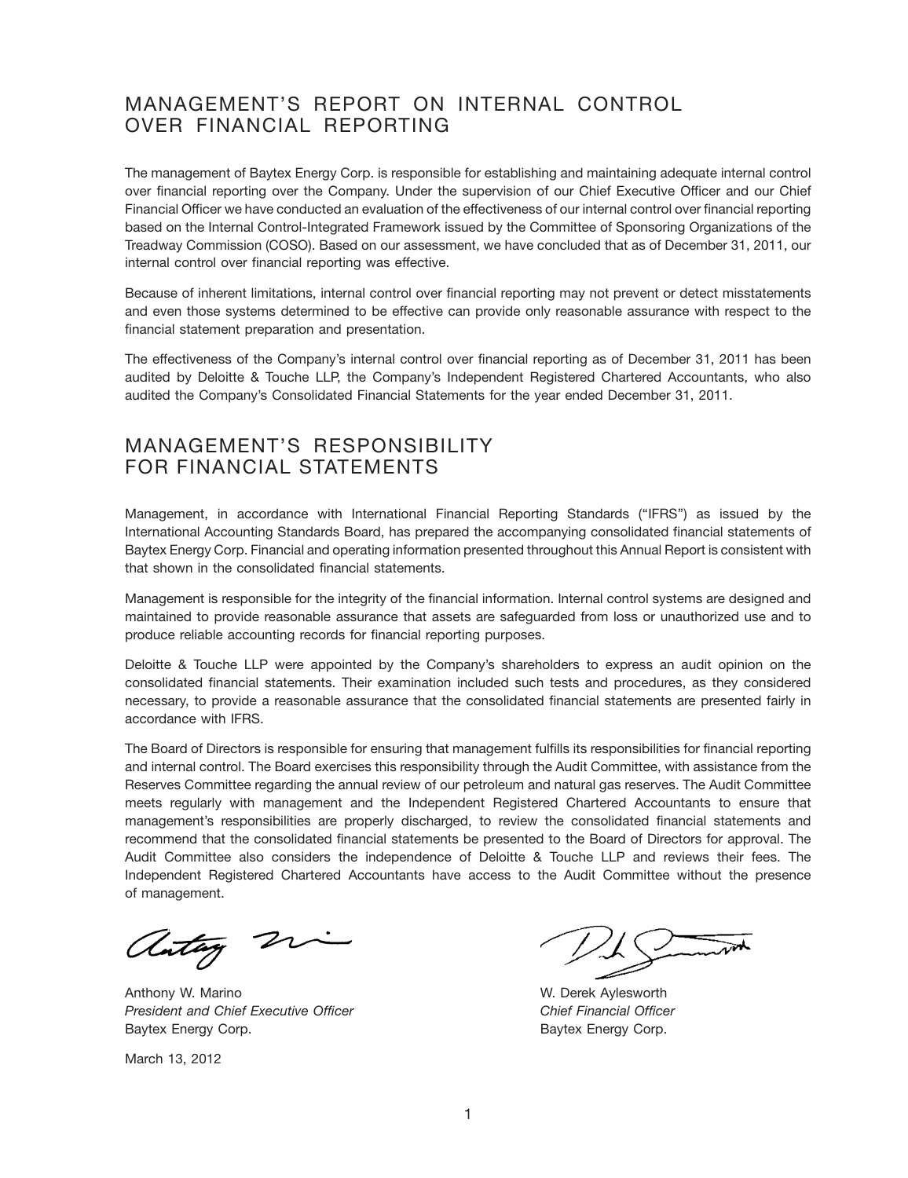# MANAGEMENT'S REPORT ON INTERNAL CONTROL OVER FINANCIAL REPORTING

The management of Baytex Energy Corp. is responsible for establishing and maintaining adequate internal control over financial reporting over the Company. Under the supervision of our Chief Executive Officer and our Chief Financial Officer we have conducted an evaluation of the effectiveness of our internal control over financial reporting based on the Internal Control-Integrated Framework issued by the Committee of Sponsoring Organizations of the Treadway Commission (COSO). Based on our assessment, we have concluded that as of December 31, 2011, our internal control over financial reporting was effective.

Because of inherent limitations, internal control over financial reporting may not prevent or detect misstatements and even those systems determined to be effective can provide only reasonable assurance with respect to the financial statement preparation and presentation.

The effectiveness of the Company's internal control over financial reporting as of December 31, 2011 has been audited by Deloitte & Touche LLP, the Company's Independent Registered Chartered Accountants, who also audited the Company's Consolidated Financial Statements for the year ended December 31, 2011.

# MANAGEMENT'S RESPONSIBILITY FOR FINANCIAL STATEMENTS

Management, in accordance with International Financial Reporting Standards ("IFRS") as issued by the International Accounting Standards Board, has prepared the accompanying consolidated financial statements of Baytex Energy Corp. Financial and operating information presented throughout this Annual Report is consistent with that shown in the consolidated financial statements.

Management is responsible for the integrity of the financial information. Internal control systems are designed and maintained to provide reasonable assurance that assets are safeguarded from loss or unauthorized use and to produce reliable accounting records for financial reporting purposes.

Deloitte & Touche LLP were appointed by the Company's shareholders to express an audit opinion on the consolidated financial statements. Their examination included such tests and procedures, as they considered necessary, to provide a reasonable assurance that the consolidated financial statements are presented fairly in accordance with IFRS.

The Board of Directors is responsible for ensuring that management fulfills its responsibilities for financial reporting and internal control. The Board exercises this responsibility through the Audit Committee, with assistance from the Reserves Committee regarding the annual review of our petroleum and natural gas reserves. The Audit Committee meets regularly with management and the Independent Registered Chartered Accountants to ensure that management's responsibilities are properly discharged, to review the consolidated financial statements and recommend that the consolidated financial statements be presented to the Board of Directors for approval. The Audit Committee also considers the independence of Deloitte & Touche LLP and reviews their fees. The Independent Registered Chartered Accountants have access to the Audit Committee without the presence of management.

Anthony W. Marino
*President and Chief Executive Officer*
Baytex Energy Corp.

W. Derek Aylesworth
*Chief Financial Officer*
Baytex Energy Corp.

March 13, 2012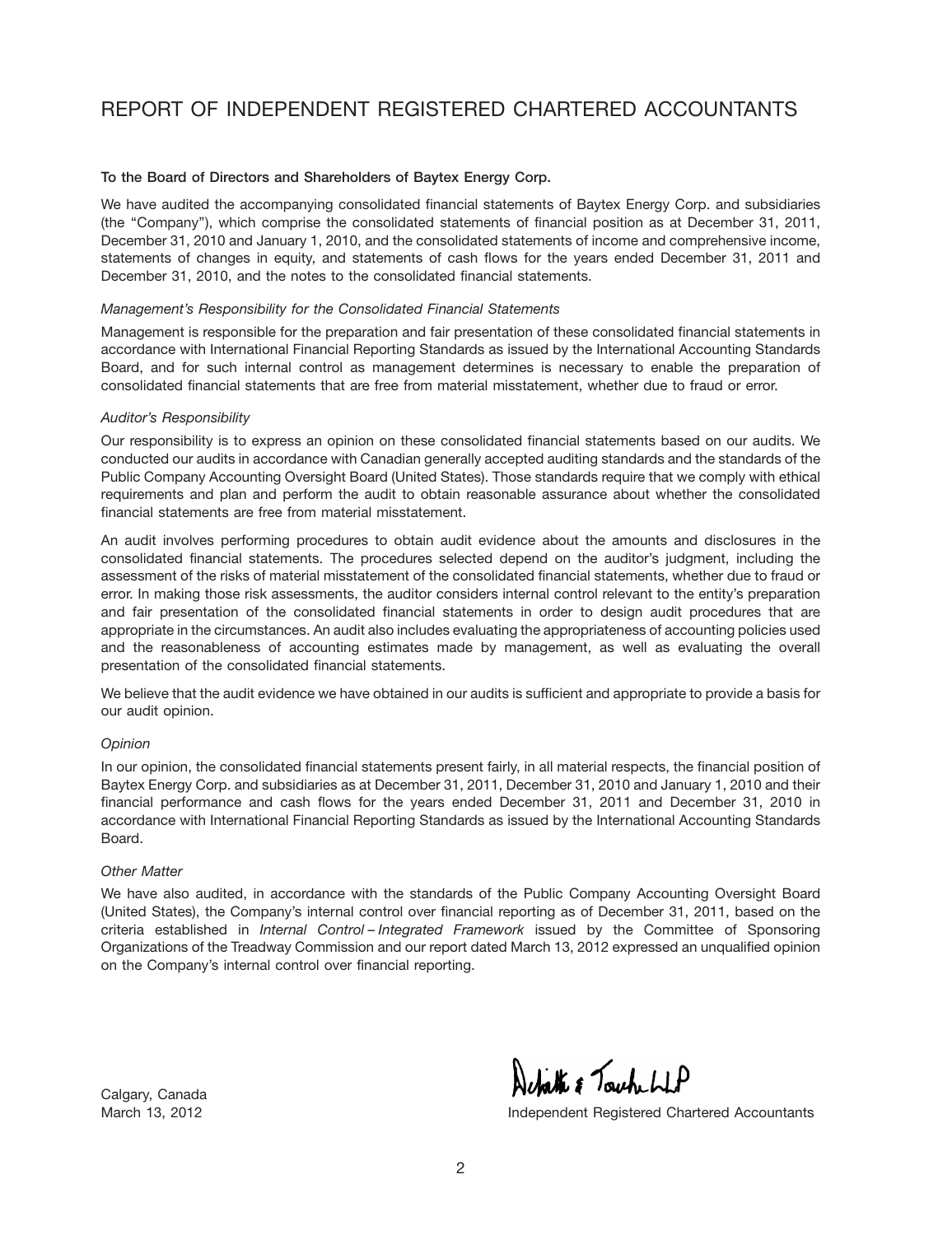# REPORT OF INDEPENDENT REGISTERED CHARTERED ACCOUNTANTS

**To the Board of Directors and Shareholders of Baytex Energy Corp.**

We have audited the accompanying consolidated financial statements of Baytex Energy Corp. and subsidiaries (the "Company"), which comprise the consolidated statements of financial position as at December 31, 2011, December 31, 2010 and January 1, 2010, and the consolidated statements of income and comprehensive income, statements of changes in equity, and statements of cash flows for the years ended December 31, 2011 and December 31, 2010, and the notes to the consolidated financial statements.

*Management's Responsibility for the Consolidated Financial Statements*

Management is responsible for the preparation and fair presentation of these consolidated financial statements in accordance with International Financial Reporting Standards as issued by the International Accounting Standards Board, and for such internal control as management determines is necessary to enable the preparation of consolidated financial statements that are free from material misstatement, whether due to fraud or error.

*Auditor's Responsibility*

Our responsibility is to express an opinion on these consolidated financial statements based on our audits. We conducted our audits in accordance with Canadian generally accepted auditing standards and the standards of the Public Company Accounting Oversight Board (United States). Those standards require that we comply with ethical requirements and plan and perform the audit to obtain reasonable assurance about whether the consolidated financial statements are free from material misstatement.

An audit involves performing procedures to obtain audit evidence about the amounts and disclosures in the consolidated financial statements. The procedures selected depend on the auditor's judgment, including the assessment of the risks of material misstatement of the consolidated financial statements, whether due to fraud or error. In making those risk assessments, the auditor considers internal control relevant to the entity's preparation and fair presentation of the consolidated financial statements in order to design audit procedures that are appropriate in the circumstances. An audit also includes evaluating the appropriateness of accounting policies used and the reasonableness of accounting estimates made by management, as well as evaluating the overall presentation of the consolidated financial statements.

We believe that the audit evidence we have obtained in our audits is sufficient and appropriate to provide a basis for our audit opinion.

*Opinion*

In our opinion, the consolidated financial statements present fairly, in all material respects, the financial position of Baytex Energy Corp. and subsidiaries as at December 31, 2011, December 31, 2010 and January 1, 2010 and their financial performance and cash flows for the years ended December 31, 2011 and December 31, 2010 in accordance with International Financial Reporting Standards as issued by the International Accounting Standards Board.

*Other Matter*

We have also audited, in accordance with the standards of the Public Company Accounting Oversight Board (United States), the Company's internal control over financial reporting as of December 31, 2011, based on the criteria established in *Internal Control – Integrated Framework* issued by the Committee of Sponsoring Organizations of the Treadway Commission and our report dated March 13, 2012 expressed an unqualified opinion on the Company's internal control over financial reporting.

Deloitte & Touche LLP

Independent Registered Chartered Accountants

Calgary, Canada
March 13, 2012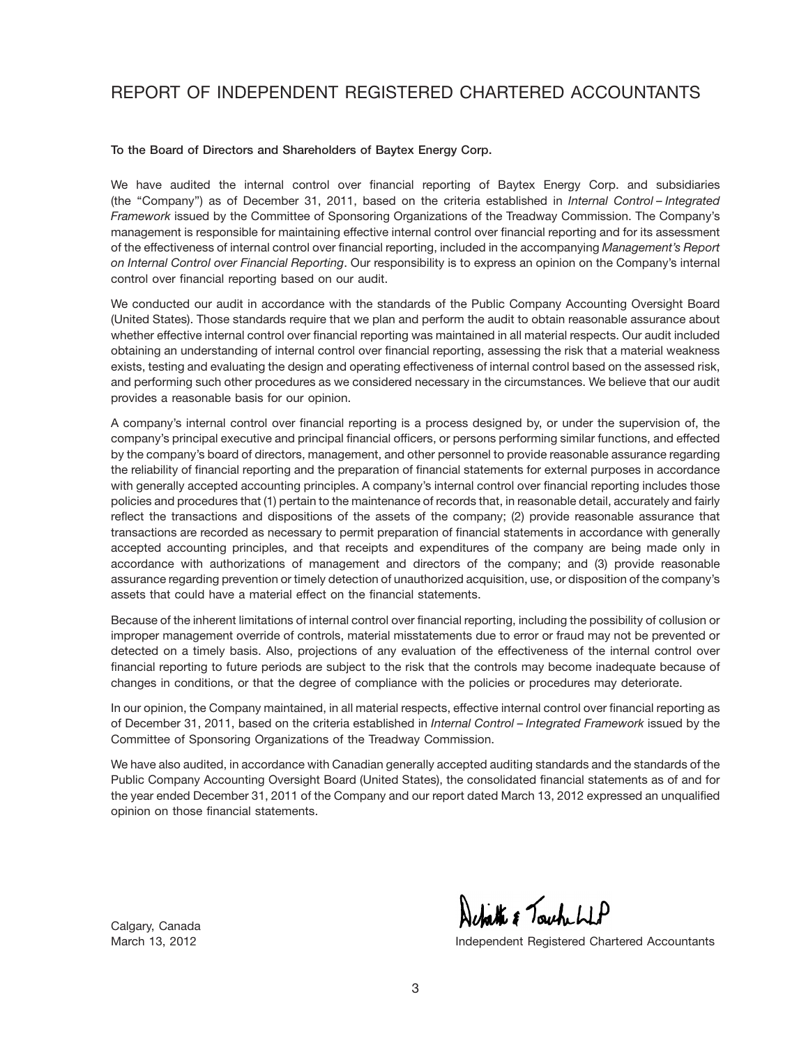# REPORT OF INDEPENDENT REGISTERED CHARTERED ACCOUNTANTS

**To the Board of Directors and Shareholders of Baytex Energy Corp.**

We have audited the internal control over financial reporting of Baytex Energy Corp. and subsidiaries (the "Company") as of December 31, 2011, based on the criteria established in *Internal Control – Integrated Framework* issued by the Committee of Sponsoring Organizations of the Treadway Commission. The Company's management is responsible for maintaining effective internal control over financial reporting and for its assessment of the effectiveness of internal control over financial reporting, included in the accompanying *Management's Report on Internal Control over Financial Reporting*. Our responsibility is to express an opinion on the Company's internal control over financial reporting based on our audit.

We conducted our audit in accordance with the standards of the Public Company Accounting Oversight Board (United States). Those standards require that we plan and perform the audit to obtain reasonable assurance about whether effective internal control over financial reporting was maintained in all material respects. Our audit included obtaining an understanding of internal control over financial reporting, assessing the risk that a material weakness exists, testing and evaluating the design and operating effectiveness of internal control based on the assessed risk, and performing such other procedures as we considered necessary in the circumstances. We believe that our audit provides a reasonable basis for our opinion.

A company's internal control over financial reporting is a process designed by, or under the supervision of, the company's principal executive and principal financial officers, or persons performing similar functions, and effected by the company's board of directors, management, and other personnel to provide reasonable assurance regarding the reliability of financial reporting and the preparation of financial statements for external purposes in accordance with generally accepted accounting principles. A company's internal control over financial reporting includes those policies and procedures that (1) pertain to the maintenance of records that, in reasonable detail, accurately and fairly reflect the transactions and dispositions of the assets of the company; (2) provide reasonable assurance that transactions are recorded as necessary to permit preparation of financial statements in accordance with generally accepted accounting principles, and that receipts and expenditures of the company are being made only in accordance with authorizations of management and directors of the company; and (3) provide reasonable assurance regarding prevention or timely detection of unauthorized acquisition, use, or disposition of the company's assets that could have a material effect on the financial statements.

Because of the inherent limitations of internal control over financial reporting, including the possibility of collusion or improper management override of controls, material misstatements due to error or fraud may not be prevented or detected on a timely basis. Also, projections of any evaluation of the effectiveness of the internal control over financial reporting to future periods are subject to the risk that the controls may become inadequate because of changes in conditions, or that the degree of compliance with the policies or procedures may deteriorate.

In our opinion, the Company maintained, in all material respects, effective internal control over financial reporting as of December 31, 2011, based on the criteria established in *Internal Control – Integrated Framework* issued by the Committee of Sponsoring Organizations of the Treadway Commission.

We have also audited, in accordance with Canadian generally accepted auditing standards and the standards of the Public Company Accounting Oversight Board (United States), the consolidated financial statements as of and for the year ended December 31, 2011 of the Company and our report dated March 13, 2012 expressed an unqualified opinion on those financial statements.

Deloitte & Touche LLP

Independent Registered Chartered Accountants

Calgary, Canada
March 13, 2012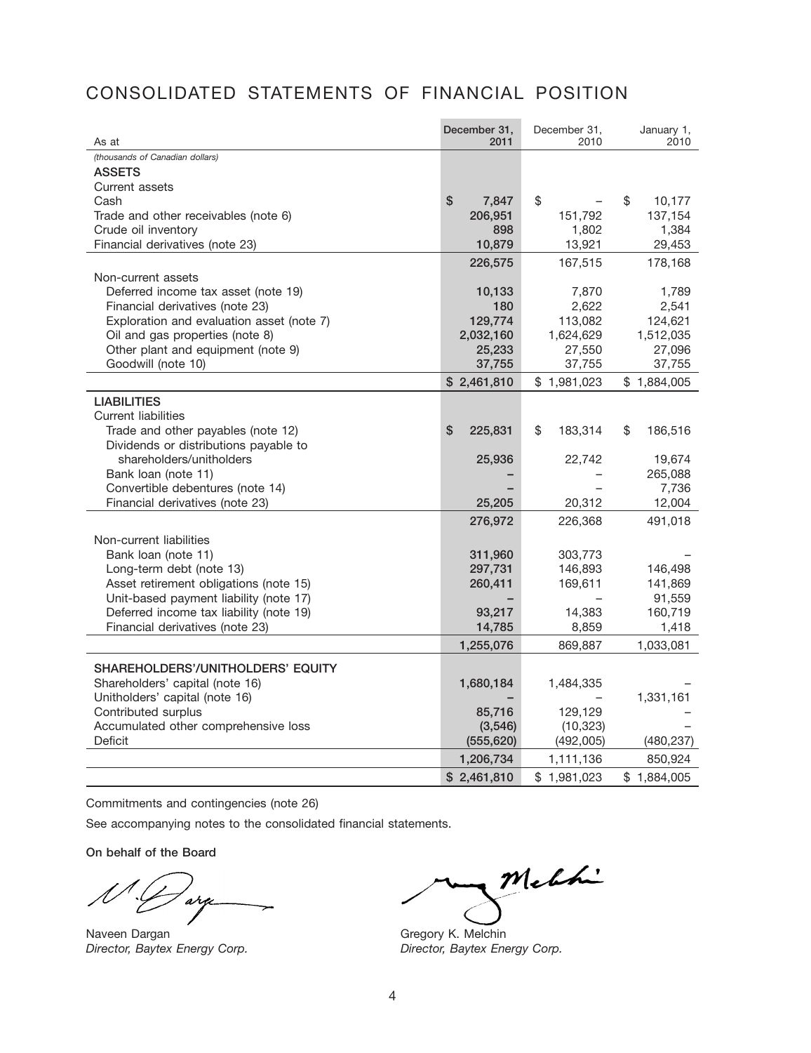# CONSOLIDATED STATEMENTS OF FINANCIAL POSITION

| As at | December 31, 2011 | December 31, 2010 | January 1, 2010 |
|---|---|---|---|
| *(thousands of Canadian dollars)* | | | |
| **ASSETS** | | | |
| Current assets | | | |
| Cash | **$ 7,847** | $ – | $ 10,177 |
| Trade and other receivables (note 6) | **206,951** | 151,792 | 137,154 |
| Crude oil inventory | **898** | 1,802 | 1,384 |
| Financial derivatives (note 23) | **10,879** | 13,921 | 29,453 |
| | **226,575** | 167,515 | 178,168 |
| Non-current assets | | | |
| Deferred income tax asset (note 19) | **10,133** | 7,870 | 1,789 |
| Financial derivatives (note 23) | **180** | 2,622 | 2,541 |
| Exploration and evaluation asset (note 7) | **129,774** | 113,082 | 124,621 |
| Oil and gas properties (note 8) | **2,032,160** | 1,624,629 | 1,512,035 |
| Other plant and equipment (note 9) | **25,233** | 27,550 | 27,096 |
| Goodwill (note 10) | **37,755** | 37,755 | 37,755 |
| | **$ 2,461,810** | $ 1,981,023 | $ 1,884,005 |
| **LIABILITIES** | | | |
| Current liabilities | | | |
| Trade and other payables (note 12) | **$ 225,831** | $ 183,314 | $ 186,516 |
| Dividends or distributions payable to shareholders/unitholders | **25,936** | 22,742 | 19,674 |
| Bank loan (note 11) | **–** | – | 265,088 |
| Convertible debentures (note 14) | **–** | – | 7,736 |
| Financial derivatives (note 23) | **25,205** | 20,312 | 12,004 |
| | **276,972** | 226,368 | 491,018 |
| Non-current liabilities | | | |
| Bank loan (note 11) | **311,960** | 303,773 | – |
| Long-term debt (note 13) | **297,731** | 146,893 | 146,498 |
| Asset retirement obligations (note 15) | **260,411** | 169,611 | 141,869 |
| Unit-based payment liability (note 17) | **–** | – | 91,559 |
| Deferred income tax liability (note 19) | **93,217** | 14,383 | 160,719 |
| Financial derivatives (note 23) | **14,785** | 8,859 | 1,418 |
| | **1,255,076** | 869,887 | 1,033,081 |
| **SHAREHOLDERS'/UNITHOLDERS' EQUITY** | | | |
| Shareholders' capital (note 16) | **1,680,184** | 1,484,335 | – |
| Unitholders' capital (note 16) | **–** | – | 1,331,161 |
| Contributed surplus | **85,716** | 129,129 | – |
| Accumulated other comprehensive loss | **(3,546)** | (10,323) | – |
| Deficit | **(555,620)** | (492,005) | (480,237) |
| | **1,206,734** | 1,111,136 | 850,924 |
| | **$ 2,461,810** | $ 1,981,023 | $ 1,884,005 |

Commitments and contingencies (note 26)

See accompanying notes to the consolidated financial statements.

**On behalf of the Board**

Naveen Dargan
*Director, Baytex Energy Corp.*

Gregory K. Melchin
*Director, Baytex Energy Corp.*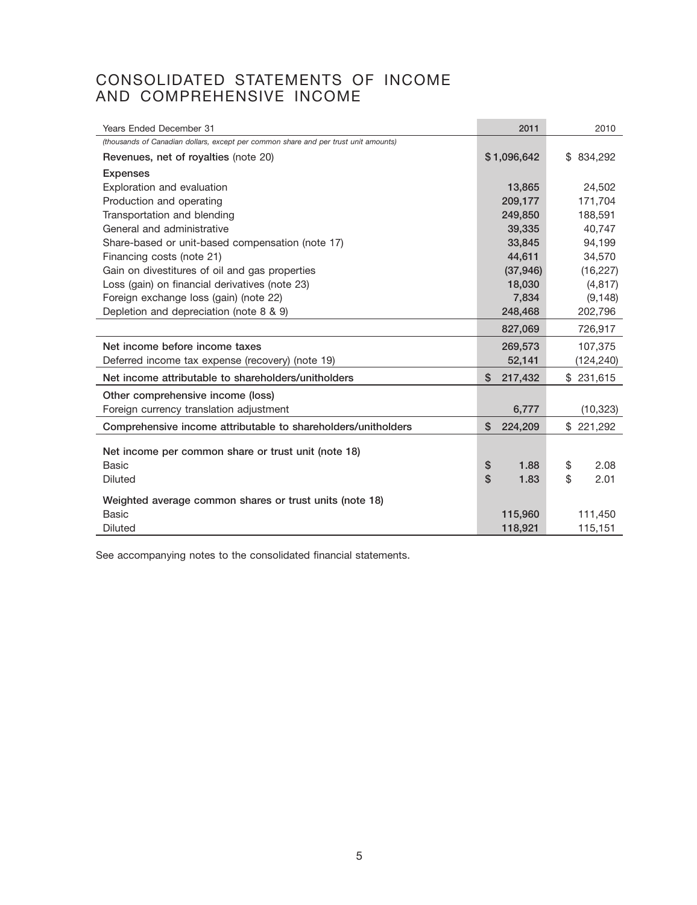# CONSOLIDATED STATEMENTS OF INCOME AND COMPREHENSIVE INCOME

| Years Ended December 31 | 2011 | 2010 |
|---|---|---|
| *(thousands of Canadian dollars, except per common share and per trust unit amounts)* | | |
| **Revenues, net of royalties** (note 20) | $1,096,642 | $ 834,292 |
| **Expenses** | | |
| Exploration and evaluation | 13,865 | 24,502 |
| Production and operating | 209,177 | 171,704 |
| Transportation and blending | 249,850 | 188,591 |
| General and administrative | 39,335 | 40,747 |
| Share-based or unit-based compensation (note 17) | 33,845 | 94,199 |
| Financing costs (note 21) | 44,611 | 34,570 |
| Gain on divestitures of oil and gas properties | (37,946) | (16,227) |
| Loss (gain) on financial derivatives (note 23) | 18,030 | (4,817) |
| Foreign exchange loss (gain) (note 22) | 7,834 | (9,148) |
| Depletion and depreciation (note 8 & 9) | 248,468 | 202,796 |
| | 827,069 | 726,917 |
| **Net income before income taxes** | 269,573 | 107,375 |
| Deferred income tax expense (recovery) (note 19) | 52,141 | (124,240) |
| **Net income attributable to shareholders/unitholders** | $ 217,432 | $ 231,615 |
| **Other comprehensive income (loss)** | | |
| Foreign currency translation adjustment | 6,777 | (10,323) |
| **Comprehensive income attributable to shareholders/unitholders** | $ 224,209 | $ 221,292 |
| **Net income per common share or trust unit (note 18)** | | |
| Basic | $ 1.88 | $ 2.08 |
| Diluted | $ 1.83 | $ 2.01 |
| **Weighted average common shares or trust units (note 18)** | | |
| Basic | 115,960 | 111,450 |
| Diluted | 118,921 | 115,151 |

See accompanying notes to the consolidated financial statements.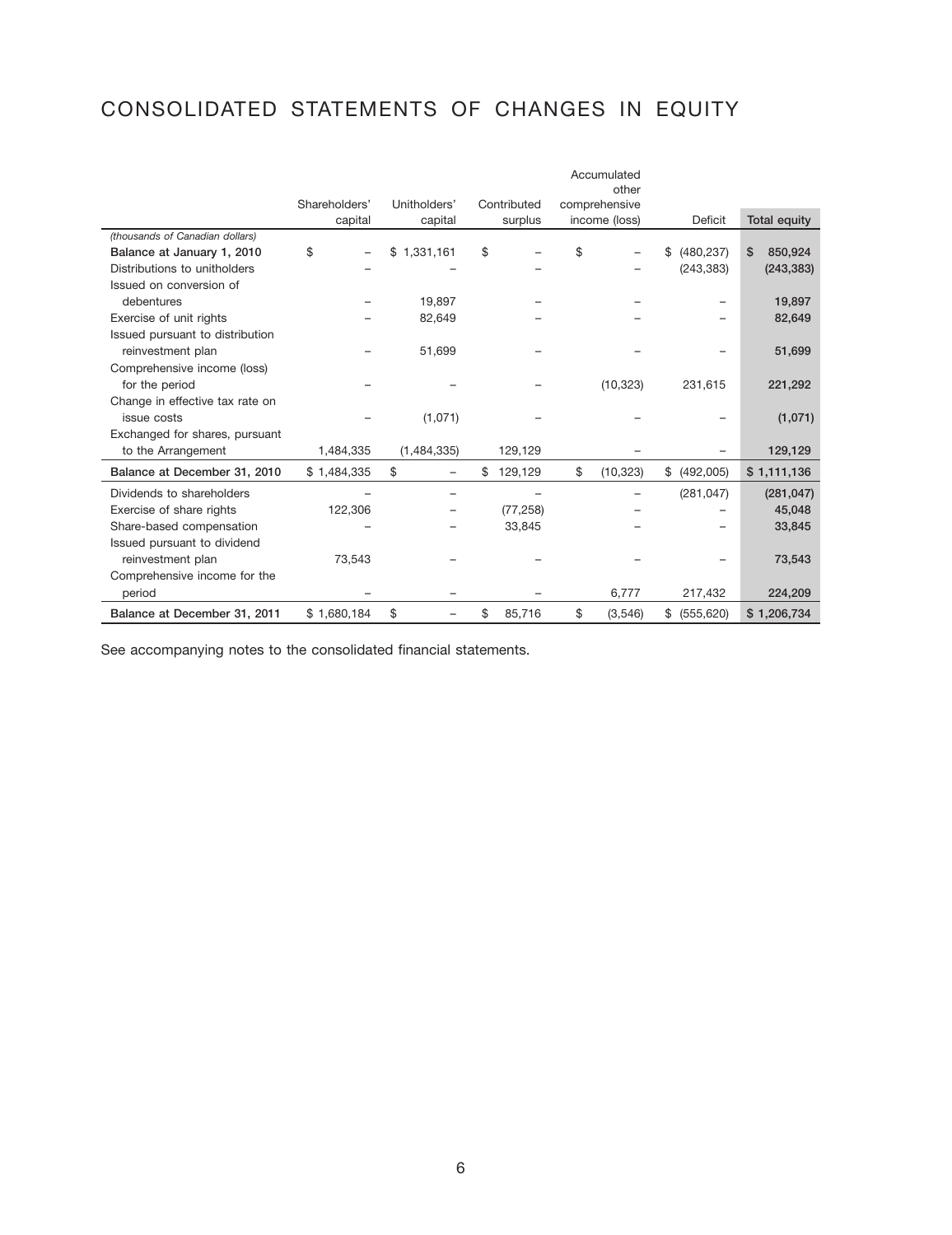# CONSOLIDATED STATEMENTS OF CHANGES IN EQUITY

| (thousands of Canadian dollars) | Shareholders' capital | Unitholders' capital | Contributed surplus | Accumulated other comprehensive income (loss) | Deficit | Total equity |
|---|---|---|---|---|---|---|
| **Balance at January 1, 2010** | $ – | $ 1,331,161 | $ – | $ – | $ (480,237) | **$ 850,924** |
| Distributions to unitholders | – | – | – | – | (243,383) | **(243,383)** |
| Issued on conversion of debentures | – | 19,897 | – | – | – | **19,897** |
| Exercise of unit rights | – | 82,649 | – | – | – | **82,649** |
| Issued pursuant to distribution reinvestment plan | – | 51,699 | – | – | – | **51,699** |
| Comprehensive income (loss) for the period | – | – | – | (10,323) | 231,615 | **221,292** |
| Change in effective tax rate on issue costs | – | (1,071) | – | – | – | **(1,071)** |
| Exchanged for shares, pursuant to the Arrangement | 1,484,335 | (1,484,335) | 129,129 | – | – | **129,129** |
| **Balance at December 31, 2010** | **$ 1,484,335** | **$ –** | **$ 129,129** | **$ (10,323)** | **$ (492,005)** | **$ 1,111,136** |
| Dividends to shareholders | – | – | – | – | (281,047) | **(281,047)** |
| Exercise of share rights | 122,306 | – | (77,258) | – | – | **45,048** |
| Share-based compensation | – | – | 33,845 | – | – | **33,845** |
| Issued pursuant to dividend reinvestment plan | 73,543 | – | – | – | – | **73,543** |
| Comprehensive income for the period | – | – | – | 6,777 | 217,432 | **224,209** |
| **Balance at December 31, 2011** | **$ 1,680,184** | **$ –** | **$ 85,716** | **$ (3,546)** | **$ (555,620)** | **$ 1,206,734** |

See accompanying notes to the consolidated financial statements.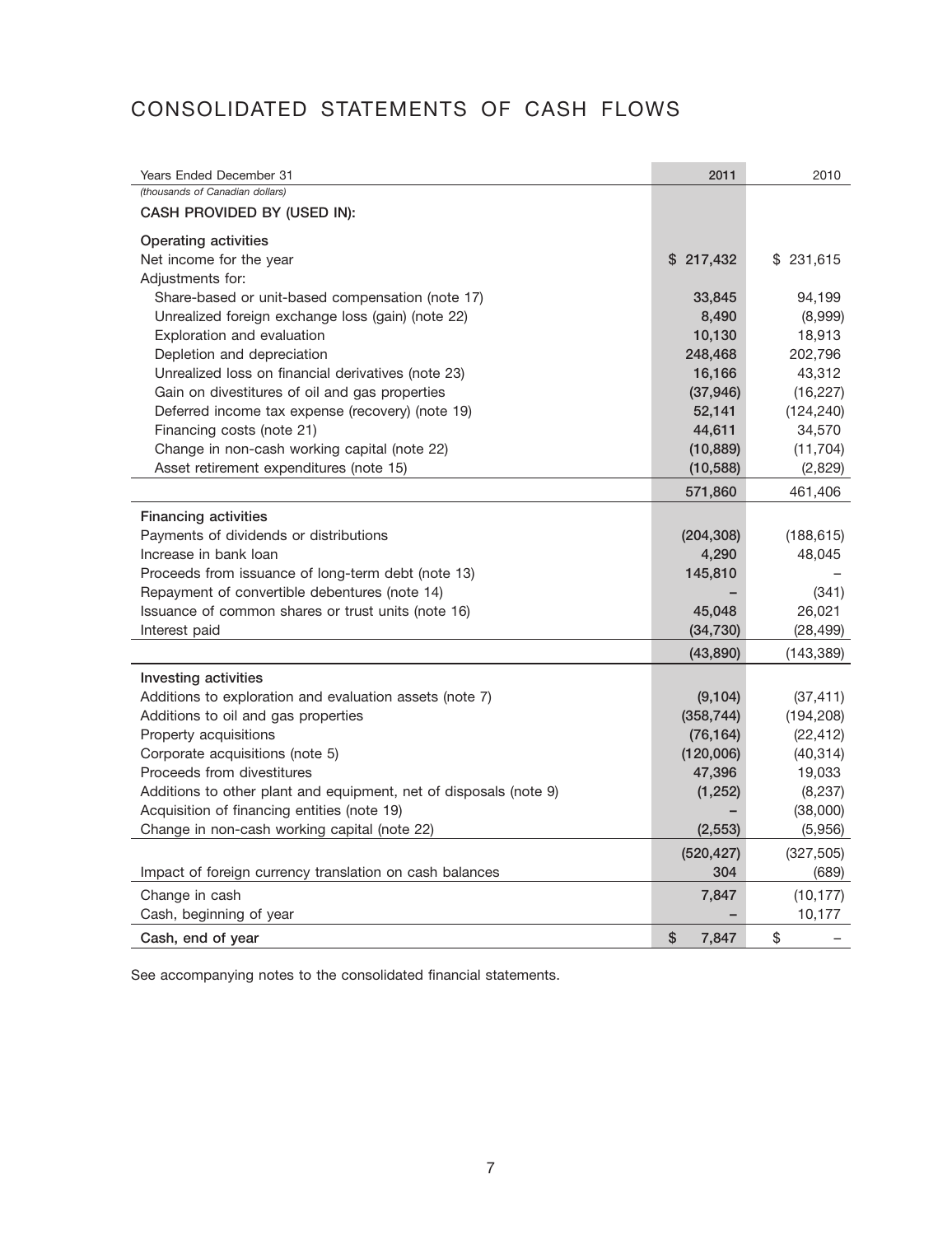# CONSOLIDATED STATEMENTS OF CASH FLOWS

| Years Ended December 31<br>*(thousands of Canadian dollars)* | 2011 | 2010 |
|---|---|---|
| **CASH PROVIDED BY (USED IN):** | | |
| **Operating activities** | | |
| Net income for the year | $ 217,432 | $ 231,615 |
| Adjustments for: | | |
| Share-based or unit-based compensation (note 17) | 33,845 | 94,199 |
| Unrealized foreign exchange loss (gain) (note 22) | 8,490 | (8,999) |
| Exploration and evaluation | 10,130 | 18,913 |
| Depletion and depreciation | 248,468 | 202,796 |
| Unrealized loss on financial derivatives (note 23) | 16,166 | 43,312 |
| Gain on divestitures of oil and gas properties | (37,946) | (16,227) |
| Deferred income tax expense (recovery) (note 19) | 52,141 | (124,240) |
| Financing costs (note 21) | 44,611 | 34,570 |
| Change in non-cash working capital (note 22) | (10,889) | (11,704) |
| Asset retirement expenditures (note 15) | (10,588) | (2,829) |
| | 571,860 | 461,406 |
| **Financing activities** | | |
| Payments of dividends or distributions | (204,308) | (188,615) |
| Increase in bank loan | 4,290 | 48,045 |
| Proceeds from issuance of long-term debt (note 13) | 145,810 | – |
| Repayment of convertible debentures (note 14) | – | (341) |
| Issuance of common shares or trust units (note 16) | 45,048 | 26,021 |
| Interest paid | (34,730) | (28,499) |
| | (43,890) | (143,389) |
| **Investing activities** | | |
| Additions to exploration and evaluation assets (note 7) | (9,104) | (37,411) |
| Additions to oil and gas properties | (358,744) | (194,208) |
| Property acquisitions | (76,164) | (22,412) |
| Corporate acquisitions (note 5) | (120,006) | (40,314) |
| Proceeds from divestitures | 47,396 | 19,033 |
| Additions to other plant and equipment, net of disposals (note 9) | (1,252) | (8,237) |
| Acquisition of financing entities (note 19) | – | (38,000) |
| Change in non-cash working capital (note 22) | (2,553) | (5,956) |
| | (520,427) | (327,505) |
| Impact of foreign currency translation on cash balances | 304 | (689) |
| Change in cash | 7,847 | (10,177) |
| Cash, beginning of year | – | 10,177 |
| **Cash, end of year** | $ 7,847 | $ – |

See accompanying notes to the consolidated financial statements.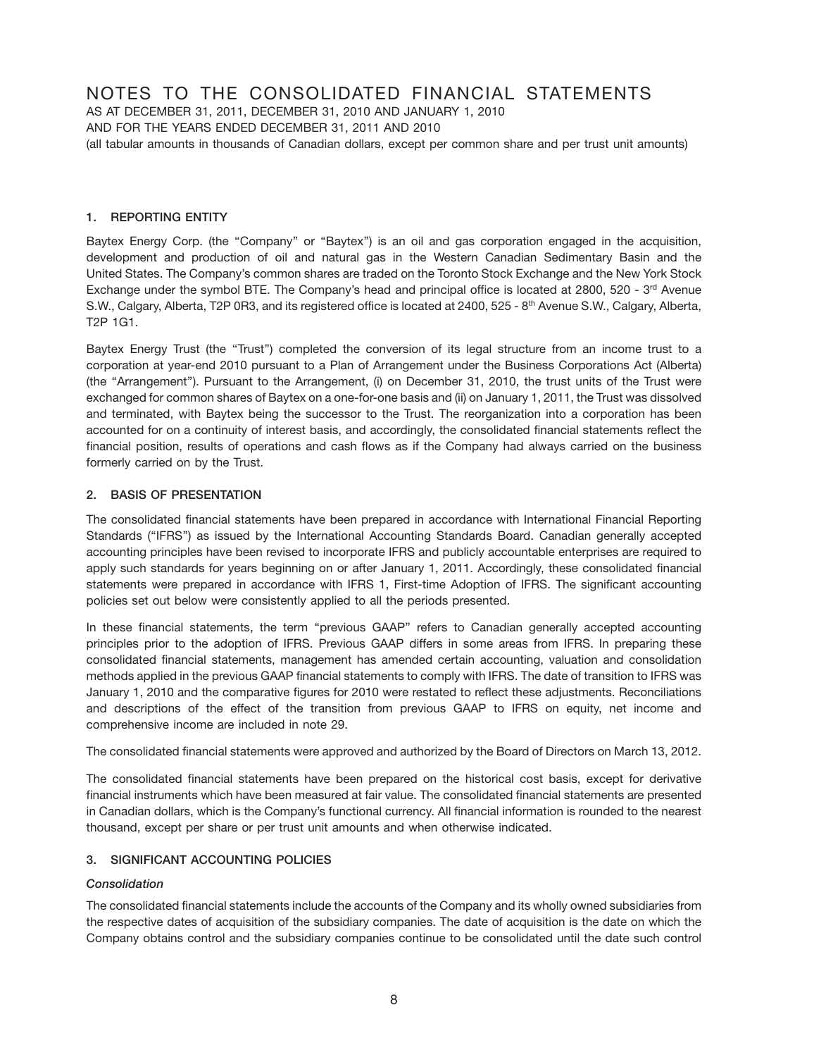# NOTES TO THE CONSOLIDATED FINANCIAL STATEMENTS

AS AT DECEMBER 31, 2011, DECEMBER 31, 2010 AND JANUARY 1, 2010
AND FOR THE YEARS ENDED DECEMBER 31, 2011 AND 2010
(all tabular amounts in thousands of Canadian dollars, except per common share and per trust unit amounts)

## 1. REPORTING ENTITY

Baytex Energy Corp. (the "Company" or "Baytex") is an oil and gas corporation engaged in the acquisition, development and production of oil and natural gas in the Western Canadian Sedimentary Basin and the United States. The Company's common shares are traded on the Toronto Stock Exchange and the New York Stock Exchange under the symbol BTE. The Company's head and principal office is located at 2800, 520 - 3rd Avenue S.W., Calgary, Alberta, T2P 0R3, and its registered office is located at 2400, 525 - 8th Avenue S.W., Calgary, Alberta, T2P 1G1.

Baytex Energy Trust (the "Trust") completed the conversion of its legal structure from an income trust to a corporation at year-end 2010 pursuant to a Plan of Arrangement under the Business Corporations Act (Alberta) (the "Arrangement"). Pursuant to the Arrangement, (i) on December 31, 2010, the trust units of the Trust were exchanged for common shares of Baytex on a one-for-one basis and (ii) on January 1, 2011, the Trust was dissolved and terminated, with Baytex being the successor to the Trust. The reorganization into a corporation has been accounted for on a continuity of interest basis, and accordingly, the consolidated financial statements reflect the financial position, results of operations and cash flows as if the Company had always carried on the business formerly carried on by the Trust.

## 2. BASIS OF PRESENTATION

The consolidated financial statements have been prepared in accordance with International Financial Reporting Standards ("IFRS") as issued by the International Accounting Standards Board. Canadian generally accepted accounting principles have been revised to incorporate IFRS and publicly accountable enterprises are required to apply such standards for years beginning on or after January 1, 2011. Accordingly, these consolidated financial statements were prepared in accordance with IFRS 1, First-time Adoption of IFRS. The significant accounting policies set out below were consistently applied to all the periods presented.

In these financial statements, the term "previous GAAP" refers to Canadian generally accepted accounting principles prior to the adoption of IFRS. Previous GAAP differs in some areas from IFRS. In preparing these consolidated financial statements, management has amended certain accounting, valuation and consolidation methods applied in the previous GAAP financial statements to comply with IFRS. The date of transition to IFRS was January 1, 2010 and the comparative figures for 2010 were restated to reflect these adjustments. Reconciliations and descriptions of the effect of the transition from previous GAAP to IFRS on equity, net income and comprehensive income are included in note 29.

The consolidated financial statements were approved and authorized by the Board of Directors on March 13, 2012.

The consolidated financial statements have been prepared on the historical cost basis, except for derivative financial instruments which have been measured at fair value. The consolidated financial statements are presented in Canadian dollars, which is the Company's functional currency. All financial information is rounded to the nearest thousand, except per share or per trust unit amounts and when otherwise indicated.

## 3. SIGNIFICANT ACCOUNTING POLICIES

### *Consolidation*

The consolidated financial statements include the accounts of the Company and its wholly owned subsidiaries from the respective dates of acquisition of the subsidiary companies. The date of acquisition is the date on which the Company obtains control and the subsidiary companies continue to be consolidated until the date such control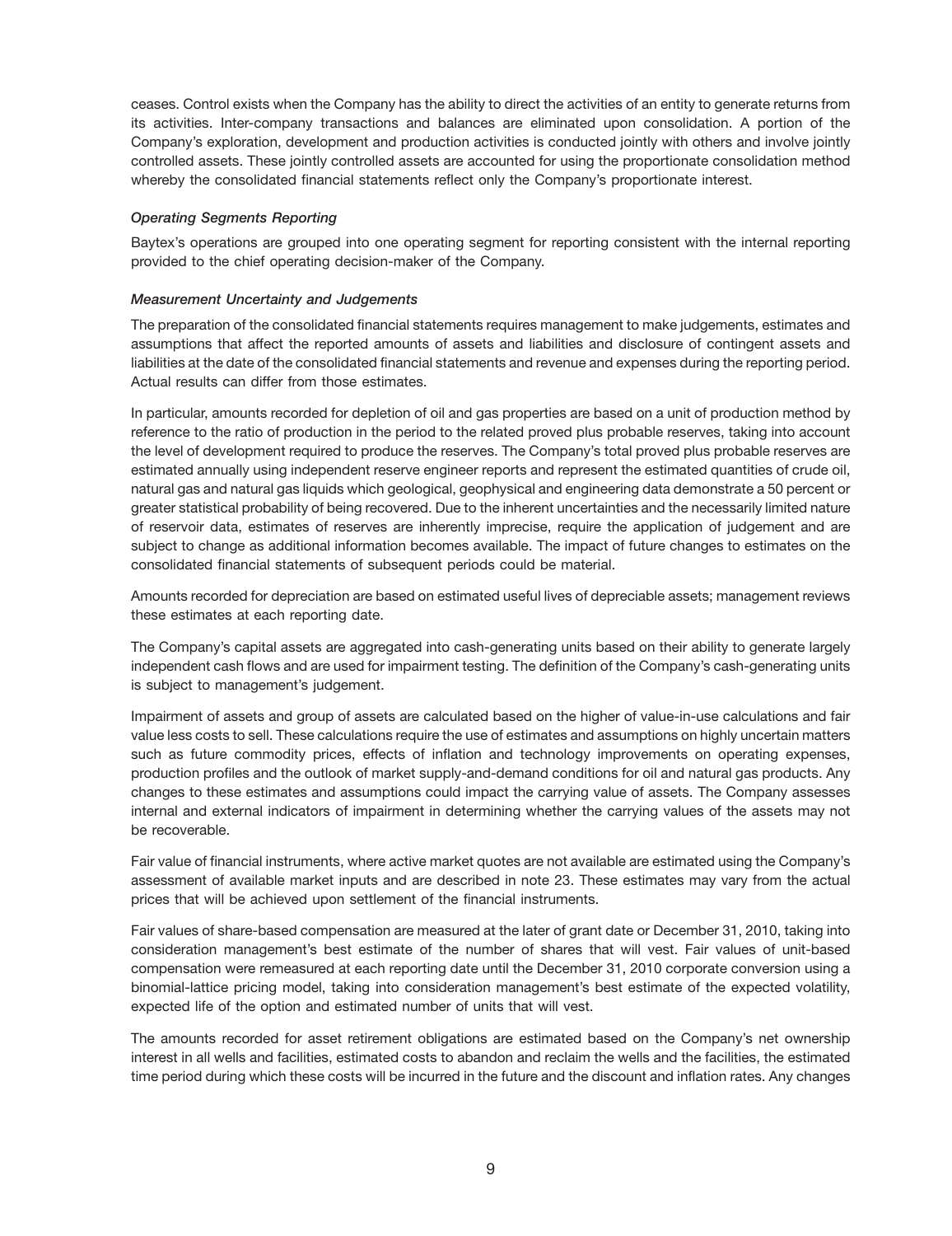ceases. Control exists when the Company has the ability to direct the activities of an entity to generate returns from its activities. Inter-company transactions and balances are eliminated upon consolidation. A portion of the Company's exploration, development and production activities is conducted jointly with others and involve jointly controlled assets. These jointly controlled assets are accounted for using the proportionate consolidation method whereby the consolidated financial statements reflect only the Company's proportionate interest.

***Operating Segments Reporting***

Baytex's operations are grouped into one operating segment for reporting consistent with the internal reporting provided to the chief operating decision-maker of the Company.

***Measurement Uncertainty and Judgements***

The preparation of the consolidated financial statements requires management to make judgements, estimates and assumptions that affect the reported amounts of assets and liabilities and disclosure of contingent assets and liabilities at the date of the consolidated financial statements and revenue and expenses during the reporting period. Actual results can differ from those estimates.

In particular, amounts recorded for depletion of oil and gas properties are based on a unit of production method by reference to the ratio of production in the period to the related proved plus probable reserves, taking into account the level of development required to produce the reserves. The Company's total proved plus probable reserves are estimated annually using independent reserve engineer reports and represent the estimated quantities of crude oil, natural gas and natural gas liquids which geological, geophysical and engineering data demonstrate a 50 percent or greater statistical probability of being recovered. Due to the inherent uncertainties and the necessarily limited nature of reservoir data, estimates of reserves are inherently imprecise, require the application of judgement and are subject to change as additional information becomes available. The impact of future changes to estimates on the consolidated financial statements of subsequent periods could be material.

Amounts recorded for depreciation are based on estimated useful lives of depreciable assets; management reviews these estimates at each reporting date.

The Company's capital assets are aggregated into cash-generating units based on their ability to generate largely independent cash flows and are used for impairment testing. The definition of the Company's cash-generating units is subject to management's judgement.

Impairment of assets and group of assets are calculated based on the higher of value-in-use calculations and fair value less costs to sell. These calculations require the use of estimates and assumptions on highly uncertain matters such as future commodity prices, effects of inflation and technology improvements on operating expenses, production profiles and the outlook of market supply-and-demand conditions for oil and natural gas products. Any changes to these estimates and assumptions could impact the carrying value of assets. The Company assesses internal and external indicators of impairment in determining whether the carrying values of the assets may not be recoverable.

Fair value of financial instruments, where active market quotes are not available are estimated using the Company's assessment of available market inputs and are described in note 23. These estimates may vary from the actual prices that will be achieved upon settlement of the financial instruments.

Fair values of share-based compensation are measured at the later of grant date or December 31, 2010, taking into consideration management's best estimate of the number of shares that will vest. Fair values of unit-based compensation were remeasured at each reporting date until the December 31, 2010 corporate conversion using a binomial-lattice pricing model, taking into consideration management's best estimate of the expected volatility, expected life of the option and estimated number of units that will vest.

The amounts recorded for asset retirement obligations are estimated based on the Company's net ownership interest in all wells and facilities, estimated costs to abandon and reclaim the wells and the facilities, the estimated time period during which these costs will be incurred in the future and the discount and inflation rates. Any changes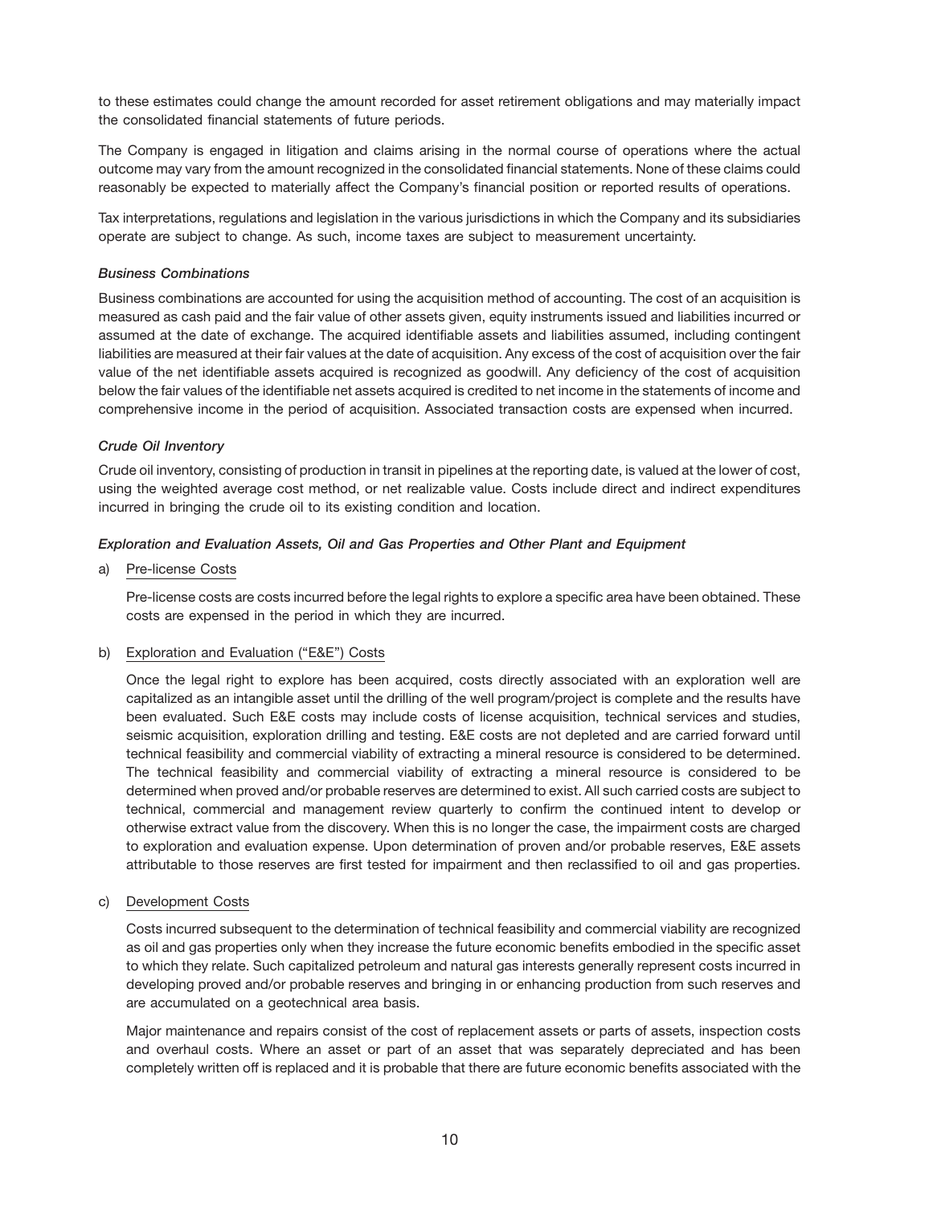to these estimates could change the amount recorded for asset retirement obligations and may materially impact the consolidated financial statements of future periods.

The Company is engaged in litigation and claims arising in the normal course of operations where the actual outcome may vary from the amount recognized in the consolidated financial statements. None of these claims could reasonably be expected to materially affect the Company's financial position or reported results of operations.

Tax interpretations, regulations and legislation in the various jurisdictions in which the Company and its subsidiaries operate are subject to change. As such, income taxes are subject to measurement uncertainty.

***Business Combinations***

Business combinations are accounted for using the acquisition method of accounting. The cost of an acquisition is measured as cash paid and the fair value of other assets given, equity instruments issued and liabilities incurred or assumed at the date of exchange. The acquired identifiable assets and liabilities assumed, including contingent liabilities are measured at their fair values at the date of acquisition. Any excess of the cost of acquisition over the fair value of the net identifiable assets acquired is recognized as goodwill. Any deficiency of the cost of acquisition below the fair values of the identifiable net assets acquired is credited to net income in the statements of income and comprehensive income in the period of acquisition. Associated transaction costs are expensed when incurred.

***Crude Oil Inventory***

Crude oil inventory, consisting of production in transit in pipelines at the reporting date, is valued at the lower of cost, using the weighted average cost method, or net realizable value. Costs include direct and indirect expenditures incurred in bringing the crude oil to its existing condition and location.

***Exploration and Evaluation Assets, Oil and Gas Properties and Other Plant and Equipment***

a) Pre-license Costs

Pre-license costs are costs incurred before the legal rights to explore a specific area have been obtained. These costs are expensed in the period in which they are incurred.

b) Exploration and Evaluation ("E&E") Costs

Once the legal right to explore has been acquired, costs directly associated with an exploration well are capitalized as an intangible asset until the drilling of the well program/project is complete and the results have been evaluated. Such E&E costs may include costs of license acquisition, technical services and studies, seismic acquisition, exploration drilling and testing. E&E costs are not depleted and are carried forward until technical feasibility and commercial viability of extracting a mineral resource is considered to be determined. The technical feasibility and commercial viability of extracting a mineral resource is considered to be determined when proved and/or probable reserves are determined to exist. All such carried costs are subject to technical, commercial and management review quarterly to confirm the continued intent to develop or otherwise extract value from the discovery. When this is no longer the case, the impairment costs are charged to exploration and evaluation expense. Upon determination of proven and/or probable reserves, E&E assets attributable to those reserves are first tested for impairment and then reclassified to oil and gas properties.

c) Development Costs

Costs incurred subsequent to the determination of technical feasibility and commercial viability are recognized as oil and gas properties only when they increase the future economic benefits embodied in the specific asset to which they relate. Such capitalized petroleum and natural gas interests generally represent costs incurred in developing proved and/or probable reserves and bringing in or enhancing production from such reserves and are accumulated on a geotechnical area basis.

Major maintenance and repairs consist of the cost of replacement assets or parts of assets, inspection costs and overhaul costs. Where an asset or part of an asset that was separately depreciated and has been completely written off is replaced and it is probable that there are future economic benefits associated with the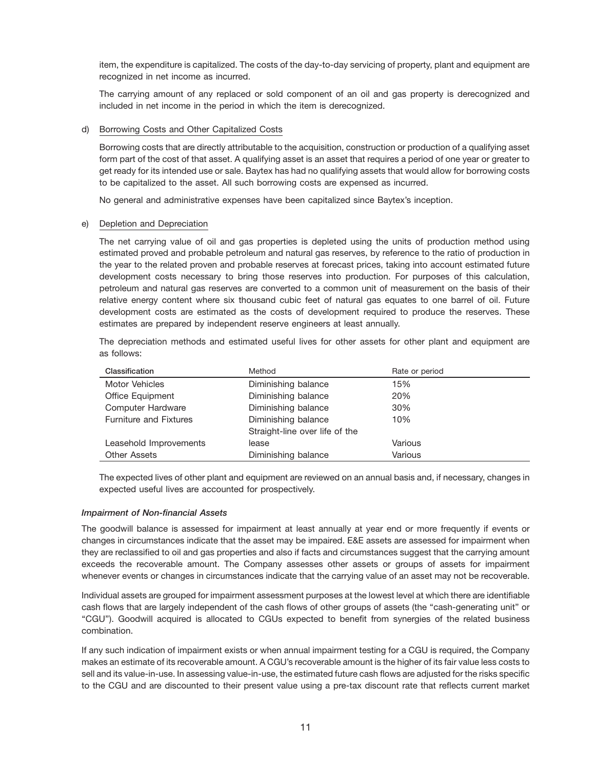item, the expenditure is capitalized. The costs of the day-to-day servicing of property, plant and equipment are recognized in net income as incurred.

The carrying amount of any replaced or sold component of an oil and gas property is derecognized and included in net income in the period in which the item is derecognized.

d) Borrowing Costs and Other Capitalized Costs

Borrowing costs that are directly attributable to the acquisition, construction or production of a qualifying asset form part of the cost of that asset. A qualifying asset is an asset that requires a period of one year or greater to get ready for its intended use or sale. Baytex has had no qualifying assets that would allow for borrowing costs to be capitalized to the asset. All such borrowing costs are expensed as incurred.

No general and administrative expenses have been capitalized since Baytex's inception.

e) Depletion and Depreciation

The net carrying value of oil and gas properties is depleted using the units of production method using estimated proved and probable petroleum and natural gas reserves, by reference to the ratio of production in the year to the related proven and probable reserves at forecast prices, taking into account estimated future development costs necessary to bring those reserves into production. For purposes of this calculation, petroleum and natural gas reserves are converted to a common unit of measurement on the basis of their relative energy content where six thousand cubic feet of natural gas equates to one barrel of oil. Future development costs are estimated as the costs of development required to produce the reserves. These estimates are prepared by independent reserve engineers at least annually.

The depreciation methods and estimated useful lives for other assets for other plant and equipment are as follows:

| Classification | Method | Rate or period |
|---|---|---|
| Motor Vehicles | Diminishing balance | 15% |
| Office Equipment | Diminishing balance | 20% |
| Computer Hardware | Diminishing balance | 30% |
| Furniture and Fixtures | Diminishing balance | 10% |
| Leasehold Improvements | Straight-line over life of the lease | Various |
| Other Assets | Diminishing balance | Various |

The expected lives of other plant and equipment are reviewed on an annual basis and, if necessary, changes in expected useful lives are accounted for prospectively.

***Impairment of Non-financial Assets***

The goodwill balance is assessed for impairment at least annually at year end or more frequently if events or changes in circumstances indicate that the asset may be impaired. E&E assets are assessed for impairment when they are reclassified to oil and gas properties and also if facts and circumstances suggest that the carrying amount exceeds the recoverable amount. The Company assesses other assets or groups of assets for impairment whenever events or changes in circumstances indicate that the carrying value of an asset may not be recoverable.

Individual assets are grouped for impairment assessment purposes at the lowest level at which there are identifiable cash flows that are largely independent of the cash flows of other groups of assets (the "cash-generating unit" or "CGU"). Goodwill acquired is allocated to CGUs expected to benefit from synergies of the related business combination.

If any such indication of impairment exists or when annual impairment testing for a CGU is required, the Company makes an estimate of its recoverable amount. A CGU's recoverable amount is the higher of its fair value less costs to sell and its value-in-use. In assessing value-in-use, the estimated future cash flows are adjusted for the risks specific to the CGU and are discounted to their present value using a pre-tax discount rate that reflects current market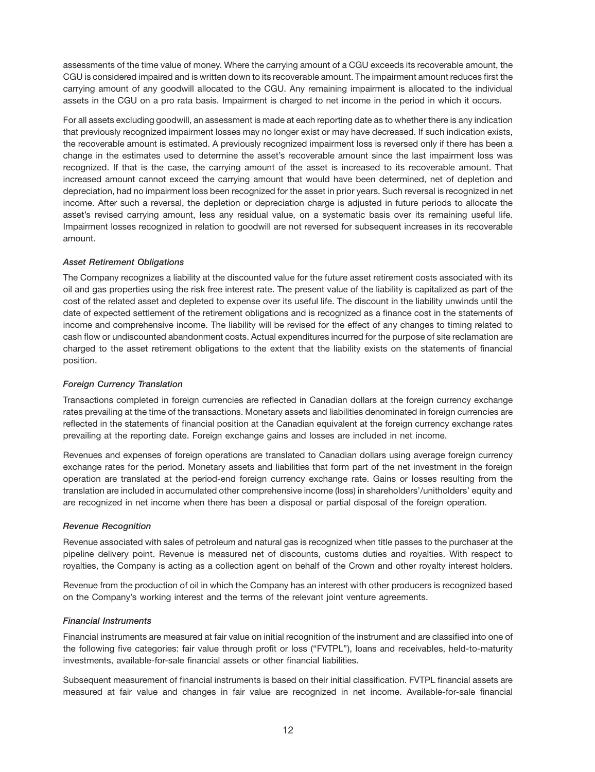assessments of the time value of money. Where the carrying amount of a CGU exceeds its recoverable amount, the CGU is considered impaired and is written down to its recoverable amount. The impairment amount reduces first the carrying amount of any goodwill allocated to the CGU. Any remaining impairment is allocated to the individual assets in the CGU on a pro rata basis. Impairment is charged to net income in the period in which it occurs.

For all assets excluding goodwill, an assessment is made at each reporting date as to whether there is any indication that previously recognized impairment losses may no longer exist or may have decreased. If such indication exists, the recoverable amount is estimated. A previously recognized impairment loss is reversed only if there has been a change in the estimates used to determine the asset's recoverable amount since the last impairment loss was recognized. If that is the case, the carrying amount of the asset is increased to its recoverable amount. That increased amount cannot exceed the carrying amount that would have been determined, net of depletion and depreciation, had no impairment loss been recognized for the asset in prior years. Such reversal is recognized in net income. After such a reversal, the depletion or depreciation charge is adjusted in future periods to allocate the asset's revised carrying amount, less any residual value, on a systematic basis over its remaining useful life. Impairment losses recognized in relation to goodwill are not reversed for subsequent increases in its recoverable amount.

***Asset Retirement Obligations***

The Company recognizes a liability at the discounted value for the future asset retirement costs associated with its oil and gas properties using the risk free interest rate. The present value of the liability is capitalized as part of the cost of the related asset and depleted to expense over its useful life. The discount in the liability unwinds until the date of expected settlement of the retirement obligations and is recognized as a finance cost in the statements of income and comprehensive income. The liability will be revised for the effect of any changes to timing related to cash flow or undiscounted abandonment costs. Actual expenditures incurred for the purpose of site reclamation are charged to the asset retirement obligations to the extent that the liability exists on the statements of financial position.

***Foreign Currency Translation***

Transactions completed in foreign currencies are reflected in Canadian dollars at the foreign currency exchange rates prevailing at the time of the transactions. Monetary assets and liabilities denominated in foreign currencies are reflected in the statements of financial position at the Canadian equivalent at the foreign currency exchange rates prevailing at the reporting date. Foreign exchange gains and losses are included in net income.

Revenues and expenses of foreign operations are translated to Canadian dollars using average foreign currency exchange rates for the period. Monetary assets and liabilities that form part of the net investment in the foreign operation are translated at the period-end foreign currency exchange rate. Gains or losses resulting from the translation are included in accumulated other comprehensive income (loss) in shareholders'/unitholders' equity and are recognized in net income when there has been a disposal or partial disposal of the foreign operation.

***Revenue Recognition***

Revenue associated with sales of petroleum and natural gas is recognized when title passes to the purchaser at the pipeline delivery point. Revenue is measured net of discounts, customs duties and royalties. With respect to royalties, the Company is acting as a collection agent on behalf of the Crown and other royalty interest holders.

Revenue from the production of oil in which the Company has an interest with other producers is recognized based on the Company's working interest and the terms of the relevant joint venture agreements.

***Financial Instruments***

Financial instruments are measured at fair value on initial recognition of the instrument and are classified into one of the following five categories: fair value through profit or loss ("FVTPL"), loans and receivables, held-to-maturity investments, available-for-sale financial assets or other financial liabilities.

Subsequent measurement of financial instruments is based on their initial classification. FVTPL financial assets are measured at fair value and changes in fair value are recognized in net income. Available-for-sale financial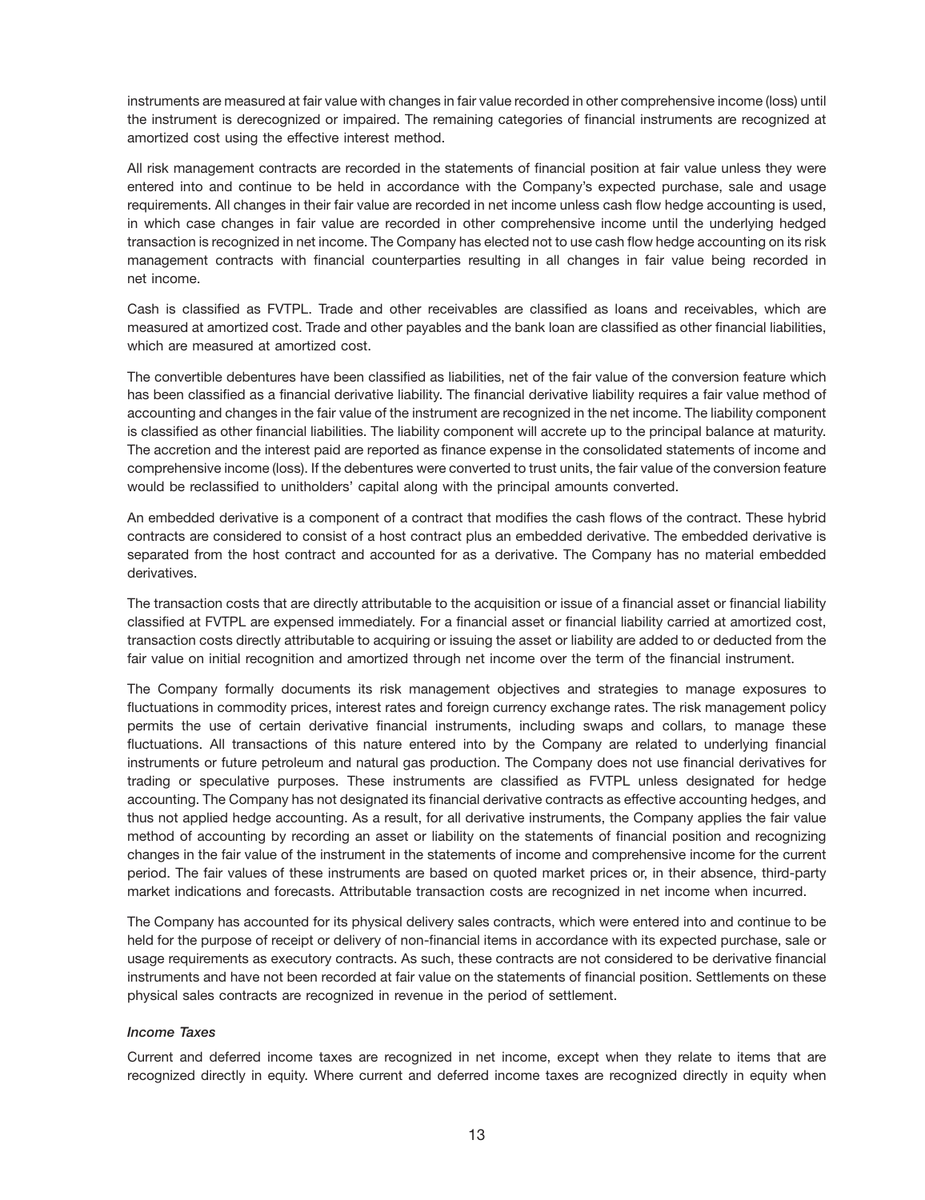instruments are measured at fair value with changes in fair value recorded in other comprehensive income (loss) until the instrument is derecognized or impaired. The remaining categories of financial instruments are recognized at amortized cost using the effective interest method.

All risk management contracts are recorded in the statements of financial position at fair value unless they were entered into and continue to be held in accordance with the Company's expected purchase, sale and usage requirements. All changes in their fair value are recorded in net income unless cash flow hedge accounting is used, in which case changes in fair value are recorded in other comprehensive income until the underlying hedged transaction is recognized in net income. The Company has elected not to use cash flow hedge accounting on its risk management contracts with financial counterparties resulting in all changes in fair value being recorded in net income.

Cash is classified as FVTPL. Trade and other receivables are classified as loans and receivables, which are measured at amortized cost. Trade and other payables and the bank loan are classified as other financial liabilities, which are measured at amortized cost.

The convertible debentures have been classified as liabilities, net of the fair value of the conversion feature which has been classified as a financial derivative liability. The financial derivative liability requires a fair value method of accounting and changes in the fair value of the instrument are recognized in the net income. The liability component is classified as other financial liabilities. The liability component will accrete up to the principal balance at maturity. The accretion and the interest paid are reported as finance expense in the consolidated statements of income and comprehensive income (loss). If the debentures were converted to trust units, the fair value of the conversion feature would be reclassified to unitholders' capital along with the principal amounts converted.

An embedded derivative is a component of a contract that modifies the cash flows of the contract. These hybrid contracts are considered to consist of a host contract plus an embedded derivative. The embedded derivative is separated from the host contract and accounted for as a derivative. The Company has no material embedded derivatives.

The transaction costs that are directly attributable to the acquisition or issue of a financial asset or financial liability classified at FVTPL are expensed immediately. For a financial asset or financial liability carried at amortized cost, transaction costs directly attributable to acquiring or issuing the asset or liability are added to or deducted from the fair value on initial recognition and amortized through net income over the term of the financial instrument.

The Company formally documents its risk management objectives and strategies to manage exposures to fluctuations in commodity prices, interest rates and foreign currency exchange rates. The risk management policy permits the use of certain derivative financial instruments, including swaps and collars, to manage these fluctuations. All transactions of this nature entered into by the Company are related to underlying financial instruments or future petroleum and natural gas production. The Company does not use financial derivatives for trading or speculative purposes. These instruments are classified as FVTPL unless designated for hedge accounting. The Company has not designated its financial derivative contracts as effective accounting hedges, and thus not applied hedge accounting. As a result, for all derivative instruments, the Company applies the fair value method of accounting by recording an asset or liability on the statements of financial position and recognizing changes in the fair value of the instrument in the statements of income and comprehensive income for the current period. The fair values of these instruments are based on quoted market prices or, in their absence, third-party market indications and forecasts. Attributable transaction costs are recognized in net income when incurred.

The Company has accounted for its physical delivery sales contracts, which were entered into and continue to be held for the purpose of receipt or delivery of non-financial items in accordance with its expected purchase, sale or usage requirements as executory contracts. As such, these contracts are not considered to be derivative financial instruments and have not been recorded at fair value on the statements of financial position. Settlements on these physical sales contracts are recognized in revenue in the period of settlement.

*Income Taxes*

Current and deferred income taxes are recognized in net income, except when they relate to items that are recognized directly in equity. Where current and deferred income taxes are recognized directly in equity when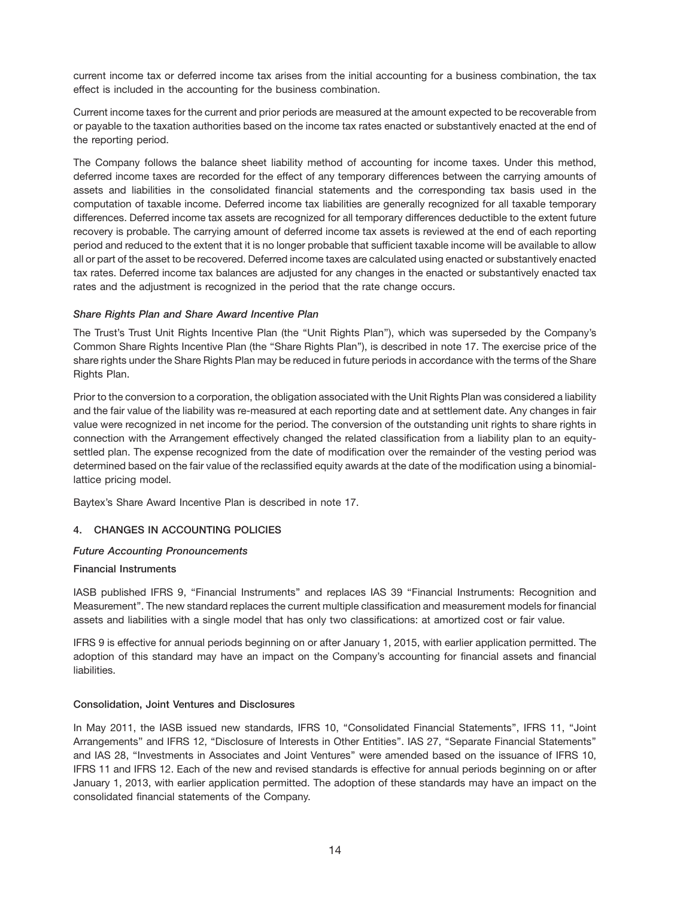current income tax or deferred income tax arises from the initial accounting for a business combination, the tax effect is included in the accounting for the business combination.

Current income taxes for the current and prior periods are measured at the amount expected to be recoverable from or payable to the taxation authorities based on the income tax rates enacted or substantively enacted at the end of the reporting period.

The Company follows the balance sheet liability method of accounting for income taxes. Under this method, deferred income taxes are recorded for the effect of any temporary differences between the carrying amounts of assets and liabilities in the consolidated financial statements and the corresponding tax basis used in the computation of taxable income. Deferred income tax liabilities are generally recognized for all taxable temporary differences. Deferred income tax assets are recognized for all temporary differences deductible to the extent future recovery is probable. The carrying amount of deferred income tax assets is reviewed at the end of each reporting period and reduced to the extent that it is no longer probable that sufficient taxable income will be available to allow all or part of the asset to be recovered. Deferred income taxes are calculated using enacted or substantively enacted tax rates. Deferred income tax balances are adjusted for any changes in the enacted or substantively enacted tax rates and the adjustment is recognized in the period that the rate change occurs.

***Share Rights Plan and Share Award Incentive Plan***

The Trust's Trust Unit Rights Incentive Plan (the "Unit Rights Plan"), which was superseded by the Company's Common Share Rights Incentive Plan (the "Share Rights Plan"), is described in note 17. The exercise price of the share rights under the Share Rights Plan may be reduced in future periods in accordance with the terms of the Share Rights Plan.

Prior to the conversion to a corporation, the obligation associated with the Unit Rights Plan was considered a liability and the fair value of the liability was re-measured at each reporting date and at settlement date. Any changes in fair value were recognized in net income for the period. The conversion of the outstanding unit rights to share rights in connection with the Arrangement effectively changed the related classification from a liability plan to an equity-settled plan. The expense recognized from the date of modification over the remainder of the vesting period was determined based on the fair value of the reclassified equity awards at the date of the modification using a binomial-lattice pricing model.

Baytex's Share Award Incentive Plan is described in note 17.

## 4. CHANGES IN ACCOUNTING POLICIES

***Future Accounting Pronouncements***

**Financial Instruments**

IASB published IFRS 9, "Financial Instruments" and replaces IAS 39 "Financial Instruments: Recognition and Measurement". The new standard replaces the current multiple classification and measurement models for financial assets and liabilities with a single model that has only two classifications: at amortized cost or fair value.

IFRS 9 is effective for annual periods beginning on or after January 1, 2015, with earlier application permitted. The adoption of this standard may have an impact on the Company's accounting for financial assets and financial liabilities.

**Consolidation, Joint Ventures and Disclosures**

In May 2011, the IASB issued new standards, IFRS 10, "Consolidated Financial Statements", IFRS 11, "Joint Arrangements" and IFRS 12, "Disclosure of Interests in Other Entities". IAS 27, "Separate Financial Statements" and IAS 28, "Investments in Associates and Joint Ventures" were amended based on the issuance of IFRS 10, IFRS 11 and IFRS 12. Each of the new and revised standards is effective for annual periods beginning on or after January 1, 2013, with earlier application permitted. The adoption of these standards may have an impact on the consolidated financial statements of the Company.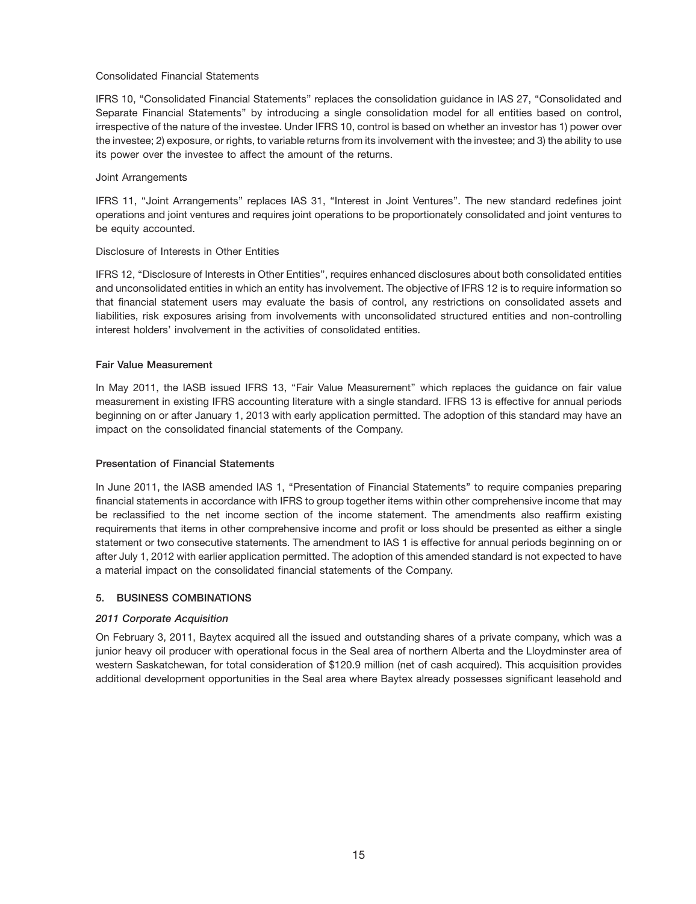Consolidated Financial Statements

IFRS 10, "Consolidated Financial Statements" replaces the consolidation guidance in IAS 27, "Consolidated and Separate Financial Statements" by introducing a single consolidation model for all entities based on control, irrespective of the nature of the investee. Under IFRS 10, control is based on whether an investor has 1) power over the investee; 2) exposure, or rights, to variable returns from its involvement with the investee; and 3) the ability to use its power over the investee to affect the amount of the returns.

Joint Arrangements

IFRS 11, "Joint Arrangements" replaces IAS 31, "Interest in Joint Ventures". The new standard redefines joint operations and joint ventures and requires joint operations to be proportionately consolidated and joint ventures to be equity accounted.

Disclosure of Interests in Other Entities

IFRS 12, "Disclosure of Interests in Other Entities", requires enhanced disclosures about both consolidated entities and unconsolidated entities in which an entity has involvement. The objective of IFRS 12 is to require information so that financial statement users may evaluate the basis of control, any restrictions on consolidated assets and liabilities, risk exposures arising from involvements with unconsolidated structured entities and non-controlling interest holders' involvement in the activities of consolidated entities.

**Fair Value Measurement**

In May 2011, the IASB issued IFRS 13, "Fair Value Measurement" which replaces the guidance on fair value measurement in existing IFRS accounting literature with a single standard. IFRS 13 is effective for annual periods beginning on or after January 1, 2013 with early application permitted. The adoption of this standard may have an impact on the consolidated financial statements of the Company.

**Presentation of Financial Statements**

In June 2011, the IASB amended IAS 1, "Presentation of Financial Statements" to require companies preparing financial statements in accordance with IFRS to group together items within other comprehensive income that may be reclassified to the net income section of the income statement. The amendments also reaffirm existing requirements that items in other comprehensive income and profit or loss should be presented as either a single statement or two consecutive statements. The amendment to IAS 1 is effective for annual periods beginning on or after July 1, 2012 with earlier application permitted. The adoption of this amended standard is not expected to have a material impact on the consolidated financial statements of the Company.

## 5. BUSINESS COMBINATIONS

***2011 Corporate Acquisition***

On February 3, 2011, Baytex acquired all the issued and outstanding shares of a private company, which was a junior heavy oil producer with operational focus in the Seal area of northern Alberta and the Lloydminster area of western Saskatchewan, for total consideration of $120.9 million (net of cash acquired). This acquisition provides additional development opportunities in the Seal area where Baytex already possesses significant leasehold and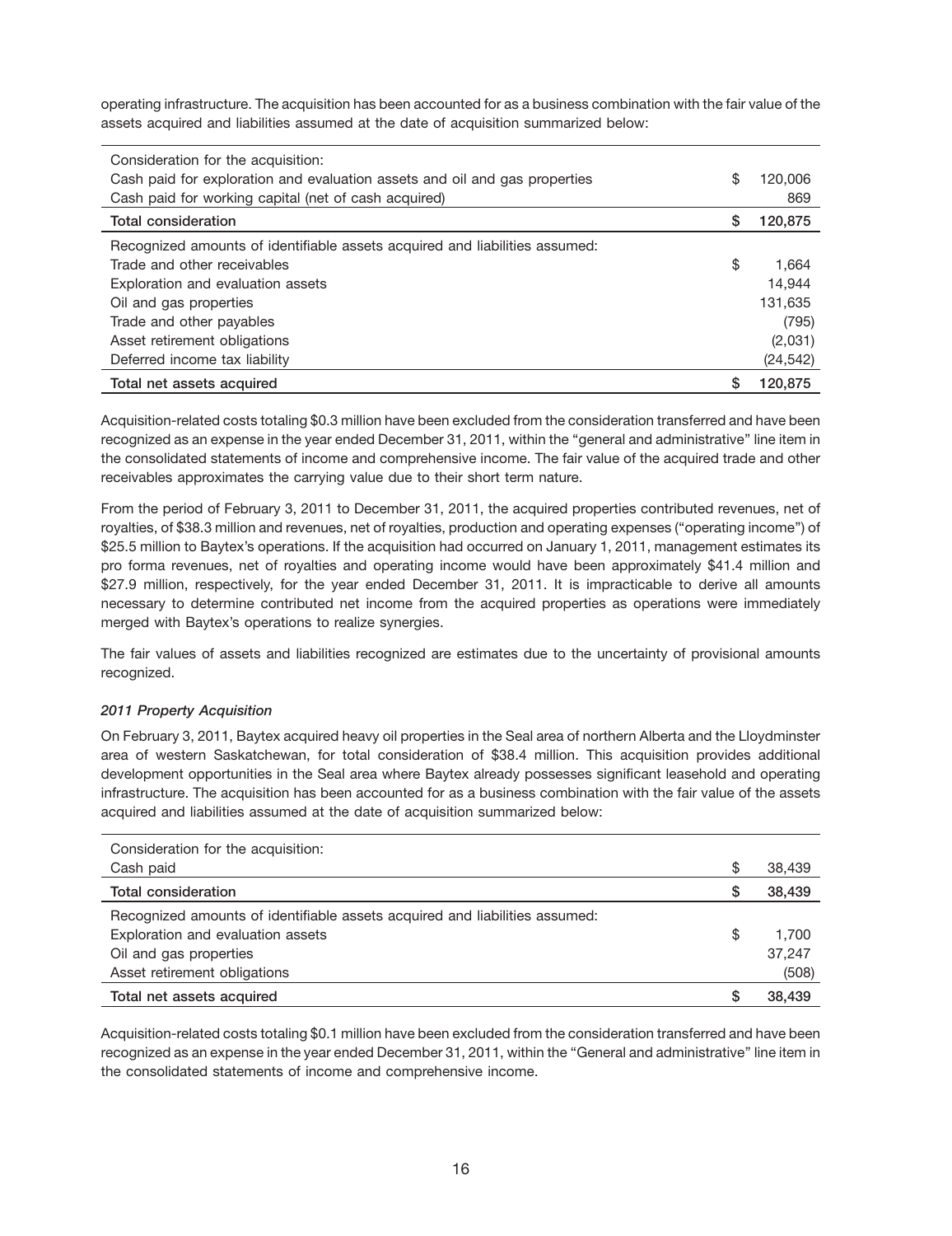operating infrastructure. The acquisition has been accounted for as a business combination with the fair value of the assets acquired and liabilities assumed at the date of acquisition summarized below:

| | | |
|---|---|---|
| Consideration for the acquisition: | | |
| Cash paid for exploration and evaluation assets and oil and gas properties | $ | 120,006 |
| Cash paid for working capital (net of cash acquired) | | 869 |
| **Total consideration** | $ | 120,875 |
| Recognized amounts of identifiable assets acquired and liabilities assumed: | | |
| Trade and other receivables | $ | 1,664 |
| Exploration and evaluation assets | | 14,944 |
| Oil and gas properties | | 131,635 |
| Trade and other payables | | (795) |
| Asset retirement obligations | | (2,031) |
| Deferred income tax liability | | (24,542) |
| **Total net assets acquired** | $ | 120,875 |

Acquisition-related costs totaling $0.3 million have been excluded from the consideration transferred and have been recognized as an expense in the year ended December 31, 2011, within the "general and administrative" line item in the consolidated statements of income and comprehensive income. The fair value of the acquired trade and other receivables approximates the carrying value due to their short term nature.

From the period of February 3, 2011 to December 31, 2011, the acquired properties contributed revenues, net of royalties, of $38.3 million and revenues, net of royalties, production and operating expenses ("operating income") of $25.5 million to Baytex's operations. If the acquisition had occurred on January 1, 2011, management estimates its pro forma revenues, net of royalties and operating income would have been approximately $41.4 million and $27.9 million, respectively, for the year ended December 31, 2011. It is impracticable to derive all amounts necessary to determine contributed net income from the acquired properties as operations were immediately merged with Baytex's operations to realize synergies.

The fair values of assets and liabilities recognized are estimates due to the uncertainty of provisional amounts recognized.

***2011 Property Acquisition***

On February 3, 2011, Baytex acquired heavy oil properties in the Seal area of northern Alberta and the Lloydminster area of western Saskatchewan, for total consideration of $38.4 million. This acquisition provides additional development opportunities in the Seal area where Baytex already possesses significant leasehold and operating infrastructure. The acquisition has been accounted for as a business combination with the fair value of the assets acquired and liabilities assumed at the date of acquisition summarized below:

| | | |
|---|---|---|
| Consideration for the acquisition: | | |
| Cash paid | $ | 38,439 |
| **Total consideration** | $ | 38,439 |
| Recognized amounts of identifiable assets acquired and liabilities assumed: | | |
| Exploration and evaluation assets | $ | 1,700 |
| Oil and gas properties | | 37,247 |
| Asset retirement obligations | | (508) |
| **Total net assets acquired** | $ | 38,439 |

Acquisition-related costs totaling $0.1 million have been excluded from the consideration transferred and have been recognized as an expense in the year ended December 31, 2011, within the "General and administrative" line item in the consolidated statements of income and comprehensive income.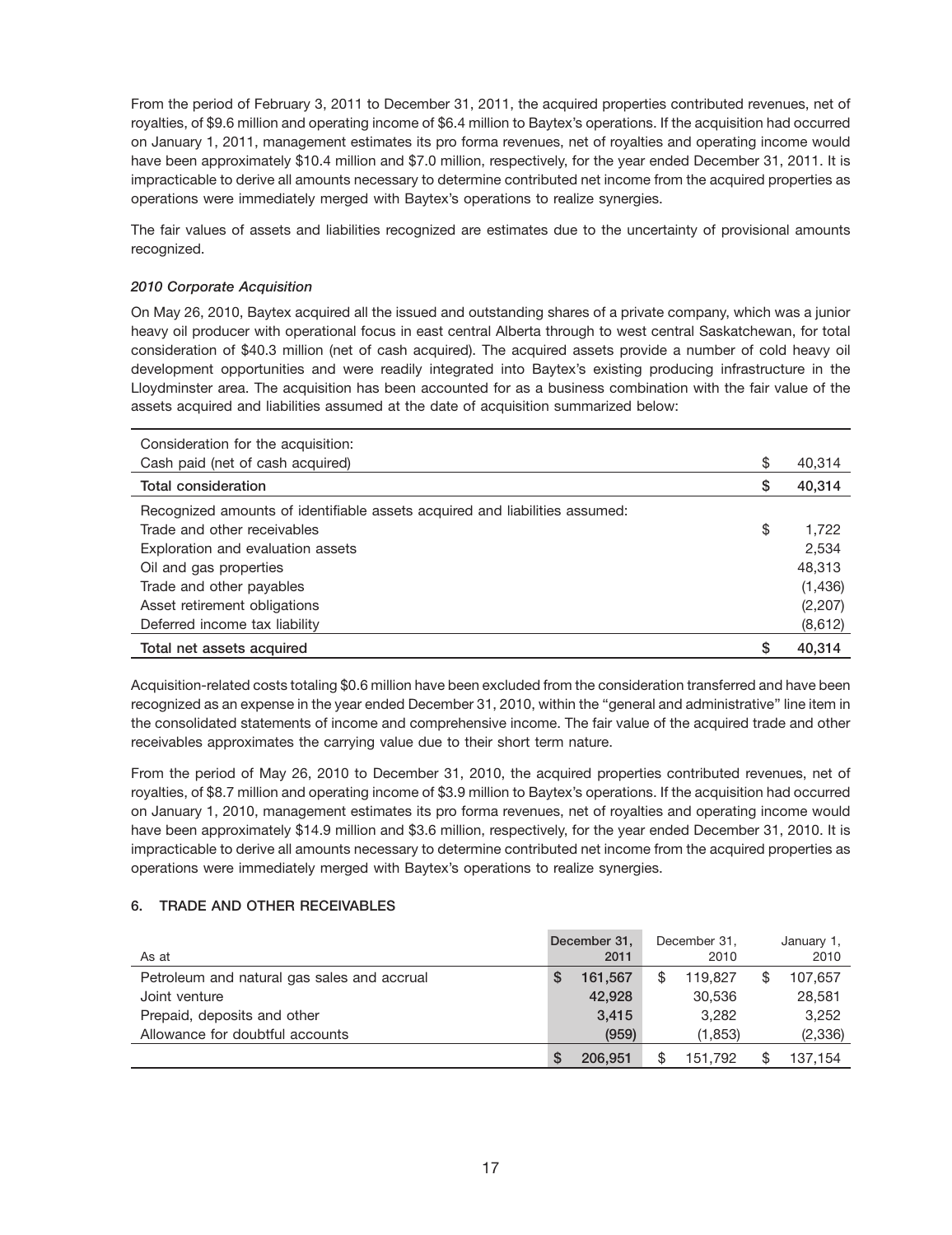From the period of February 3, 2011 to December 31, 2011, the acquired properties contributed revenues, net of royalties, of $9.6 million and operating income of $6.4 million to Baytex's operations. If the acquisition had occurred on January 1, 2011, management estimates its pro forma revenues, net of royalties and operating income would have been approximately $10.4 million and $7.0 million, respectively, for the year ended December 31, 2011. It is impracticable to derive all amounts necessary to determine contributed net income from the acquired properties as operations were immediately merged with Baytex's operations to realize synergies.

The fair values of assets and liabilities recognized are estimates due to the uncertainty of provisional amounts recognized.

***2010 Corporate Acquisition***

On May 26, 2010, Baytex acquired all the issued and outstanding shares of a private company, which was a junior heavy oil producer with operational focus in east central Alberta through to west central Saskatchewan, for total consideration of $40.3 million (net of cash acquired). The acquired assets provide a number of cold heavy oil development opportunities and were readily integrated into Baytex's existing producing infrastructure in the Lloydminster area. The acquisition has been accounted for as a business combination with the fair value of the assets acquired and liabilities assumed at the date of acquisition summarized below:

| | |
|---|---|
| Consideration for the acquisition: | |
| Cash paid (net of cash acquired) | $ 40,314 |
| **Total consideration** | **$ 40,314** |
| Recognized amounts of identifiable assets acquired and liabilities assumed: | |
| Trade and other receivables | $ 1,722 |
| Exploration and evaluation assets | 2,534 |
| Oil and gas properties | 48,313 |
| Trade and other payables | (1,436) |
| Asset retirement obligations | (2,207) |
| Deferred income tax liability | (8,612) |
| **Total net assets acquired** | **$ 40,314** |

Acquisition-related costs totaling $0.6 million have been excluded from the consideration transferred and have been recognized as an expense in the year ended December 31, 2010, within the "general and administrative" line item in the consolidated statements of income and comprehensive income. The fair value of the acquired trade and other receivables approximates the carrying value due to their short term nature.

From the period of May 26, 2010 to December 31, 2010, the acquired properties contributed revenues, net of royalties, of $8.7 million and operating income of $3.9 million to Baytex's operations. If the acquisition had occurred on January 1, 2010, management estimates its pro forma revenues, net of royalties and operating income would have been approximately $14.9 million and $3.6 million, respectively, for the year ended December 31, 2010. It is impracticable to derive all amounts necessary to determine contributed net income from the acquired properties as operations were immediately merged with Baytex's operations to realize synergies.

## 6. TRADE AND OTHER RECEIVABLES

| As at | December 31, 2011 | December 31, 2010 | January 1, 2010 |
|---|---|---|---|
| Petroleum and natural gas sales and accrual | **$ 161,567** | $ 119,827 | $ 107,657 |
| Joint venture | **42,928** | 30,536 | 28,581 |
| Prepaid, deposits and other | **3,415** | 3,282 | 3,252 |
| Allowance for doubtful accounts | **(959)** | (1,853) | (2,336) |
| | **$ 206,951** | $ 151,792 | $ 137,154 |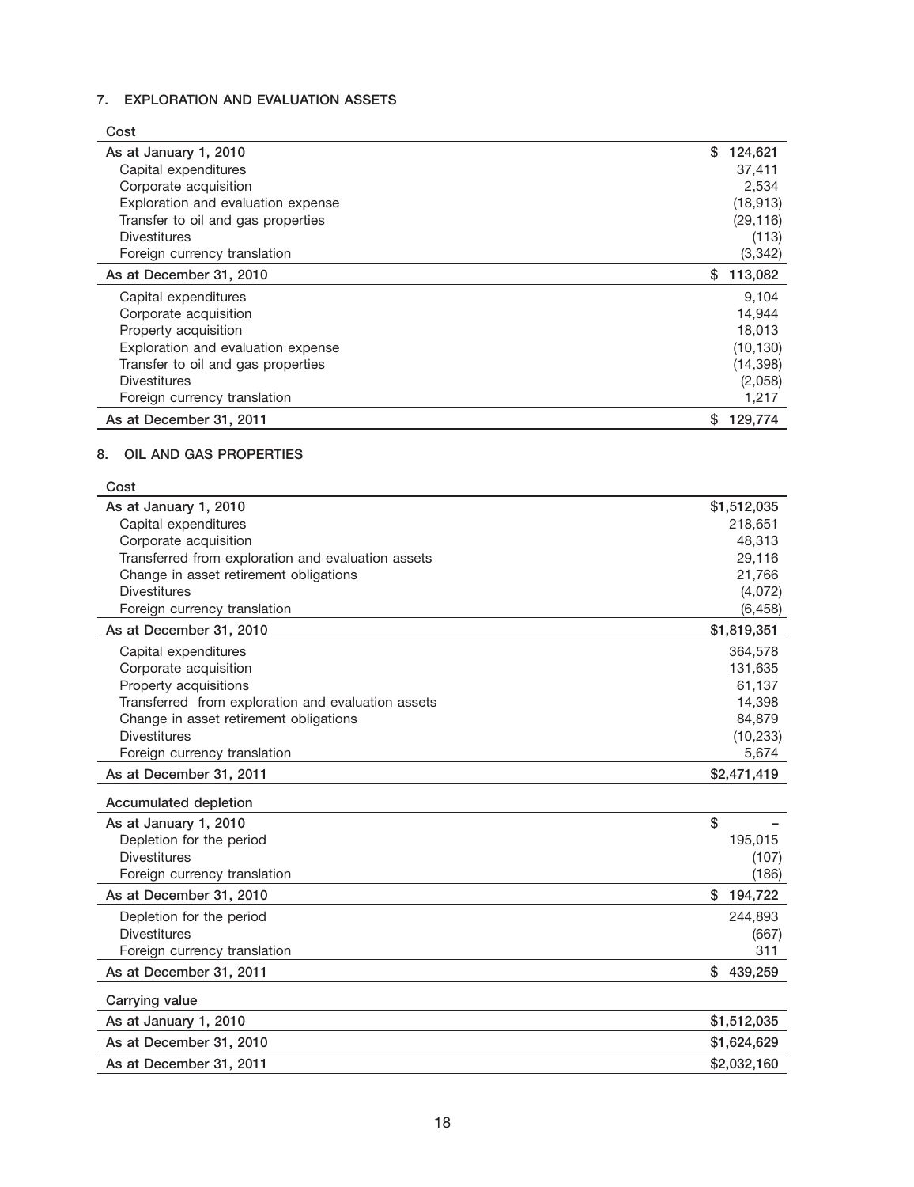## 7. EXPLORATION AND EVALUATION ASSETS

| Cost | |
|---|---|
| As at January 1, 2010 | $ 124,621 |
| Capital expenditures | 37,411 |
| Corporate acquisition | 2,534 |
| Exploration and evaluation expense | (18,913) |
| Transfer to oil and gas properties | (29,116) |
| Divestitures | (113) |
| Foreign currency translation | (3,342) |
| As at December 31, 2010 | $ 113,082 |
| Capital expenditures | 9,104 |
| Corporate acquisition | 14,944 |
| Property acquisition | 18,013 |
| Exploration and evaluation expense | (10,130) |
| Transfer to oil and gas properties | (14,398) |
| Divestitures | (2,058) |
| Foreign currency translation | 1,217 |
| As at December 31, 2011 | $ 129,774 |

## 8. OIL AND GAS PROPERTIES

| Cost | |
|---|---|
| As at January 1, 2010 | $1,512,035 |
| Capital expenditures | 218,651 |
| Corporate acquisition | 48,313 |
| Transferred from exploration and evaluation assets | 29,116 |
| Change in asset retirement obligations | 21,766 |
| Divestitures | (4,072) |
| Foreign currency translation | (6,458) |
| As at December 31, 2010 | $1,819,351 |
| Capital expenditures | 364,578 |
| Corporate acquisition | 131,635 |
| Property acquisitions | 61,137 |
| Transferred from exploration and evaluation assets | 14,398 |
| Change in asset retirement obligations | 84,879 |
| Divestitures | (10,233) |
| Foreign currency translation | 5,674 |
| As at December 31, 2011 | $2,471,419 |
| **Accumulated depletion** | |
| As at January 1, 2010 | $ – |
| Depletion for the period | 195,015 |
| Divestitures | (107) |
| Foreign currency translation | (186) |
| As at December 31, 2010 | $ 194,722 |
| Depletion for the period | 244,893 |
| Divestitures | (667) |
| Foreign currency translation | 311 |
| As at December 31, 2011 | $ 439,259 |
| **Carrying value** | |
| As at January 1, 2010 | $1,512,035 |
| As at December 31, 2010 | $1,624,629 |
| As at December 31, 2011 | $2,032,160 |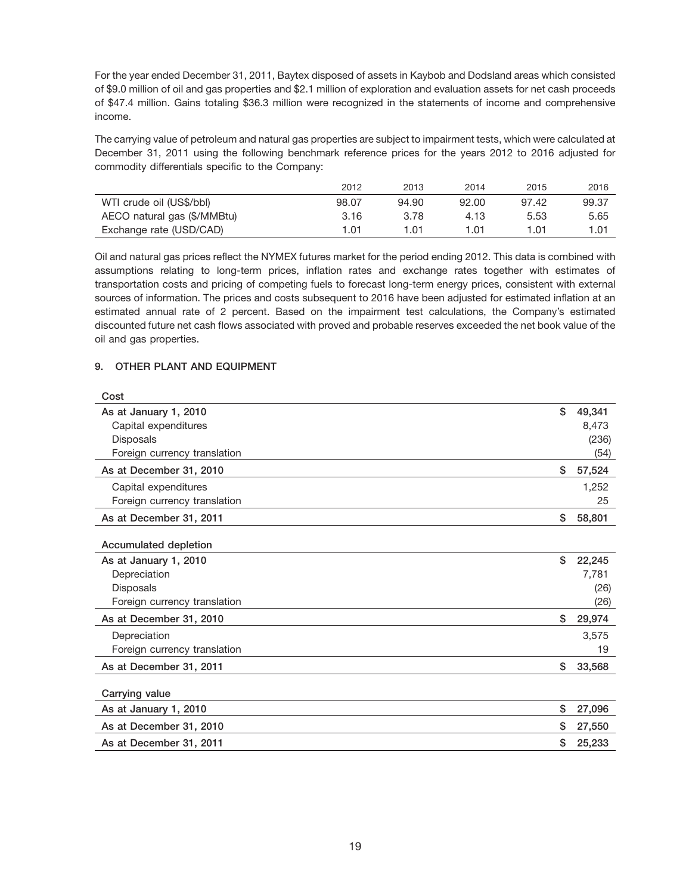For the year ended December 31, 2011, Baytex disposed of assets in Kaybob and Dodsland areas which consisted of $9.0 million of oil and gas properties and $2.1 million of exploration and evaluation assets for net cash proceeds of $47.4 million. Gains totaling $36.3 million were recognized in the statements of income and comprehensive income.

The carrying value of petroleum and natural gas properties are subject to impairment tests, which were calculated at December 31, 2011 using the following benchmark reference prices for the years 2012 to 2016 adjusted for commodity differentials specific to the Company:

| | 2012 | 2013 | 2014 | 2015 | 2016 |
|---|---|---|---|---|---|
| WTI crude oil (US$/bbl) | 98.07 | 94.90 | 92.00 | 97.42 | 99.37 |
| AECO natural gas ($/MMBtu) | 3.16 | 3.78 | 4.13 | 5.53 | 5.65 |
| Exchange rate (USD/CAD) | 1.01 | 1.01 | 1.01 | 1.01 | 1.01 |

Oil and natural gas prices reflect the NYMEX futures market for the period ending 2012. This data is combined with assumptions relating to long-term prices, inflation rates and exchange rates together with estimates of transportation costs and pricing of competing fuels to forecast long-term energy prices, consistent with external sources of information. The prices and costs subsequent to 2016 have been adjusted for estimated inflation at an estimated annual rate of 2 percent. Based on the impairment test calculations, the Company's estimated discounted future net cash flows associated with proved and probable reserves exceeded the net book value of the oil and gas properties.

## 9. OTHER PLANT AND EQUIPMENT

| Cost | |
|---|---|
| As at January 1, 2010 | $ 49,341 |
| Capital expenditures | 8,473 |
| Disposals | (236) |
| Foreign currency translation | (54) |
| As at December 31, 2010 | $ 57,524 |
| Capital expenditures | 1,252 |
| Foreign currency translation | 25 |
| As at December 31, 2011 | $ 58,801 |
| **Accumulated depletion** | |
| As at January 1, 2010 | $ 22,245 |
| Depreciation | 7,781 |
| Disposals | (26) |
| Foreign currency translation | (26) |
| As at December 31, 2010 | $ 29,974 |
| Depreciation | 3,575 |
| Foreign currency translation | 19 |
| As at December 31, 2011 | $ 33,568 |
| **Carrying value** | |
| As at January 1, 2010 | $ 27,096 |
| As at December 31, 2010 | $ 27,550 |
| As at December 31, 2011 | $ 25,233 |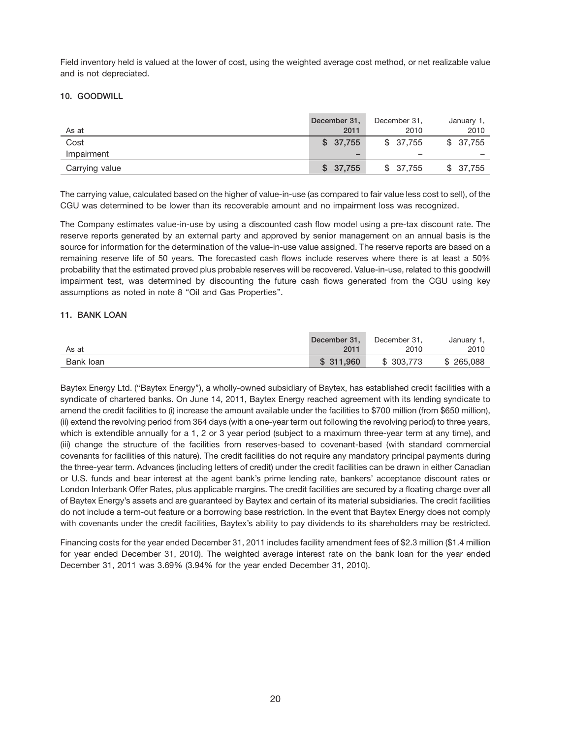Field inventory held is valued at the lower of cost, using the weighted average cost method, or net realizable value and is not depreciated.

### 10. GOODWILL

| As at | December 31, 2011 | December 31, 2010 | January 1, 2010 |
|---|---|---|---|
| Cost | $ 37,755 | $ 37,755 | $ 37,755 |
| Impairment | – | – | – |
| Carrying value | $ 37,755 | $ 37,755 | $ 37,755 |

The carrying value, calculated based on the higher of value-in-use (as compared to fair value less cost to sell), of the CGU was determined to be lower than its recoverable amount and no impairment loss was recognized.

The Company estimates value-in-use by using a discounted cash flow model using a pre-tax discount rate. The reserve reports generated by an external party and approved by senior management on an annual basis is the source for information for the determination of the value-in-use value assigned. The reserve reports are based on a remaining reserve life of 50 years. The forecasted cash flows include reserves where there is at least a 50% probability that the estimated proved plus probable reserves will be recovered. Value-in-use, related to this goodwill impairment test, was determined by discounting the future cash flows generated from the CGU using key assumptions as noted in note 8 "Oil and Gas Properties".

### 11. BANK LOAN

| As at | December 31, 2011 | December 31, 2010 | January 1, 2010 |
|---|---|---|---|
| Bank loan | $ 311,960 | $ 303,773 | $ 265,088 |

Baytex Energy Ltd. ("Baytex Energy"), a wholly-owned subsidiary of Baytex, has established credit facilities with a syndicate of chartered banks. On June 14, 2011, Baytex Energy reached agreement with its lending syndicate to amend the credit facilities to (i) increase the amount available under the facilities to $700 million (from $650 million), (ii) extend the revolving period from 364 days (with a one-year term out following the revolving period) to three years, which is extendible annually for a 1, 2 or 3 year period (subject to a maximum three-year term at any time), and (iii) change the structure of the facilities from reserves-based to covenant-based (with standard commercial covenants for facilities of this nature). The credit facilities do not require any mandatory principal payments during the three-year term. Advances (including letters of credit) under the credit facilities can be drawn in either Canadian or U.S. funds and bear interest at the agent bank's prime lending rate, bankers' acceptance discount rates or London Interbank Offer Rates, plus applicable margins. The credit facilities are secured by a floating charge over all of Baytex Energy's assets and are guaranteed by Baytex and certain of its material subsidiaries. The credit facilities do not include a term-out feature or a borrowing base restriction. In the event that Baytex Energy does not comply with covenants under the credit facilities, Baytex's ability to pay dividends to its shareholders may be restricted.

Financing costs for the year ended December 31, 2011 includes facility amendment fees of $2.3 million ($1.4 million for year ended December 31, 2010). The weighted average interest rate on the bank loan for the year ended December 31, 2011 was 3.69% (3.94% for the year ended December 31, 2010).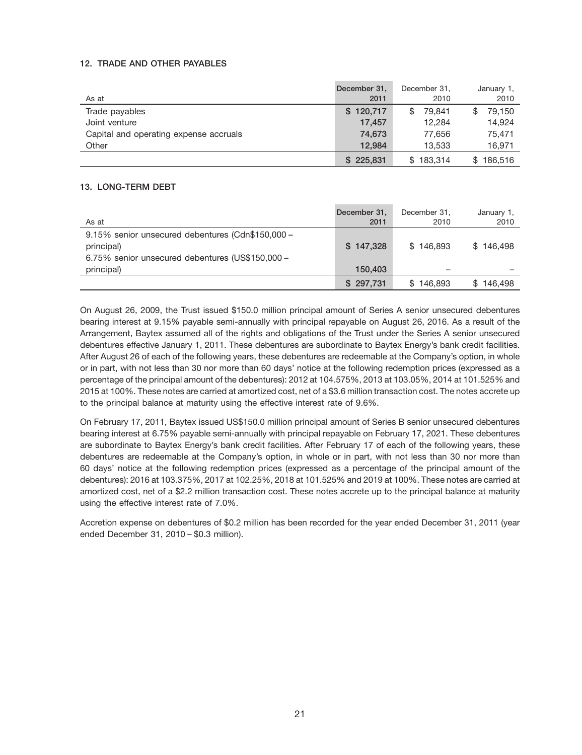### 12. TRADE AND OTHER PAYABLES

| As at | December 31, 2011 | December 31, 2010 | January 1, 2010 |
|---|---|---|---|
| Trade payables | $ 120,717 | $ 79,841 | $ 79,150 |
| Joint venture | 17,457 | 12,284 | 14,924 |
| Capital and operating expense accruals | 74,673 | 77,656 | 75,471 |
| Other | 12,984 | 13,533 | 16,971 |
| | $ 225,831 | $ 183,314 | $ 186,516 |

### 13. LONG-TERM DEBT

| As at | December 31, 2011 | December 31, 2010 | January 1, 2010 |
|---|---|---|---|
| 9.15% senior unsecured debentures (Cdn$150,000 – principal) | $ 147,328 | $ 146,893 | $ 146,498 |
| 6.75% senior unsecured debentures (US$150,000 – principal) | 150,403 | – | – |
| | $ 297,731 | $ 146,893 | $ 146,498 |

On August 26, 2009, the Trust issued $150.0 million principal amount of Series A senior unsecured debentures bearing interest at 9.15% payable semi-annually with principal repayable on August 26, 2016. As a result of the Arrangement, Baytex assumed all of the rights and obligations of the Trust under the Series A senior unsecured debentures effective January 1, 2011. These debentures are subordinate to Baytex Energy's bank credit facilities. After August 26 of each of the following years, these debentures are redeemable at the Company's option, in whole or in part, with not less than 30 nor more than 60 days' notice at the following redemption prices (expressed as a percentage of the principal amount of the debentures): 2012 at 104.575%, 2013 at 103.05%, 2014 at 101.525% and 2015 at 100%. These notes are carried at amortized cost, net of a $3.6 million transaction cost. The notes accrete up to the principal balance at maturity using the effective interest rate of 9.6%.

On February 17, 2011, Baytex issued US$150.0 million principal amount of Series B senior unsecured debentures bearing interest at 6.75% payable semi-annually with principal repayable on February 17, 2021. These debentures are subordinate to Baytex Energy's bank credit facilities. After February 17 of each of the following years, these debentures are redeemable at the Company's option, in whole or in part, with not less than 30 nor more than 60 days' notice at the following redemption prices (expressed as a percentage of the principal amount of the debentures): 2016 at 103.375%, 2017 at 102.25%, 2018 at 101.525% and 2019 at 100%. These notes are carried at amortized cost, net of a $2.2 million transaction cost. These notes accrete up to the principal balance at maturity using the effective interest rate of 7.0%.

Accretion expense on debentures of $0.2 million has been recorded for the year ended December 31, 2011 (year ended December 31, 2010 – $0.3 million).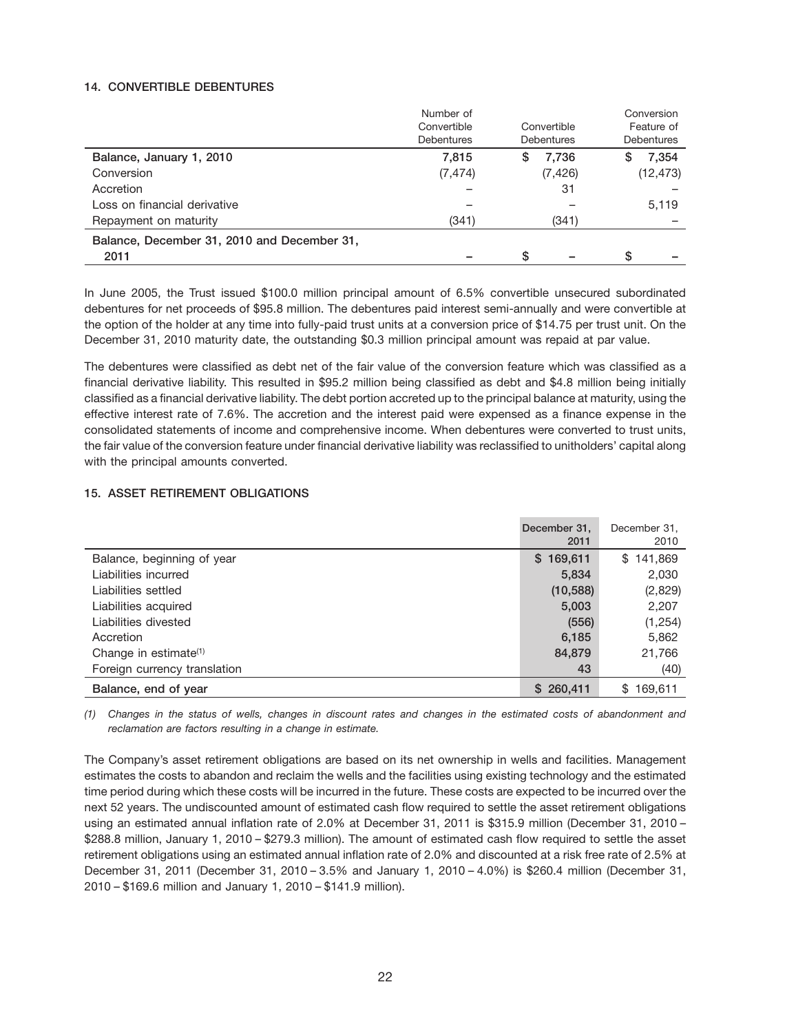### 14. CONVERTIBLE DEBENTURES

| | Number of Convertible Debentures | Convertible Debentures | Conversion Feature of Debentures |
|---|---|---|---|
| **Balance, January 1, 2010** | **7,815** | **$ 7,736** | **$ 7,354** |
| Conversion | (7,474) | (7,426) | (12,473) |
| Accretion | – | 31 | – |
| Loss on financial derivative | – | – | 5,119 |
| Repayment on maturity | (341) | (341) | – |
| **Balance, December 31, 2010 and December 31, 2011** | **–** | **$ –** | **$ –** |

In June 2005, the Trust issued $100.0 million principal amount of 6.5% convertible unsecured subordinated debentures for net proceeds of $95.8 million. The debentures paid interest semi-annually and were convertible at the option of the holder at any time into fully-paid trust units at a conversion price of $14.75 per trust unit. On the December 31, 2010 maturity date, the outstanding $0.3 million principal amount was repaid at par value.

The debentures were classified as debt net of the fair value of the conversion feature which was classified as a financial derivative liability. This resulted in $95.2 million being classified as debt and $4.8 million being initially classified as a financial derivative liability. The debt portion accreted up to the principal balance at maturity, using the effective interest rate of 7.6%. The accretion and the interest paid were expensed as a finance expense in the consolidated statements of income and comprehensive income. When debentures were converted to trust units, the fair value of the conversion feature under financial derivative liability was reclassified to unitholders' capital along with the principal amounts converted.

### 15. ASSET RETIREMENT OBLIGATIONS

| | December 31, 2011 | December 31, 2010 |
|---|---|---|
| Balance, beginning of year | **$ 169,611** | $ 141,869 |
| Liabilities incurred | **5,834** | 2,030 |
| Liabilities settled | **(10,588)** | (2,829) |
| Liabilities acquired | **5,003** | 2,207 |
| Liabilities divested | **(556)** | (1,254) |
| Accretion | **6,185** | 5,862 |
| Change in estimate[(1)] | **84,879** | 21,766 |
| Foreign currency translation | **43** | (40) |
| **Balance, end of year** | **$ 260,411** | $ 169,611 |

*(1) Changes in the status of wells, changes in discount rates and changes in the estimated costs of abandonment and reclamation are factors resulting in a change in estimate.*

The Company's asset retirement obligations are based on its net ownership in wells and facilities. Management estimates the costs to abandon and reclaim the wells and the facilities using existing technology and the estimated time period during which these costs will be incurred in the future. These costs are expected to be incurred over the next 52 years. The undiscounted amount of estimated cash flow required to settle the asset retirement obligations using an estimated annual inflation rate of 2.0% at December 31, 2011 is $315.9 million (December 31, 2010 – $288.8 million, January 1, 2010 – $279.3 million). The amount of estimated cash flow required to settle the asset retirement obligations using an estimated annual inflation rate of 2.0% and discounted at a risk free rate of 2.5% at December 31, 2011 (December 31, 2010 – 3.5% and January 1, 2010 – 4.0%) is $260.4 million (December 31, 2010 – $169.6 million and January 1, 2010 – $141.9 million).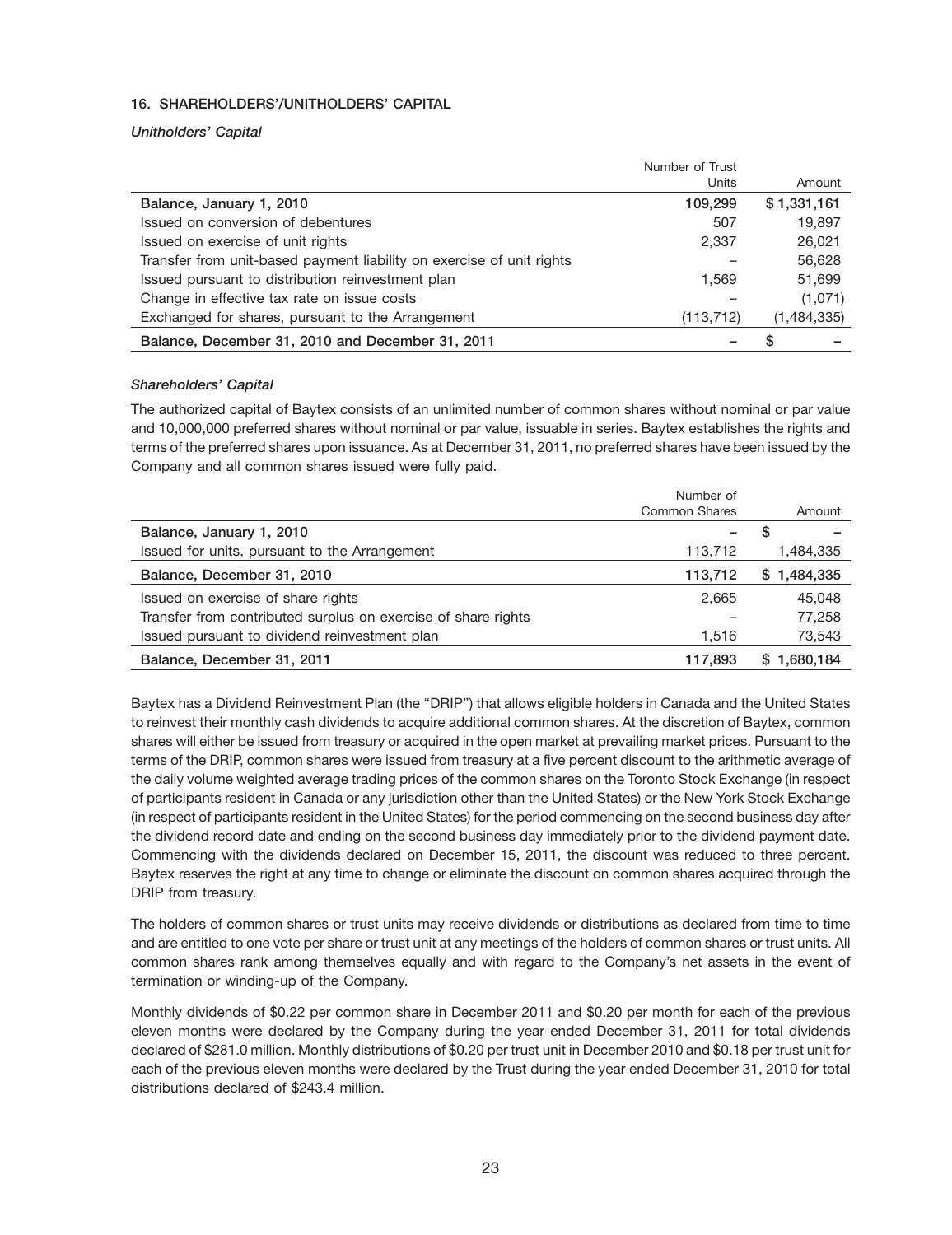## 16. SHAREHOLDERS'/UNITHOLDERS' CAPITAL

### *Unitholders' Capital*

| | Number of Trust Units | Amount |
|---|---|---|
| **Balance, January 1, 2010** | **109,299** | **$ 1,331,161** |
| Issued on conversion of debentures | 507 | 19,897 |
| Issued on exercise of unit rights | 2,337 | 26,021 |
| Transfer from unit-based payment liability on exercise of unit rights | – | 56,628 |
| Issued pursuant to distribution reinvestment plan | 1,569 | 51,699 |
| Change in effective tax rate on issue costs | – | (1,071) |
| Exchanged for shares, pursuant to the Arrangement | (113,712) | (1,484,335) |
| **Balance, December 31, 2010 and December 31, 2011** | **–** | **$ –** |

### *Shareholders' Capital*

The authorized capital of Baytex consists of an unlimited number of common shares without nominal or par value and 10,000,000 preferred shares without nominal or par value, issuable in series. Baytex establishes the rights and terms of the preferred shares upon issuance. As at December 31, 2011, no preferred shares have been issued by the Company and all common shares issued were fully paid.

| | Number of Common Shares | Amount |
|---|---|---|
| **Balance, January 1, 2010** | **–** | **$ –** |
| Issued for units, pursuant to the Arrangement | 113,712 | 1,484,335 |
| **Balance, December 31, 2010** | **113,712** | **$ 1,484,335** |
| Issued on exercise of share rights | 2,665 | 45,048 |
| Transfer from contributed surplus on exercise of share rights | – | 77,258 |
| Issued pursuant to dividend reinvestment plan | 1,516 | 73,543 |
| **Balance, December 31, 2011** | **117,893** | **$ 1,680,184** |

Baytex has a Dividend Reinvestment Plan (the "DRIP") that allows eligible holders in Canada and the United States to reinvest their monthly cash dividends to acquire additional common shares. At the discretion of Baytex, common shares will either be issued from treasury or acquired in the open market at prevailing market prices. Pursuant to the terms of the DRIP, common shares were issued from treasury at a five percent discount to the arithmetic average of the daily volume weighted average trading prices of the common shares on the Toronto Stock Exchange (in respect of participants resident in Canada or any jurisdiction other than the United States) or the New York Stock Exchange (in respect of participants resident in the United States) for the period commencing on the second business day after the dividend record date and ending on the second business day immediately prior to the dividend payment date. Commencing with the dividends declared on December 15, 2011, the discount was reduced to three percent. Baytex reserves the right at any time to change or eliminate the discount on common shares acquired through the DRIP from treasury.

The holders of common shares or trust units may receive dividends or distributions as declared from time to time and are entitled to one vote per share or trust unit at any meetings of the holders of common shares or trust units. All common shares rank among themselves equally and with regard to the Company's net assets in the event of termination or winding-up of the Company.

Monthly dividends of $0.22 per common share in December 2011 and $0.20 per month for each of the previous eleven months were declared by the Company during the year ended December 31, 2011 for total dividends declared of $281.0 million. Monthly distributions of $0.20 per trust unit in December 2010 and $0.18 per trust unit for each of the previous eleven months were declared by the Trust during the year ended December 31, 2010 for total distributions declared of $243.4 million.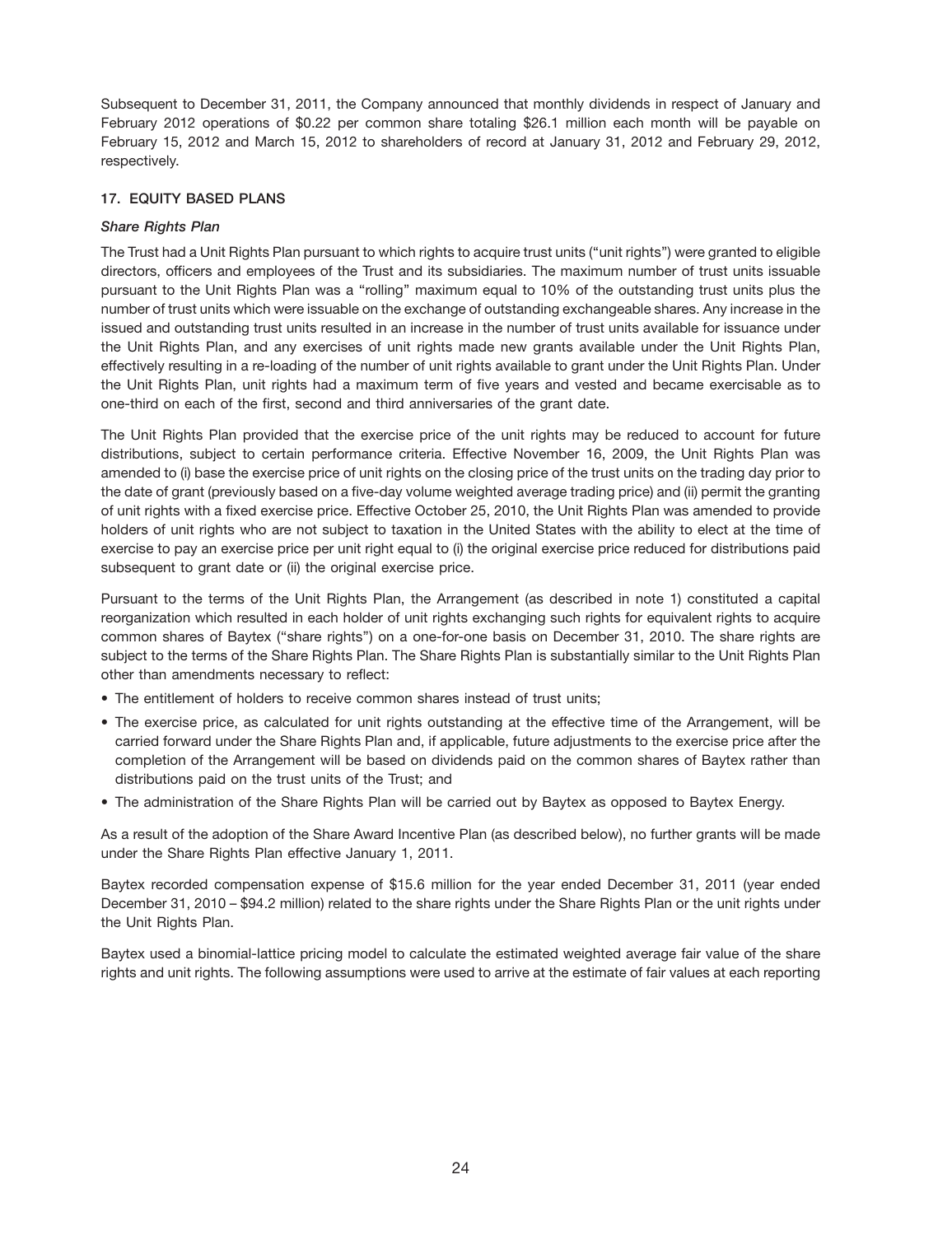Subsequent to December 31, 2011, the Company announced that monthly dividends in respect of January and February 2012 operations of $0.22 per common share totaling $26.1 million each month will be payable on February 15, 2012 and March 15, 2012 to shareholders of record at January 31, 2012 and February 29, 2012, respectively.

## 17. EQUITY BASED PLANS

### *Share Rights Plan*

The Trust had a Unit Rights Plan pursuant to which rights to acquire trust units ("unit rights") were granted to eligible directors, officers and employees of the Trust and its subsidiaries. The maximum number of trust units issuable pursuant to the Unit Rights Plan was a "rolling" maximum equal to 10% of the outstanding trust units plus the number of trust units which were issuable on the exchange of outstanding exchangeable shares. Any increase in the issued and outstanding trust units resulted in an increase in the number of trust units available for issuance under the Unit Rights Plan, and any exercises of unit rights made new grants available under the Unit Rights Plan, effectively resulting in a re-loading of the number of unit rights available to grant under the Unit Rights Plan. Under the Unit Rights Plan, unit rights had a maximum term of five years and vested and became exercisable as to one-third on each of the first, second and third anniversaries of the grant date.

The Unit Rights Plan provided that the exercise price of the unit rights may be reduced to account for future distributions, subject to certain performance criteria. Effective November 16, 2009, the Unit Rights Plan was amended to (i) base the exercise price of unit rights on the closing price of the trust units on the trading day prior to the date of grant (previously based on a five-day volume weighted average trading price) and (ii) permit the granting of unit rights with a fixed exercise price. Effective October 25, 2010, the Unit Rights Plan was amended to provide holders of unit rights who are not subject to taxation in the United States with the ability to elect at the time of exercise to pay an exercise price per unit right equal to (i) the original exercise price reduced for distributions paid subsequent to grant date or (ii) the original exercise price.

Pursuant to the terms of the Unit Rights Plan, the Arrangement (as described in note 1) constituted a capital reorganization which resulted in each holder of unit rights exchanging such rights for equivalent rights to acquire common shares of Baytex ("share rights") on a one-for-one basis on December 31, 2010. The share rights are subject to the terms of the Share Rights Plan. The Share Rights Plan is substantially similar to the Unit Rights Plan other than amendments necessary to reflect:

- The entitlement of holders to receive common shares instead of trust units;
- The exercise price, as calculated for unit rights outstanding at the effective time of the Arrangement, will be carried forward under the Share Rights Plan and, if applicable, future adjustments to the exercise price after the completion of the Arrangement will be based on dividends paid on the common shares of Baytex rather than distributions paid on the trust units of the Trust; and
- The administration of the Share Rights Plan will be carried out by Baytex as opposed to Baytex Energy.

As a result of the adoption of the Share Award Incentive Plan (as described below), no further grants will be made under the Share Rights Plan effective January 1, 2011.

Baytex recorded compensation expense of $15.6 million for the year ended December 31, 2011 (year ended December 31, 2010 – $94.2 million) related to the share rights under the Share Rights Plan or the unit rights under the Unit Rights Plan.

Baytex used a binomial-lattice pricing model to calculate the estimated weighted average fair value of the share rights and unit rights. The following assumptions were used to arrive at the estimate of fair values at each reporting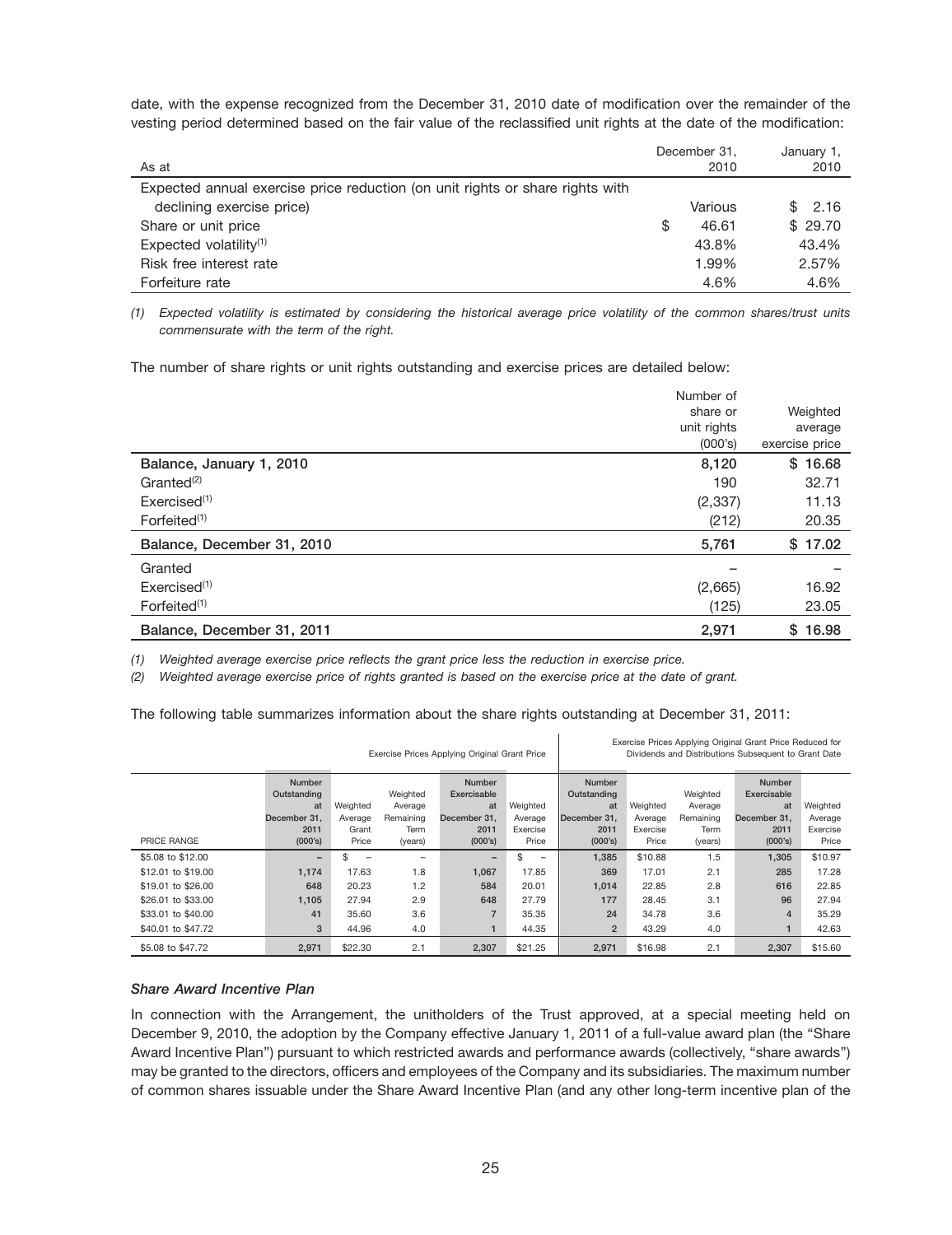date, with the expense recognized from the December 31, 2010 date of modification over the remainder of the vesting period determined based on the fair value of the reclassified unit rights at the date of the modification:

| As at | December 31, 2010 | January 1, 2010 |
|---|---|---|
| Expected annual exercise price reduction (on unit rights or share rights with declining exercise price) | Various | $ 2.16 |
| Share or unit price | $ 46.61 | $ 29.70 |
| Expected volatility[(1)] | 43.8% | 43.4% |
| Risk free interest rate | 1.99% | 2.57% |
| Forfeiture rate | 4.6% | 4.6% |

*(1) Expected volatility is estimated by considering the historical average price volatility of the common shares/trust units commensurate with the term of the right.*

The number of share rights or unit rights outstanding and exercise prices are detailed below:

| | Number of share or unit rights (000's) | Weighted average exercise price |
|---|---|---|
| **Balance, January 1, 2010** | **8,120** | **$ 16.68** |
| Granted[(2)] | 190 | 32.71 |
| Exercised[(1)] | (2,337) | 11.13 |
| Forfeited[(1)] | (212) | 20.35 |
| **Balance, December 31, 2010** | **5,761** | **$ 17.02** |
| Granted | – | – |
| Exercised[(1)] | (2,665) | 16.92 |
| Forfeited[(1)] | (125) | 23.05 |
| **Balance, December 31, 2011** | **2,971** | **$ 16.98** |

*(1) Weighted average exercise price reflects the grant price less the reduction in exercise price.*

*(2) Weighted average exercise price of rights granted is based on the exercise price at the date of grant.*

The following table summarizes information about the share rights outstanding at December 31, 2011:

| | Exercise Prices Applying Original Grant Price | | | | | Exercise Prices Applying Original Grant Price Reduced for Dividends and Distributions Subsequent to Grant Date | | | | |
|---|---|---|---|---|---|---|---|---|---|---|
| PRICE RANGE | Number Outstanding at December 31, 2011 (000's) | Weighted Average Grant Price | Weighted Average Remaining Term (years) | Number Exercisable at December 31, 2011 (000's) | Weighted Average Exercise Price | Number Outstanding at December 31, 2011 (000's) | Weighted Average Exercise Price | Weighted Average Remaining Term (years) | Number Exercisable at December 31, 2011 (000's) | Weighted Average Exercise Price |
| $5.08 to $12.00 | – | $ – | – | – | $ – | 1,385 | $10.88 | 1.5 | 1,305 | $10.97 |
| $12.01 to $19.00 | 1,174 | 17.63 | 1.8 | 1,067 | 17.85 | 369 | 17.01 | 2.1 | 285 | 17.28 |
| $19.01 to $26.00 | 648 | 20.23 | 1.2 | 584 | 20.01 | 1,014 | 22.85 | 2.8 | 616 | 22.85 |
| $26.01 to $33.00 | 1,105 | 27.94 | 2.9 | 648 | 27.79 | 177 | 28.45 | 3.1 | 96 | 27.94 |
| $33.01 to $40.00 | 41 | 35.60 | 3.6 | 7 | 35.35 | 24 | 34.78 | 3.6 | 4 | 35.29 |
| $40.01 to $47.72 | 3 | 44.96 | 4.0 | 1 | 44.35 | 2 | 43.29 | 4.0 | 1 | 42.63 |
| $5.08 to $47.72 | 2,971 | $22.30 | 2.1 | 2,307 | $21.25 | 2,971 | $16.98 | 2.1 | 2,307 | $15.60 |

### *Share Award Incentive Plan*

In connection with the Arrangement, the unitholders of the Trust approved, at a special meeting held on December 9, 2010, the adoption by the Company effective January 1, 2011 of a full-value award plan (the "Share Award Incentive Plan") pursuant to which restricted awards and performance awards (collectively, "share awards") may be granted to the directors, officers and employees of the Company and its subsidiaries. The maximum number of common shares issuable under the Share Award Incentive Plan (and any other long-term incentive plan of the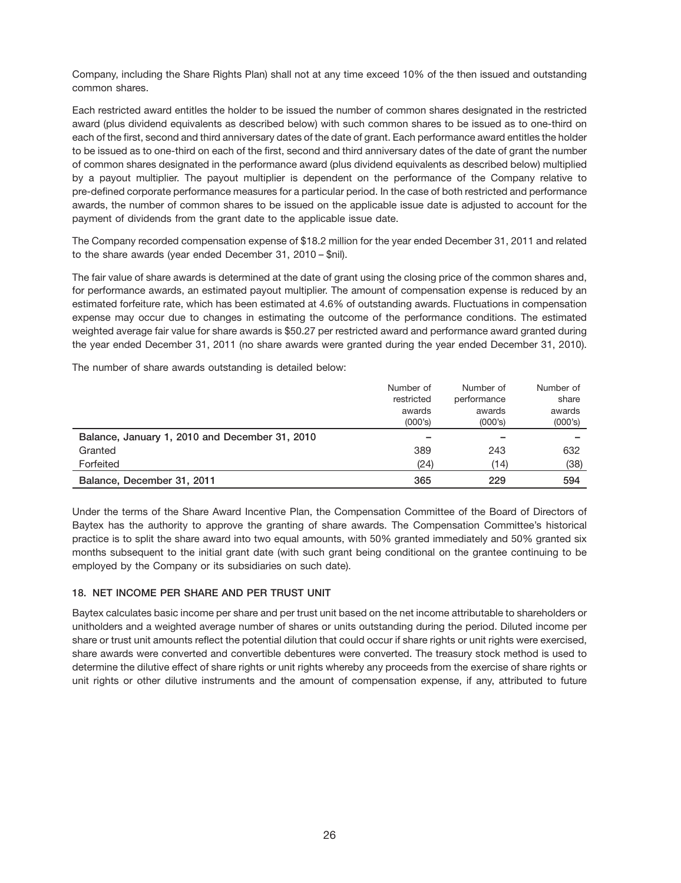Company, including the Share Rights Plan) shall not at any time exceed 10% of the then issued and outstanding common shares.

Each restricted award entitles the holder to be issued the number of common shares designated in the restricted award (plus dividend equivalents as described below) with such common shares to be issued as to one-third on each of the first, second and third anniversary dates of the date of grant. Each performance award entitles the holder to be issued as to one-third on each of the first, second and third anniversary dates of the date of grant the number of common shares designated in the performance award (plus dividend equivalents as described below) multiplied by a payout multiplier. The payout multiplier is dependent on the performance of the Company relative to pre-defined corporate performance measures for a particular period. In the case of both restricted and performance awards, the number of common shares to be issued on the applicable issue date is adjusted to account for the payment of dividends from the grant date to the applicable issue date.

The Company recorded compensation expense of $18.2 million for the year ended December 31, 2011 and related to the share awards (year ended December 31, 2010 – $nil).

The fair value of share awards is determined at the date of grant using the closing price of the common shares and, for performance awards, an estimated payout multiplier. The amount of compensation expense is reduced by an estimated forfeiture rate, which has been estimated at 4.6% of outstanding awards. Fluctuations in compensation expense may occur due to changes in estimating the outcome of the performance conditions. The estimated weighted average fair value for share awards is $50.27 per restricted award and performance award granted during the year ended December 31, 2011 (no share awards were granted during the year ended December 31, 2010).

The number of share awards outstanding is detailed below:

| | Number of restricted awards (000's) | Number of performance awards (000's) | Number of share awards (000's) |
|---|---|---|---|
| **Balance, January 1, 2010 and December 31, 2010** | – | – | – |
| Granted | 389 | 243 | 632 |
| Forfeited | (24) | (14) | (38) |
| **Balance, December 31, 2011** | 365 | 229 | 594 |

Under the terms of the Share Award Incentive Plan, the Compensation Committee of the Board of Directors of Baytex has the authority to approve the granting of share awards. The Compensation Committee's historical practice is to split the share award into two equal amounts, with 50% granted immediately and 50% granted six months subsequent to the initial grant date (with such grant being conditional on the grantee continuing to be employed by the Company or its subsidiaries on such date).

## 18. NET INCOME PER SHARE AND PER TRUST UNIT

Baytex calculates basic income per share and per trust unit based on the net income attributable to shareholders or unitholders and a weighted average number of shares or units outstanding during the period. Diluted income per share or trust unit amounts reflect the potential dilution that could occur if share rights or unit rights were exercised, share awards were converted and convertible debentures were converted. The treasury stock method is used to determine the dilutive effect of share rights or unit rights whereby any proceeds from the exercise of share rights or unit rights or other dilutive instruments and the amount of compensation expense, if any, attributed to future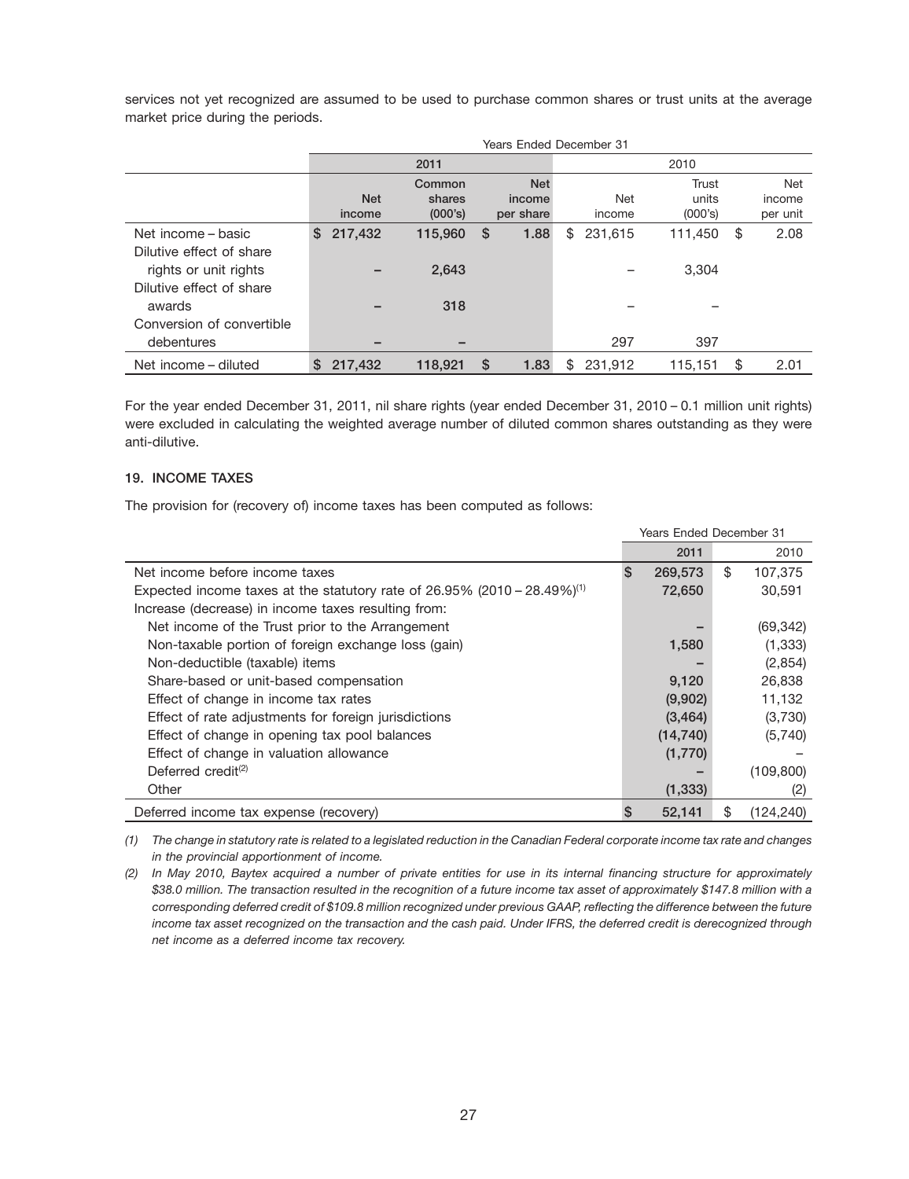services not yet recognized are assumed to be used to purchase common shares or trust units at the average market price during the periods.

| | Years Ended December 31 | | | | | |
|---|---|---|---|---|---|---|
| | 2011 | | | 2010 | | |
| | Net income | Common shares (000's) | Net income per share | Net income | Trust units (000's) | Net income per unit |
| Net income – basic | $ 217,432 | 115,960 | $ 1.88 | $ 231,615 | 111,450 | $ 2.08 |
| Dilutive effect of share rights or unit rights | – | 2,643 | | – | 3,304 | |
| Dilutive effect of share awards | – | 318 | | – | – | |
| Conversion of convertible debentures | – | – | | 297 | 397 | |
| Net income – diluted | $ 217,432 | 118,921 | $ 1.83 | $ 231,912 | 115,151 | $ 2.01 |

For the year ended December 31, 2011, nil share rights (year ended December 31, 2010 – 0.1 million unit rights) were excluded in calculating the weighted average number of diluted common shares outstanding as they were anti-dilutive.

## 19. INCOME TAXES

The provision for (recovery of) income taxes has been computed as follows:

| | Years Ended December 31 | |
|---|---|---|
| | 2011 | 2010 |
| Net income before income taxes | $ 269,573 | $ 107,375 |
| Expected income taxes at the statutory rate of 26.95% (2010 – 28.49%)[(1)] | 72,650 | 30,591 |
| Increase (decrease) in income taxes resulting from: | | |
| Net income of the Trust prior to the Arrangement | – | (69,342) |
| Non-taxable portion of foreign exchange loss (gain) | 1,580 | (1,333) |
| Non-deductible (taxable) items | – | (2,854) |
| Share-based or unit-based compensation | 9,120 | 26,838 |
| Effect of change in income tax rates | (9,902) | 11,132 |
| Effect of rate adjustments for foreign jurisdictions | (3,464) | (3,730) |
| Effect of change in opening tax pool balances | (14,740) | (5,740) |
| Effect of change in valuation allowance | (1,770) | – |
| Deferred credit[(2)] | – | (109,800) |
| Other | (1,333) | (2) |
| Deferred income tax expense (recovery) | $ 52,141 | $ (124,240) |

*(1) The change in statutory rate is related to a legislated reduction in the Canadian Federal corporate income tax rate and changes in the provincial apportionment of income.*

*(2) In May 2010, Baytex acquired a number of private entities for use in its internal financing structure for approximately $38.0 million. The transaction resulted in the recognition of a future income tax asset of approximately $147.8 million with a corresponding deferred credit of $109.8 million recognized under previous GAAP, reflecting the difference between the future income tax asset recognized on the transaction and the cash paid. Under IFRS, the deferred credit is derecognized through net income as a deferred income tax recovery.*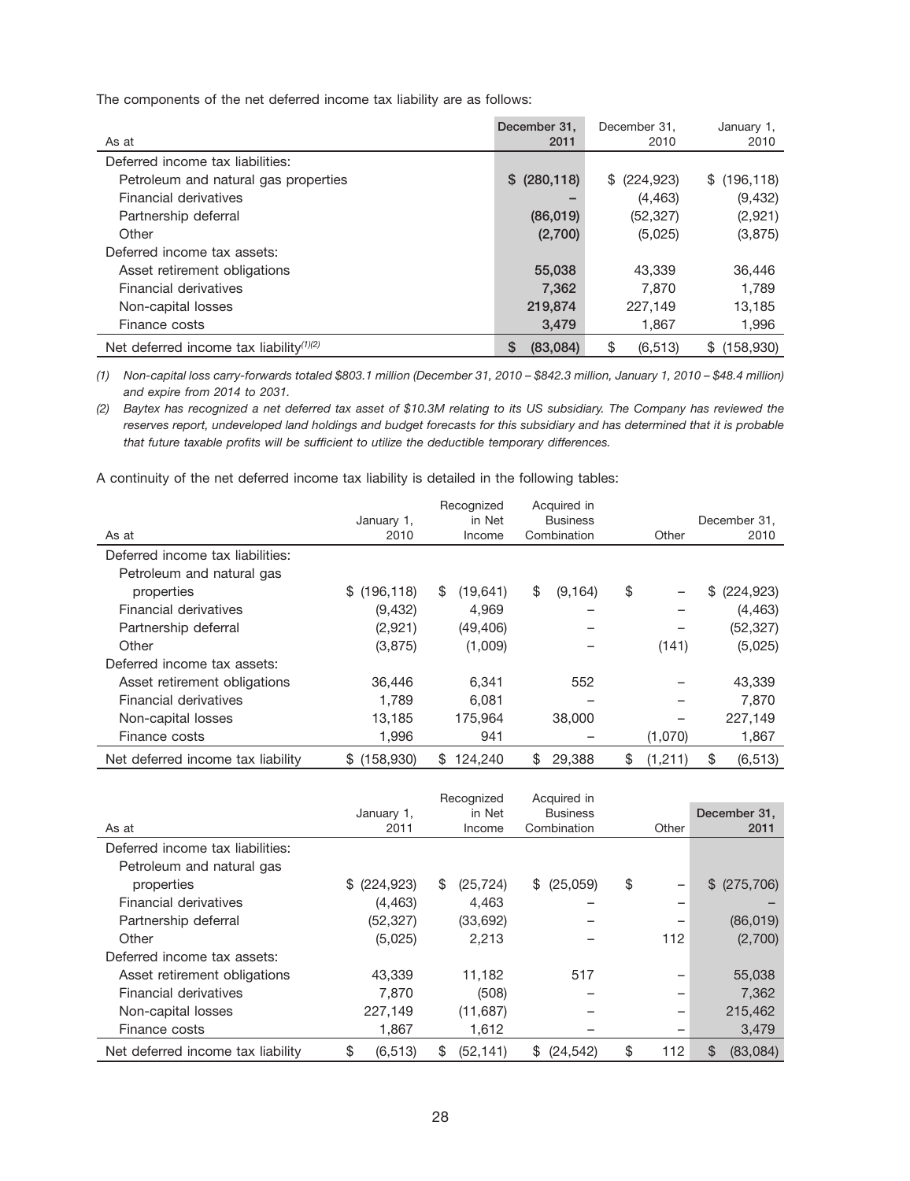The components of the net deferred income tax liability are as follows:

| As at | December 31, 2011 | December 31, 2010 | January 1, 2010 |
|---|---|---|---|
| Deferred income tax liabilities: | | | |
| Petroleum and natural gas properties | $ (280,118) | $ (224,923) | $ (196,118) |
| Financial derivatives | – | (4,463) | (9,432) |
| Partnership deferral | (86,019) | (52,327) | (2,921) |
| Other | (2,700) | (5,025) | (3,875) |
| Deferred income tax assets: | | | |
| Asset retirement obligations | 55,038 | 43,339 | 36,446 |
| Financial derivatives | 7,362 | 7,870 | 1,789 |
| Non-capital losses | 219,874 | 227,149 | 13,185 |
| Finance costs | 3,479 | 1,867 | 1,996 |
| Net deferred income tax liability[(1)(2)] | $ (83,084) | $ (6,513) | $ (158,930) |

*(1) Non-capital loss carry-forwards totaled $803.1 million (December 31, 2010 – $842.3 million, January 1, 2010 – $48.4 million) and expire from 2014 to 2031.*

*(2) Baytex has recognized a net deferred tax asset of $10.3M relating to its US subsidiary. The Company has reviewed the reserves report, undeveloped land holdings and budget forecasts for this subsidiary and has determined that it is probable that future taxable profits will be sufficient to utilize the deductible temporary differences.*

A continuity of the net deferred income tax liability is detailed in the following tables:

| As at | January 1, 2010 | Recognized in Net Income | Acquired in Business Combination | Other | December 31, 2010 |
|---|---|---|---|---|---|
| Deferred income tax liabilities: | | | | | |
| Petroleum and natural gas properties | $ (196,118) | $ (19,641) | $ (9,164) | $ – | $ (224,923) |
| Financial derivatives | (9,432) | 4,969 | – | – | (4,463) |
| Partnership deferral | (2,921) | (49,406) | – | – | (52,327) |
| Other | (3,875) | (1,009) | – | (141) | (5,025) |
| Deferred income tax assets: | | | | | |
| Asset retirement obligations | 36,446 | 6,341 | 552 | – | 43,339 |
| Financial derivatives | 1,789 | 6,081 | – | – | 7,870 |
| Non-capital losses | 13,185 | 175,964 | 38,000 | – | 227,149 |
| Finance costs | 1,996 | 941 | – | (1,070) | 1,867 |
| Net deferred income tax liability | $ (158,930) | $ 124,240 | $ 29,388 | $ (1,211) | $ (6,513) |

| As at | January 1, 2011 | Recognized in Net Income | Acquired in Business Combination | Other | December 31, 2011 |
|---|---|---|---|---|---|
| Deferred income tax liabilities: | | | | | |
| Petroleum and natural gas properties | $ (224,923) | $ (25,724) | $ (25,059) | $ – | $ (275,706) |
| Financial derivatives | (4,463) | 4,463 | – | – | – |
| Partnership deferral | (52,327) | (33,692) | – | – | (86,019) |
| Other | (5,025) | 2,213 | – | 112 | (2,700) |
| Deferred income tax assets: | | | | | |
| Asset retirement obligations | 43,339 | 11,182 | 517 | – | 55,038 |
| Financial derivatives | 7,870 | (508) | – | – | 7,362 |
| Non-capital losses | 227,149 | (11,687) | – | – | 215,462 |
| Finance costs | 1,867 | 1,612 | – | – | 3,479 |
| Net deferred income tax liability | $ (6,513) | $ (52,141) | $ (24,542) | $ 112 | $ (83,084) |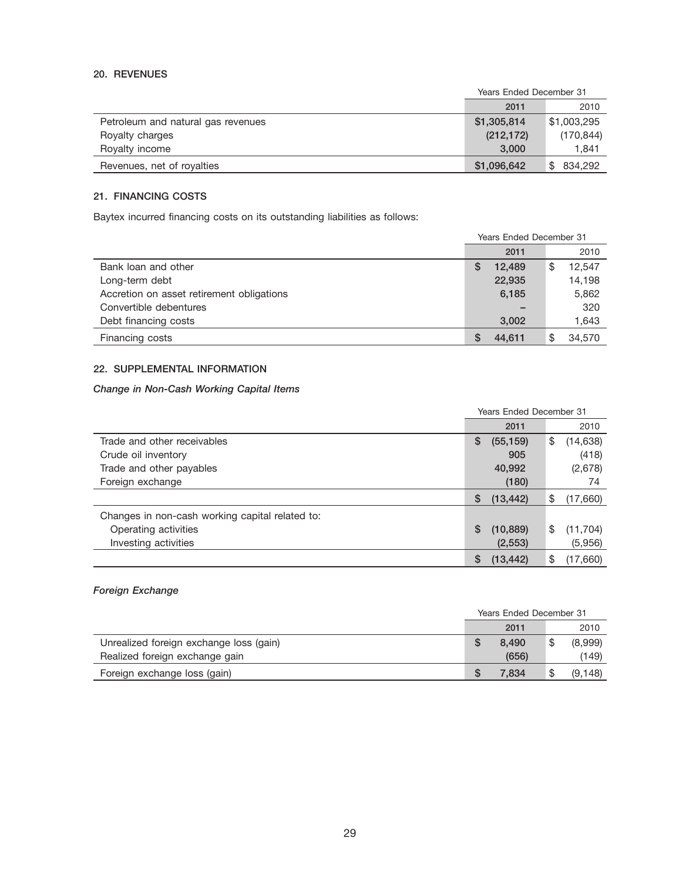## 20. REVENUES

| | Years Ended December 31 | |
|---|---|---|
| | 2011 | 2010 |
| Petroleum and natural gas revenues | $1,305,814 | $1,003,295 |
| Royalty charges | (212,172) | (170,844) |
| Royalty income | 3,000 | 1,841 |
| Revenues, net of royalties | $1,096,642 | $ 834,292 |

## 21. FINANCING COSTS

Baytex incurred financing costs on its outstanding liabilities as follows:

| | Years Ended December 31 | |
|---|---|---|
| | 2011 | 2010 |
| Bank loan and other | $ 12,489 | $ 12,547 |
| Long-term debt | 22,935 | 14,198 |
| Accretion on asset retirement obligations | 6,185 | 5,862 |
| Convertible debentures | – | 320 |
| Debt financing costs | 3,002 | 1,643 |
| Financing costs | $ 44,611 | $ 34,570 |

## 22. SUPPLEMENTAL INFORMATION

### *Change in Non-Cash Working Capital Items*

| | Years Ended December 31 | |
|---|---|---|
| | 2011 | 2010 |
| Trade and other receivables | $ (55,159) | $ (14,638) |
| Crude oil inventory | 905 | (418) |
| Trade and other payables | 40,992 | (2,678) |
| Foreign exchange | (180) | 74 |
| | $ (13,442) | $ (17,660) |
| Changes in non-cash working capital related to: | | |
| Operating activities | $ (10,889) | $ (11,704) |
| Investing activities | (2,553) | (5,956) |
| | $ (13,442) | $ (17,660) |

### *Foreign Exchange*

| | Years Ended December 31 | |
|---|---|---|
| | 2011 | 2010 |
| Unrealized foreign exchange loss (gain) | $ 8,490 | $ (8,999) |
| Realized foreign exchange gain | (656) | (149) |
| Foreign exchange loss (gain) | $ 7,834 | $ (9,148) |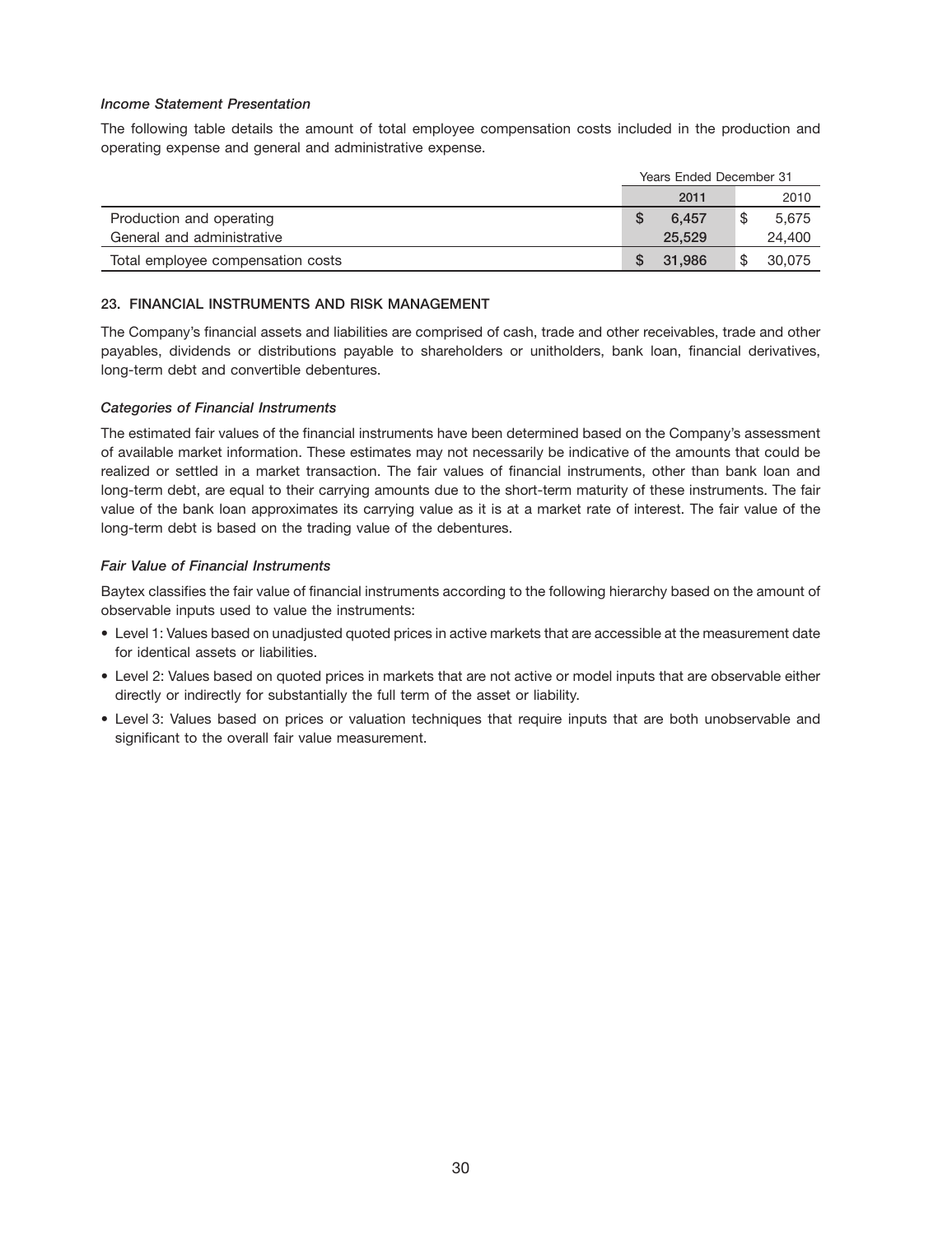### *Income Statement Presentation*

The following table details the amount of total employee compensation costs included in the production and operating expense and general and administrative expense.

| | Years Ended December 31 | |
|---|---|---|
| | 2011 | 2010 |
| Production and operating | $ 6,457 | $ 5,675 |
| General and administrative | 25,529 | 24,400 |
| Total employee compensation costs | $ 31,986 | $ 30,075 |

## 23. FINANCIAL INSTRUMENTS AND RISK MANAGEMENT

The Company's financial assets and liabilities are comprised of cash, trade and other receivables, trade and other payables, dividends or distributions payable to shareholders or unitholders, bank loan, financial derivatives, long-term debt and convertible debentures.

### *Categories of Financial Instruments*

The estimated fair values of the financial instruments have been determined based on the Company's assessment of available market information. These estimates may not necessarily be indicative of the amounts that could be realized or settled in a market transaction. The fair values of financial instruments, other than bank loan and long-term debt, are equal to their carrying amounts due to the short-term maturity of these instruments. The fair value of the bank loan approximates its carrying value as it is at a market rate of interest. The fair value of the long-term debt is based on the trading value of the debentures.

### *Fair Value of Financial Instruments*

Baytex classifies the fair value of financial instruments according to the following hierarchy based on the amount of observable inputs used to value the instruments:

- Level 1: Values based on unadjusted quoted prices in active markets that are accessible at the measurement date for identical assets or liabilities.
- Level 2: Values based on quoted prices in markets that are not active or model inputs that are observable either directly or indirectly for substantially the full term of the asset or liability.
- Level 3: Values based on prices or valuation techniques that require inputs that are both unobservable and significant to the overall fair value measurement.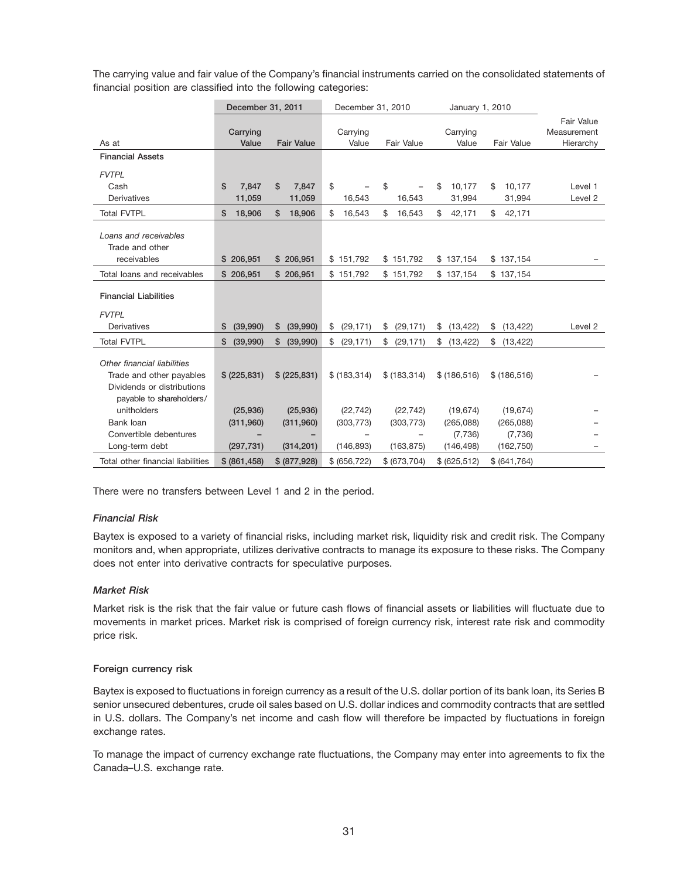The carrying value and fair value of the Company's financial instruments carried on the consolidated statements of financial position are classified into the following categories:

| | December 31, 2011 | | December 31, 2010 | | January 1, 2010 | | |
|---|---|---|---|---|---|---|---|
| As at | Carrying Value | Fair Value | Carrying Value | Fair Value | Carrying Value | Fair Value | Fair Value Measurement Hierarchy |
| **Financial Assets** | | | | | | | |
| *FVTPL* | | | | | | | |
| Cash | $ 7,847 | $ 7,847 | $ – | $ – | $ 10,177 | $ 10,177 | Level 1 |
| Derivatives | 11,059 | 11,059 | 16,543 | 16,543 | 31,994 | 31,994 | Level 2 |
| Total FVTPL | $ 18,906 | $ 18,906 | $ 16,543 | $ 16,543 | $ 42,171 | $ 42,171 | |
| *Loans and receivables* | | | | | | | |
| Trade and other receivables | $ 206,951 | $ 206,951 | $ 151,792 | $ 151,792 | $ 137,154 | $ 137,154 | – |
| Total loans and receivables | $ 206,951 | $ 206,951 | $ 151,792 | $ 151,792 | $ 137,154 | $ 137,154 | |
| **Financial Liabilities** | | | | | | | |
| *FVTPL* | | | | | | | |
| Derivatives | $ (39,990) | $ (39,990) | $ (29,171) | $ (29,171) | $ (13,422) | $ (13,422) | Level 2 |
| Total FVTPL | $ (39,990) | $ (39,990) | $ (29,171) | $ (29,171) | $ (13,422) | $ (13,422) | |
| *Other financial liabilities* | | | | | | | |
| Trade and other payables | $ (225,831) | $ (225,831) | $ (183,314) | $ (183,314) | $ (186,516) | $ (186,516) | – |
| Dividends or distributions payable to shareholders/ unitholders | (25,936) | (25,936) | (22,742) | (22,742) | (19,674) | (19,674) | – |
| Bank loan | (311,960) | (311,960) | (303,773) | (303,773) | (265,088) | (265,088) | – |
| Convertible debentures | – | – | – | – | (7,736) | (7,736) | – |
| Long-term debt | (297,731) | (314,201) | (146,893) | (163,875) | (146,498) | (162,750) | – |
| Total other financial liabilities | $ (861,458) | $ (877,928) | $ (656,722) | $ (673,704) | $ (625,512) | $ (641,764) | |

There were no transfers between Level 1 and 2 in the period.

### *Financial Risk*

Baytex is exposed to a variety of financial risks, including market risk, liquidity risk and credit risk. The Company monitors and, when appropriate, utilizes derivative contracts to manage its exposure to these risks. The Company does not enter into derivative contracts for speculative purposes.

### *Market Risk*

Market risk is the risk that the fair value or future cash flows of financial assets or liabilities will fluctuate due to movements in market prices. Market risk is comprised of foreign currency risk, interest rate risk and commodity price risk.

#### Foreign currency risk

Baytex is exposed to fluctuations in foreign currency as a result of the U.S. dollar portion of its bank loan, its Series B senior unsecured debentures, crude oil sales based on U.S. dollar indices and commodity contracts that are settled in U.S. dollars. The Company's net income and cash flow will therefore be impacted by fluctuations in foreign exchange rates.

To manage the impact of currency exchange rate fluctuations, the Company may enter into agreements to fix the Canada–U.S. exchange rate.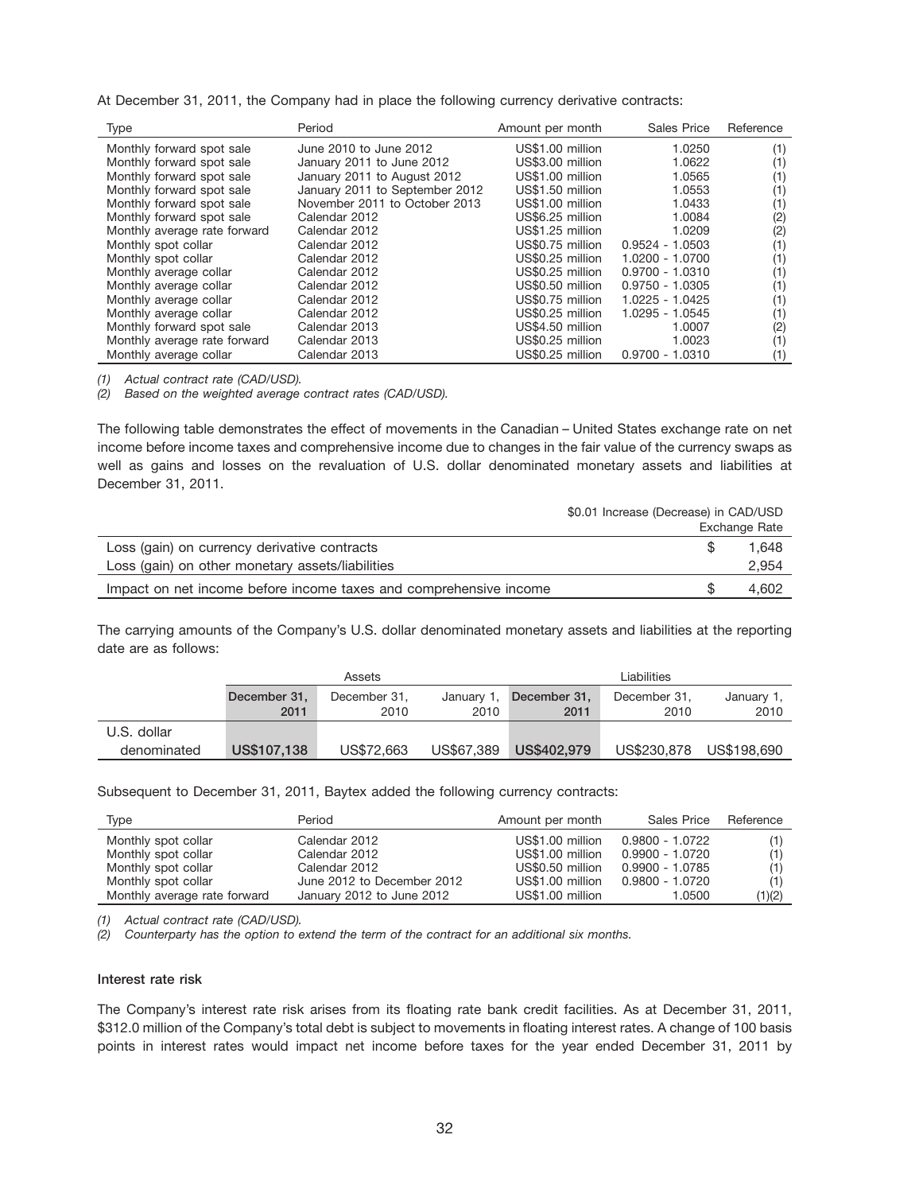At December 31, 2011, the Company had in place the following currency derivative contracts:

| Type | Period | Amount per month | Sales Price | Reference |
|---|---|---|---|---|
| Monthly forward spot sale | June 2010 to June 2012 | US$1.00 million | 1.0250 | (1) |
| Monthly forward spot sale | January 2011 to June 2012 | US$3.00 million | 1.0622 | (1) |
| Monthly forward spot sale | January 2011 to August 2012 | US$1.00 million | 1.0565 | (1) |
| Monthly forward spot sale | January 2011 to September 2012 | US$1.50 million | 1.0553 | (1) |
| Monthly forward spot sale | November 2011 to October 2013 | US$1.00 million | 1.0433 | (1) |
| Monthly forward spot sale | Calendar 2012 | US$6.25 million | 1.0084 | (2) |
| Monthly average rate forward | Calendar 2012 | US$1.25 million | 1.0209 | (2) |
| Monthly spot collar | Calendar 2012 | US$0.75 million | 0.9524 - 1.0503 | (1) |
| Monthly spot collar | Calendar 2012 | US$0.25 million | 1.0200 - 1.0700 | (1) |
| Monthly average collar | Calendar 2012 | US$0.25 million | 0.9700 - 1.0310 | (1) |
| Monthly average collar | Calendar 2012 | US$0.50 million | 0.9750 - 1.0305 | (1) |
| Monthly average collar | Calendar 2012 | US$0.75 million | 1.0225 - 1.0425 | (1) |
| Monthly average collar | Calendar 2012 | US$0.25 million | 1.0295 - 1.0545 | (1) |
| Monthly forward spot sale | Calendar 2013 | US$4.50 million | 1.0007 | (2) |
| Monthly average rate forward | Calendar 2013 | US$0.25 million | 1.0023 | (1) |
| Monthly average collar | Calendar 2013 | US$0.25 million | 0.9700 - 1.0310 | (1) |

*(1) Actual contract rate (CAD/USD).*
*(2) Based on the weighted average contract rates (CAD/USD).*

The following table demonstrates the effect of movements in the Canadian – United States exchange rate on net income before income taxes and comprehensive income due to changes in the fair value of the currency swaps as well as gains and losses on the revaluation of U.S. dollar denominated monetary assets and liabilities at December 31, 2011.

| | $0.01 Increase (Decrease) in CAD/USD Exchange Rate |
|---|---|
| Loss (gain) on currency derivative contracts | $ 1,648 |
| Loss (gain) on other monetary assets/liabilities | 2,954 |
| Impact on net income before income taxes and comprehensive income | $ 4,602 |

The carrying amounts of the Company's U.S. dollar denominated monetary assets and liabilities at the reporting date are as follows:

| | Assets | | | Liabilities | | |
|---|---|---|---|---|---|---|
| | **December 31, 2011** | December 31, 2010 | January 1, 2010 | **December 31, 2011** | December 31, 2010 | January 1, 2010 |
| U.S. dollar denominated | **US$107,138** | US$72,663 | US$67,389 | **US$402,979** | US$230,878 | US$198,690 |

Subsequent to December 31, 2011, Baytex added the following currency contracts:

| Type | Period | Amount per month | Sales Price | Reference |
|---|---|---|---|---|
| Monthly spot collar | Calendar 2012 | US$1.00 million | 0.9800 - 1.0722 | (1) |
| Monthly spot collar | Calendar 2012 | US$1.00 million | 0.9900 - 1.0720 | (1) |
| Monthly spot collar | Calendar 2012 | US$0.50 million | 0.9900 - 1.0785 | (1) |
| Monthly spot collar | June 2012 to December 2012 | US$1.00 million | 0.9800 - 1.0720 | (1) |
| Monthly average rate forward | January 2012 to June 2012 | US$1.00 million | 1.0500 | (1)(2) |

*(1) Actual contract rate (CAD/USD).*
*(2) Counterparty has the option to extend the term of the contract for an additional six months.*

**Interest rate risk**

The Company's interest rate risk arises from its floating rate bank credit facilities. As at December 31, 2011, $312.0 million of the Company's total debt is subject to movements in floating interest rates. A change of 100 basis points in interest rates would impact net income before taxes for the year ended December 31, 2011 by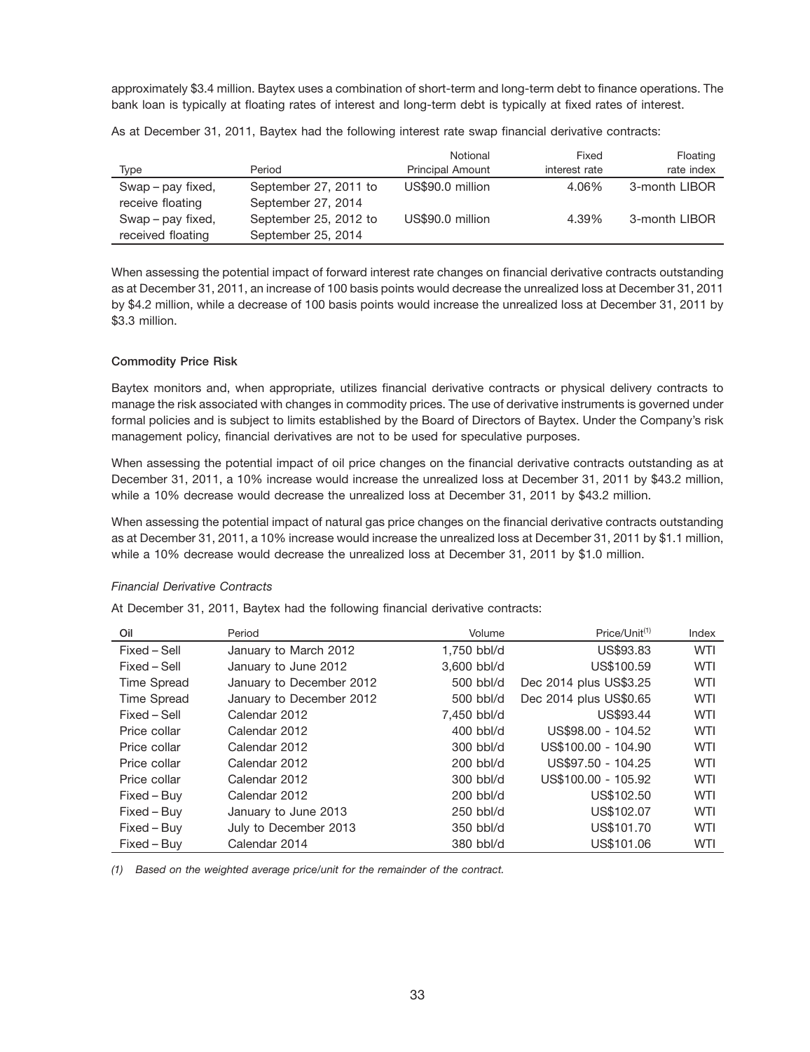approximately \$3.4 million. Baytex uses a combination of short-term and long-term debt to finance operations. The bank loan is typically at floating rates of interest and long-term debt is typically at fixed rates of interest.

As at December 31, 2011, Baytex had the following interest rate swap financial derivative contracts:

| Type | Period | Notional Principal Amount | Fixed interest rate | Floating rate index |
|---|---|---|---|---|
| Swap – pay fixed, receive floating | September 27, 2011 to September 27, 2014 | US\$90.0 million | 4.06% | 3-month LIBOR |
| Swap – pay fixed, received floating | September 25, 2012 to September 25, 2014 | US\$90.0 million | 4.39% | 3-month LIBOR |

When assessing the potential impact of forward interest rate changes on financial derivative contracts outstanding as at December 31, 2011, an increase of 100 basis points would decrease the unrealized loss at December 31, 2011 by \$4.2 million, while a decrease of 100 basis points would increase the unrealized loss at December 31, 2011 by \$3.3 million.

**Commodity Price Risk**

Baytex monitors and, when appropriate, utilizes financial derivative contracts or physical delivery contracts to manage the risk associated with changes in commodity prices. The use of derivative instruments is governed under formal policies and is subject to limits established by the Board of Directors of Baytex. Under the Company's risk management policy, financial derivatives are not to be used for speculative purposes.

When assessing the potential impact of oil price changes on the financial derivative contracts outstanding as at December 31, 2011, a 10% increase would increase the unrealized loss at December 31, 2011 by \$43.2 million, while a 10% decrease would decrease the unrealized loss at December 31, 2011 by \$43.2 million.

When assessing the potential impact of natural gas price changes on the financial derivative contracts outstanding as at December 31, 2011, a 10% increase would increase the unrealized loss at December 31, 2011 by \$1.1 million, while a 10% decrease would decrease the unrealized loss at December 31, 2011 by \$1.0 million.

*Financial Derivative Contracts*

At December 31, 2011, Baytex had the following financial derivative contracts:

| Oil | Period | Volume | Price/Unit[1] | Index |
|---|---|---|---|---|
| Fixed – Sell | January to March 2012 | 1,750 bbl/d | US\$93.83 | WTI |
| Fixed – Sell | January to June 2012 | 3,600 bbl/d | US\$100.59 | WTI |
| Time Spread | January to December 2012 | 500 bbl/d | Dec 2014 plus US\$3.25 | WTI |
| Time Spread | January to December 2012 | 500 bbl/d | Dec 2014 plus US\$0.65 | WTI |
| Fixed – Sell | Calendar 2012 | 7,450 bbl/d | US\$93.44 | WTI |
| Price collar | Calendar 2012 | 400 bbl/d | US\$98.00 - 104.52 | WTI |
| Price collar | Calendar 2012 | 300 bbl/d | US\$100.00 - 104.90 | WTI |
| Price collar | Calendar 2012 | 200 bbl/d | US\$97.50 - 104.25 | WTI |
| Price collar | Calendar 2012 | 300 bbl/d | US\$100.00 - 105.92 | WTI |
| Fixed – Buy | Calendar 2012 | 200 bbl/d | US\$102.50 | WTI |
| Fixed – Buy | January to June 2013 | 250 bbl/d | US\$102.07 | WTI |
| Fixed – Buy | July to December 2013 | 350 bbl/d | US\$101.70 | WTI |
| Fixed – Buy | Calendar 2014 | 380 bbl/d | US\$101.06 | WTI |

*(1) Based on the weighted average price/unit for the remainder of the contract.*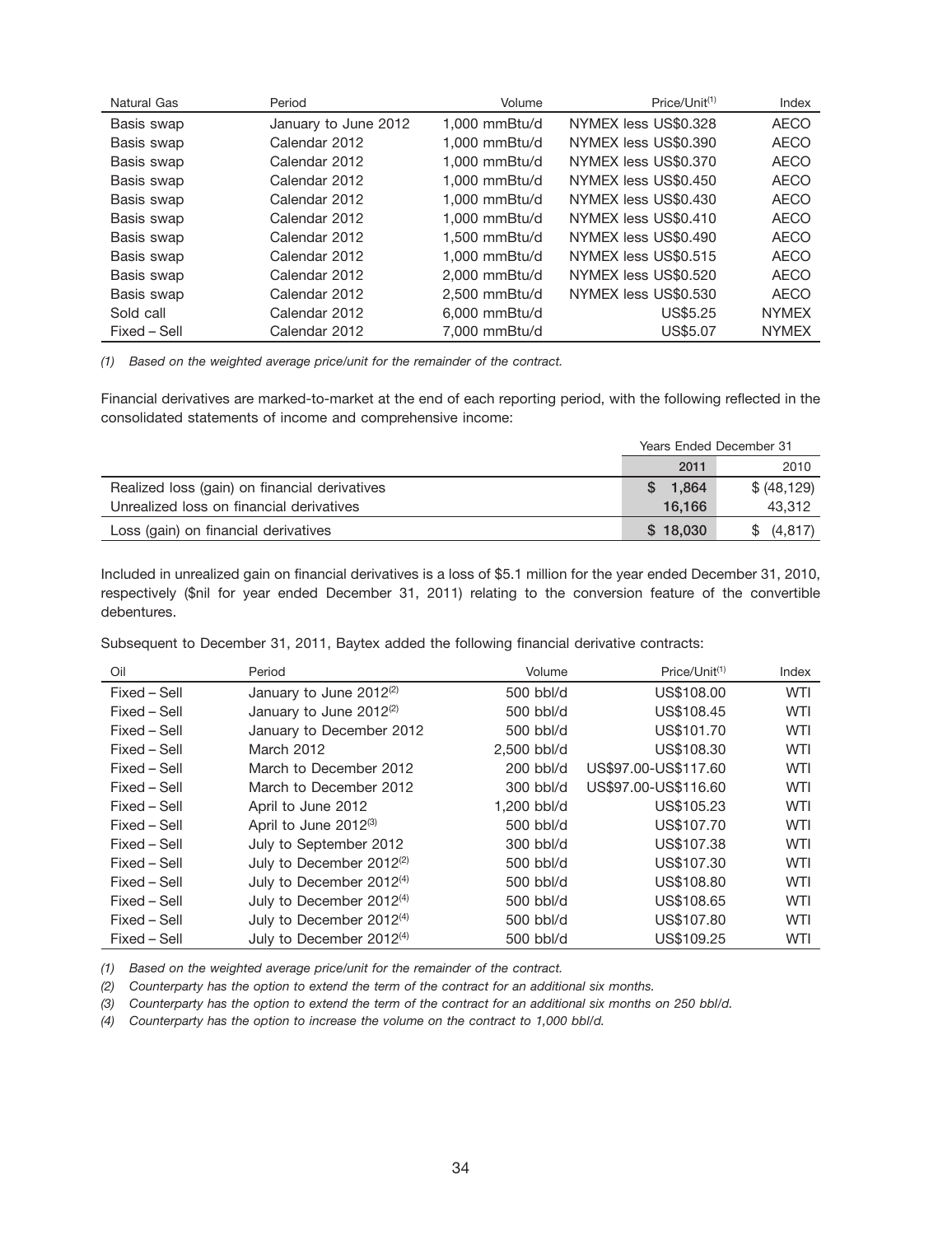| Natural Gas | Period | Volume | Price/Unit[(1)] | Index |
|---|---|---|---|---|
| Basis swap | January to June 2012 | 1,000 mmBtu/d | NYMEX less US$0.328 | AECO |
| Basis swap | Calendar 2012 | 1,000 mmBtu/d | NYMEX less US$0.390 | AECO |
| Basis swap | Calendar 2012 | 1,000 mmBtu/d | NYMEX less US$0.370 | AECO |
| Basis swap | Calendar 2012 | 1,000 mmBtu/d | NYMEX less US$0.450 | AECO |
| Basis swap | Calendar 2012 | 1,000 mmBtu/d | NYMEX less US$0.430 | AECO |
| Basis swap | Calendar 2012 | 1,000 mmBtu/d | NYMEX less US$0.410 | AECO |
| Basis swap | Calendar 2012 | 1,500 mmBtu/d | NYMEX less US$0.490 | AECO |
| Basis swap | Calendar 2012 | 1,000 mmBtu/d | NYMEX less US$0.515 | AECO |
| Basis swap | Calendar 2012 | 2,000 mmBtu/d | NYMEX less US$0.520 | AECO |
| Basis swap | Calendar 2012 | 2,500 mmBtu/d | NYMEX less US$0.530 | AECO |
| Sold call | Calendar 2012 | 6,000 mmBtu/d | US$5.25 | NYMEX |
| Fixed – Sell | Calendar 2012 | 7,000 mmBtu/d | US$5.07 | NYMEX |

*(1) Based on the weighted average price/unit for the remainder of the contract.*

Financial derivatives are marked-to-market at the end of each reporting period, with the following reflected in the consolidated statements of income and comprehensive income:

| | Years Ended December 31 | |
|---|---|---|
| | **2011** | 2010 |
| Realized loss (gain) on financial derivatives | **$ 1,864** | $ (48,129) |
| Unrealized loss on financial derivatives | **16,166** | 43,312 |
| Loss (gain) on financial derivatives | **$ 18,030** | $ (4,817) |

Included in unrealized gain on financial derivatives is a loss of $5.1 million for the year ended December 31, 2010, respectively ($nil for year ended December 31, 2011) relating to the conversion feature of the convertible debentures.

Subsequent to December 31, 2011, Baytex added the following financial derivative contracts:

| Oil | Period | Volume | Price/Unit[(1)] | Index |
|---|---|---|---|---|
| Fixed – Sell | January to June 2012[(2)] | 500 bbl/d | US$108.00 | WTI |
| Fixed – Sell | January to June 2012[(2)] | 500 bbl/d | US$108.45 | WTI |
| Fixed – Sell | January to December 2012 | 500 bbl/d | US$101.70 | WTI |
| Fixed – Sell | March 2012 | 2,500 bbl/d | US$108.30 | WTI |
| Fixed – Sell | March to December 2012 | 200 bbl/d | US$97.00-US$117.60 | WTI |
| Fixed – Sell | March to December 2012 | 300 bbl/d | US$97.00-US$116.60 | WTI |
| Fixed – Sell | April to June 2012 | 1,200 bbl/d | US$105.23 | WTI |
| Fixed – Sell | April to June 2012[(3)] | 500 bbl/d | US$107.70 | WTI |
| Fixed – Sell | July to September 2012 | 300 bbl/d | US$107.38 | WTI |
| Fixed – Sell | July to December 2012[(2)] | 500 bbl/d | US$107.30 | WTI |
| Fixed – Sell | July to December 2012[(4)] | 500 bbl/d | US$108.80 | WTI |
| Fixed – Sell | July to December 2012[(4)] | 500 bbl/d | US$108.65 | WTI |
| Fixed – Sell | July to December 2012[(4)] | 500 bbl/d | US$107.80 | WTI |
| Fixed – Sell | July to December 2012[(4)] | 500 bbl/d | US$109.25 | WTI |

*(1) Based on the weighted average price/unit for the remainder of the contract.*

*(2) Counterparty has the option to extend the term of the contract for an additional six months.*

*(3) Counterparty has the option to extend the term of the contract for an additional six months on 250 bbl/d.*

*(4) Counterparty has the option to increase the volume on the contract to 1,000 bbl/d.*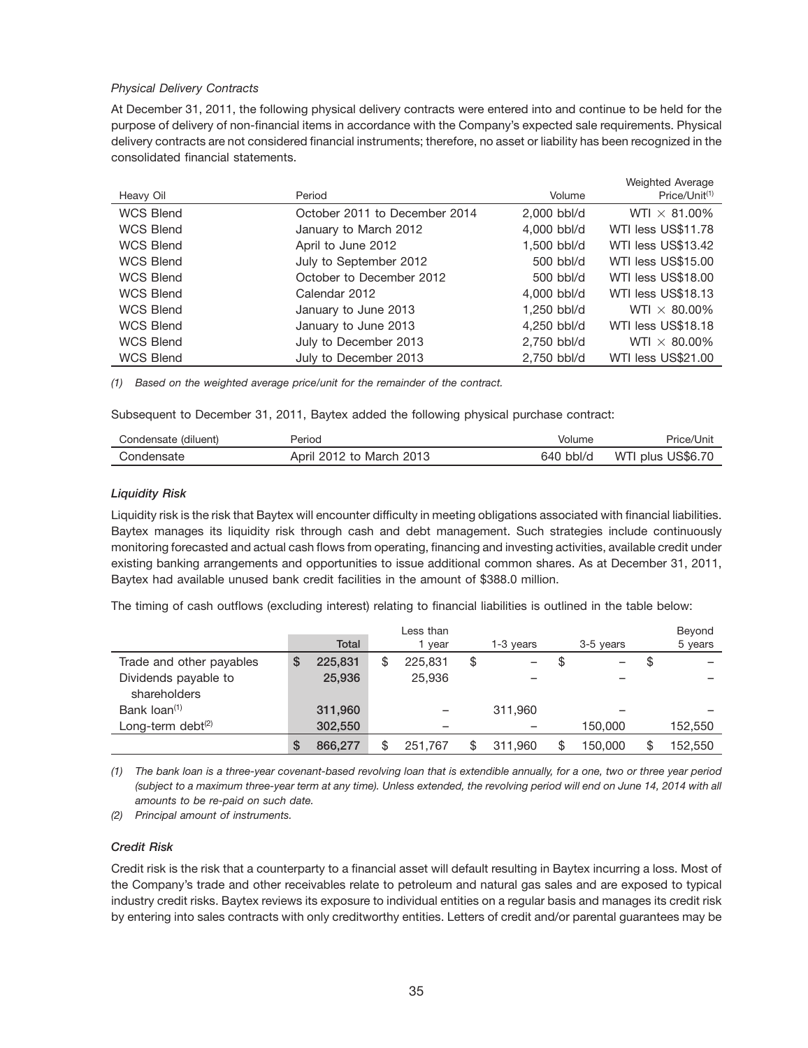*Physical Delivery Contracts*

At December 31, 2011, the following physical delivery contracts were entered into and continue to be held for the purpose of delivery of non-financial items in accordance with the Company's expected sale requirements. Physical delivery contracts are not considered financial instruments; therefore, no asset or liability has been recognized in the consolidated financial statements.

| Heavy Oil | Period | Volume | Weighted Average Price/Unit[(1)] |
|---|---|---|---|
| WCS Blend | October 2011 to December 2014 | 2,000 bbl/d | WTI × 81.00% |
| WCS Blend | January to March 2012 | 4,000 bbl/d | WTI less US$11.78 |
| WCS Blend | April to June 2012 | 1,500 bbl/d | WTI less US$13.42 |
| WCS Blend | July to September 2012 | 500 bbl/d | WTI less US$15.00 |
| WCS Blend | October to December 2012 | 500 bbl/d | WTI less US$18.00 |
| WCS Blend | Calendar 2012 | 4,000 bbl/d | WTI less US$18.13 |
| WCS Blend | January to June 2013 | 1,250 bbl/d | WTI × 80.00% |
| WCS Blend | January to June 2013 | 4,250 bbl/d | WTI less US$18.18 |
| WCS Blend | July to December 2013 | 2,750 bbl/d | WTI × 80.00% |
| WCS Blend | July to December 2013 | 2,750 bbl/d | WTI less US$21.00 |

*(1) Based on the weighted average price/unit for the remainder of the contract.*

Subsequent to December 31, 2011, Baytex added the following physical purchase contract:

| Condensate (diluent) | Period | Volume | Price/Unit |
|---|---|---|---|
| Condensate | April 2012 to March 2013 | 640 bbl/d | WTI plus US$6.70 |

***Liquidity Risk***

Liquidity risk is the risk that Baytex will encounter difficulty in meeting obligations associated with financial liabilities. Baytex manages its liquidity risk through cash and debt management. Such strategies include continuously monitoring forecasted and actual cash flows from operating, financing and investing activities, available credit under existing banking arrangements and opportunities to issue additional common shares. As at December 31, 2011, Baytex had available unused bank credit facilities in the amount of $388.0 million.

The timing of cash outflows (excluding interest) relating to financial liabilities is outlined in the table below:

| | Total | Less than 1 year | 1-3 years | 3-5 years | Beyond 5 years |
|---|---|---|---|---|---|
| Trade and other payables | $ 225,831 | $ 225,831 | $ – | $ – | $ – |
| Dividends payable to shareholders | 25,936 | 25,936 | – | – | – |
| Bank loan[(1)] | 311,960 | – | 311,960 | – | – |
| Long-term debt[(2)] | 302,550 | – | – | 150,000 | 152,550 |
| | $ 866,277 | $ 251,767 | $ 311,960 | $ 150,000 | $ 152,550 |

*(1) The bank loan is a three-year covenant-based revolving loan that is extendible annually, for a one, two or three year period (subject to a maximum three-year term at any time). Unless extended, the revolving period will end on June 14, 2014 with all amounts to be re-paid on such date.*

*(2) Principal amount of instruments.*

***Credit Risk***

Credit risk is the risk that a counterparty to a financial asset will default resulting in Baytex incurring a loss. Most of the Company's trade and other receivables relate to petroleum and natural gas sales and are exposed to typical industry credit risks. Baytex reviews its exposure to individual entities on a regular basis and manages its credit risk by entering into sales contracts with only creditworthy entities. Letters of credit and/or parental guarantees may be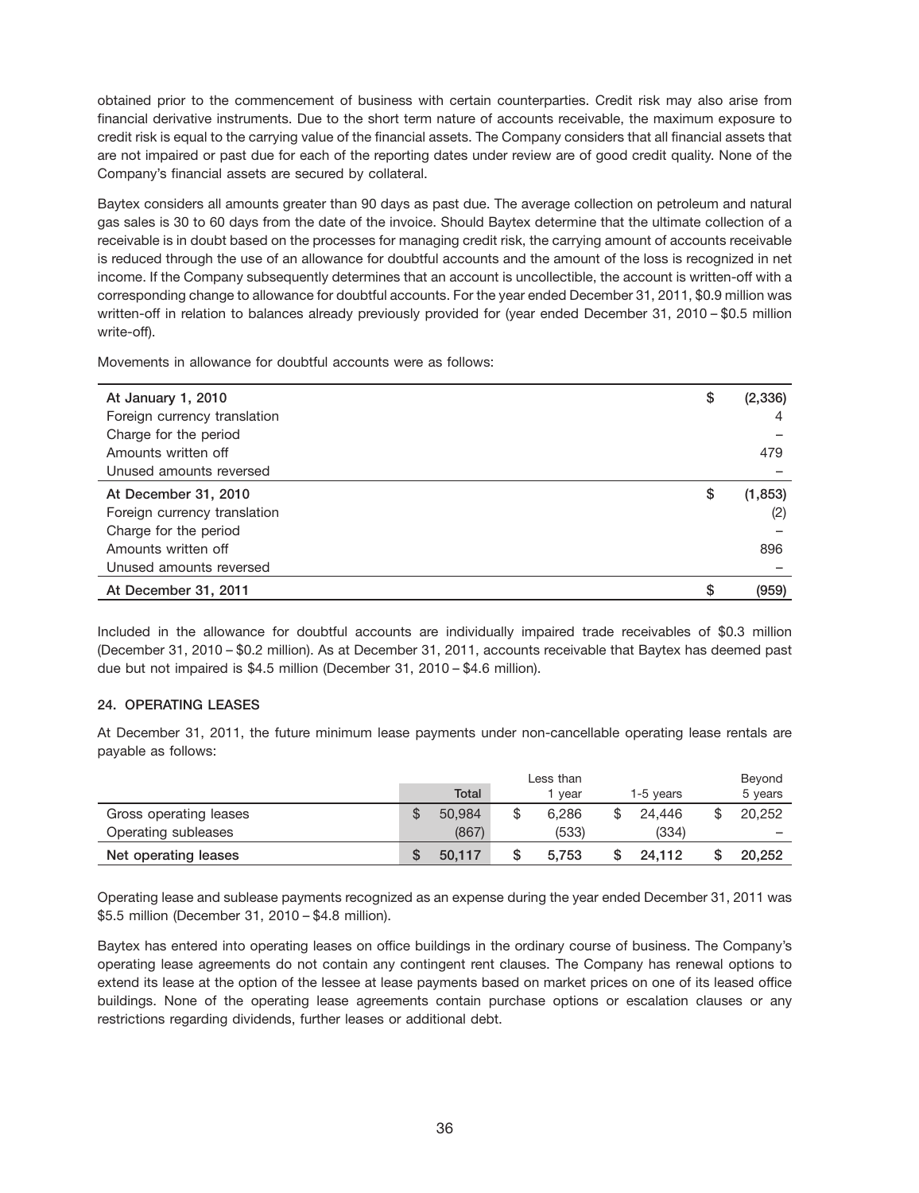obtained prior to the commencement of business with certain counterparties. Credit risk may also arise from financial derivative instruments. Due to the short term nature of accounts receivable, the maximum exposure to credit risk is equal to the carrying value of the financial assets. The Company considers that all financial assets that are not impaired or past due for each of the reporting dates under review are of good credit quality. None of the Company's financial assets are secured by collateral.

Baytex considers all amounts greater than 90 days as past due. The average collection on petroleum and natural gas sales is 30 to 60 days from the date of the invoice. Should Baytex determine that the ultimate collection of a receivable is in doubt based on the processes for managing credit risk, the carrying amount of accounts receivable is reduced through the use of an allowance for doubtful accounts and the amount of the loss is recognized in net income. If the Company subsequently determines that an account is uncollectible, the account is written-off with a corresponding change to allowance for doubtful accounts. For the year ended December 31, 2011, $0.9 million was written-off in relation to balances already previously provided for (year ended December 31, 2010 – $0.5 million write-off).

Movements in allowance for doubtful accounts were as follows:

| | |
|---|---|
| **At January 1, 2010** | $ (2,336) |
| Foreign currency translation | 4 |
| Charge for the period | – |
| Amounts written off | 479 |
| Unused amounts reversed | – |
| **At December 31, 2010** | $ (1,853) |
| Foreign currency translation | (2) |
| Charge for the period | – |
| Amounts written off | 896 |
| Unused amounts reversed | – |
| **At December 31, 2011** | $ (959) |

Included in the allowance for doubtful accounts are individually impaired trade receivables of $0.3 million (December 31, 2010 – $0.2 million). As at December 31, 2011, accounts receivable that Baytex has deemed past due but not impaired is $4.5 million (December 31, 2010 – $4.6 million).

## 24. OPERATING LEASES

At December 31, 2011, the future minimum lease payments under non-cancellable operating lease rentals are payable as follows:

| | Total | Less than 1 year | 1-5 years | Beyond 5 years |
|---|---|---|---|---|
| Gross operating leases | $ 50,984 | $ 6,286 | $ 24,446 | $ 20,252 |
| Operating subleases | (867) | (533) | (334) | – |
| **Net operating leases** | **$ 50,117** | **$ 5,753** | **$ 24,112** | **$ 20,252** |

Operating lease and sublease payments recognized as an expense during the year ended December 31, 2011 was $5.5 million (December 31, 2010 – $4.8 million).

Baytex has entered into operating leases on office buildings in the ordinary course of business. The Company's operating lease agreements do not contain any contingent rent clauses. The Company has renewal options to extend its lease at the option of the lessee at lease payments based on market prices on one of its leased office buildings. None of the operating lease agreements contain purchase options or escalation clauses or any restrictions regarding dividends, further leases or additional debt.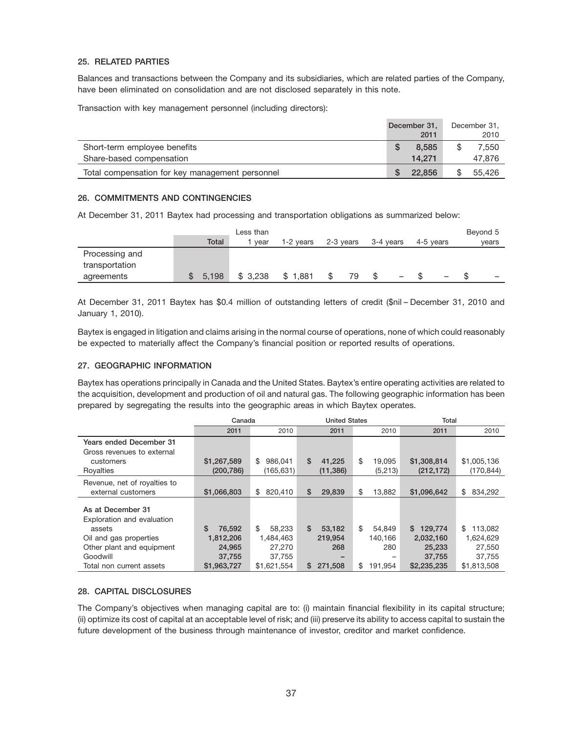## 25. RELATED PARTIES

Balances and transactions between the Company and its subsidiaries, which are related parties of the Company, have been eliminated on consolidation and are not disclosed separately in this note.

Transaction with key management personnel (including directors):

| | December 31, 2011 | December 31, 2010 |
|---|---|---|
| Short-term employee benefits | $ 8,585 | $ 7,550 |
| Share-based compensation | 14,271 | 47,876 |
| Total compensation for key management personnel | $ 22,856 | $ 55,426 |

## 26. COMMITMENTS AND CONTINGENCIES

At December 31, 2011 Baytex had processing and transportation obligations as summarized below:

| | Total | Less than 1 year | 1-2 years | 2-3 years | 3-4 years | 4-5 years | Beyond 5 years |
|---|---|---|---|---|---|---|---|
| Processing and transportation agreements | $ 5,198 | $ 3,238 | $ 1,881 | $ 79 | $ – | $ – | $ – |

At December 31, 2011 Baytex has $0.4 million of outstanding letters of credit ($nil – December 31, 2010 and January 1, 2010).

Baytex is engaged in litigation and claims arising in the normal course of operations, none of which could reasonably be expected to materially affect the Company's financial position or reported results of operations.

## 27. GEOGRAPHIC INFORMATION

Baytex has operations principally in Canada and the United States. Baytex's entire operating activities are related to the acquisition, development and production of oil and natural gas. The following geographic information has been prepared by segregating the results into the geographic areas in which Baytex operates.

| | Canada | | United States | | Total | |
|---|---|---|---|---|---|---|
| | 2011 | 2010 | 2011 | 2010 | 2011 | 2010 |
| **Years ended December 31** | | | | | | |
| Gross revenues to external customers | $1,267,589 | $ 986,041 | $ 41,225 | $ 19,095 | $1,308,814 | $1,005,136 |
| Royalties | (200,786) | (165,631) | (11,386) | (5,213) | (212,172) | (170,844) |
| Revenue, net of royalties to external customers | $1,066,803 | $ 820,410 | $ 29,839 | $ 13,882 | $1,096,642 | $ 834,292 |
| **As at December 31** | | | | | | |
| Exploration and evaluation assets | $ 76,592 | $ 58,233 | $ 53,182 | $ 54,849 | $ 129,774 | $ 113,082 |
| Oil and gas properties | 1,812,206 | 1,484,463 | 219,954 | 140,166 | 2,032,160 | 1,624,629 |
| Other plant and equipment | 24,965 | 27,270 | 268 | 280 | 25,233 | 27,550 |
| Goodwill | 37,755 | 37,755 | – | – | 37,755 | 37,755 |
| Total non current assets | $1,963,727 | $1,621,554 | $ 271,508 | $ 191,954 | $2,235,235 | $1,813,508 |

## 28. CAPITAL DISCLOSURES

The Company's objectives when managing capital are to: (i) maintain financial flexibility in its capital structure; (ii) optimize its cost of capital at an acceptable level of risk; and (iii) preserve its ability to access capital to sustain the future development of the business through maintenance of investor, creditor and market confidence.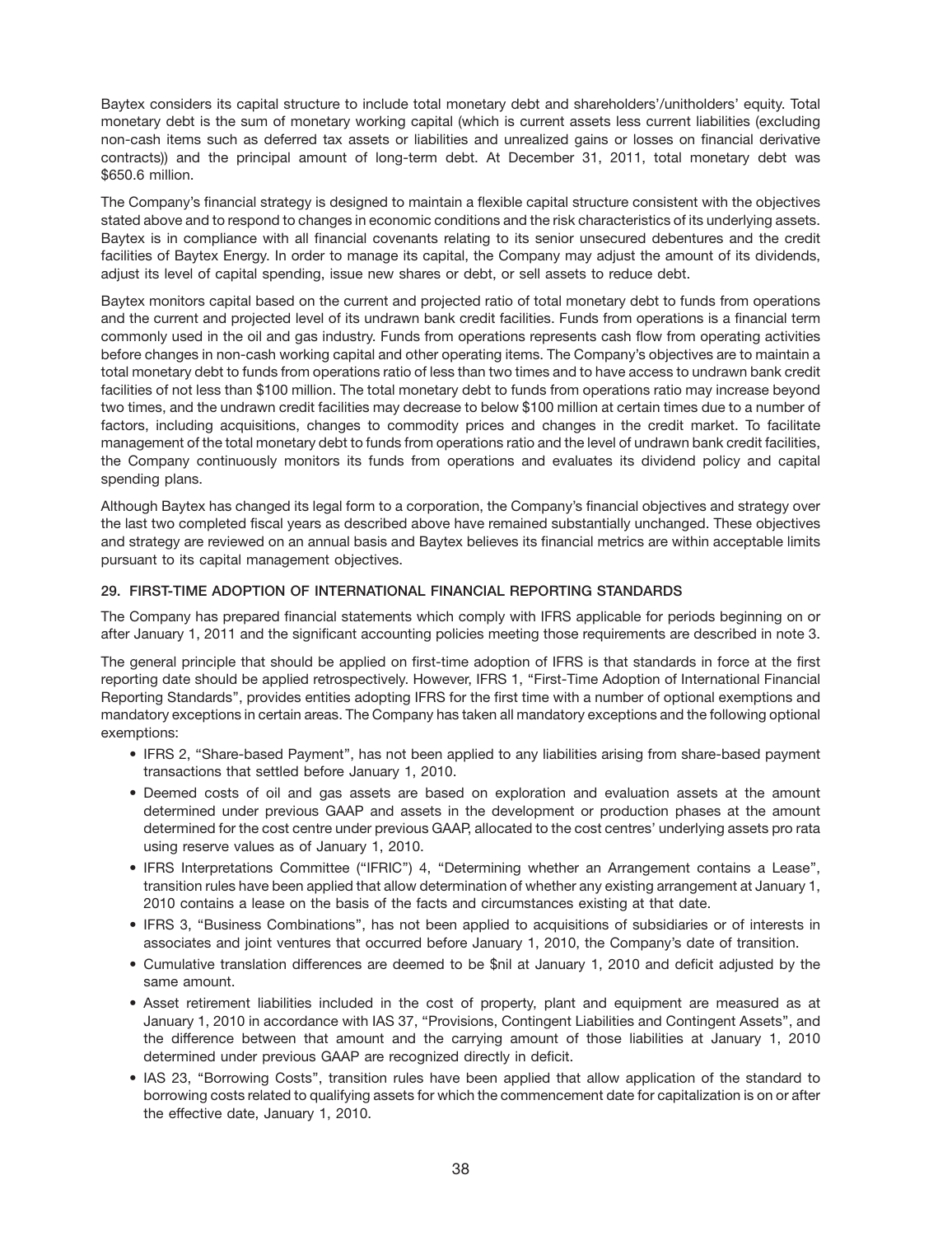Baytex considers its capital structure to include total monetary debt and shareholders'/unitholders' equity. Total monetary debt is the sum of monetary working capital (which is current assets less current liabilities (excluding non-cash items such as deferred tax assets or liabilities and unrealized gains or losses on financial derivative contracts)) and the principal amount of long-term debt. At December 31, 2011, total monetary debt was $650.6 million.

The Company's financial strategy is designed to maintain a flexible capital structure consistent with the objectives stated above and to respond to changes in economic conditions and the risk characteristics of its underlying assets. Baytex is in compliance with all financial covenants relating to its senior unsecured debentures and the credit facilities of Baytex Energy. In order to manage its capital, the Company may adjust the amount of its dividends, adjust its level of capital spending, issue new shares or debt, or sell assets to reduce debt.

Baytex monitors capital based on the current and projected ratio of total monetary debt to funds from operations and the current and projected level of its undrawn bank credit facilities. Funds from operations is a financial term commonly used in the oil and gas industry. Funds from operations represents cash flow from operating activities before changes in non-cash working capital and other operating items. The Company's objectives are to maintain a total monetary debt to funds from operations ratio of less than two times and to have access to undrawn bank credit facilities of not less than $100 million. The total monetary debt to funds from operations ratio may increase beyond two times, and the undrawn credit facilities may decrease to below $100 million at certain times due to a number of factors, including acquisitions, changes to commodity prices and changes in the credit market. To facilitate management of the total monetary debt to funds from operations ratio and the level of undrawn bank credit facilities, the Company continuously monitors its funds from operations and evaluates its dividend policy and capital spending plans.

Although Baytex has changed its legal form to a corporation, the Company's financial objectives and strategy over the last two completed fiscal years as described above have remained substantially unchanged. These objectives and strategy are reviewed on an annual basis and Baytex believes its financial metrics are within acceptable limits pursuant to its capital management objectives.

## 29. FIRST-TIME ADOPTION OF INTERNATIONAL FINANCIAL REPORTING STANDARDS

The Company has prepared financial statements which comply with IFRS applicable for periods beginning on or after January 1, 2011 and the significant accounting policies meeting those requirements are described in note 3.

The general principle that should be applied on first-time adoption of IFRS is that standards in force at the first reporting date should be applied retrospectively. However, IFRS 1, "First-Time Adoption of International Financial Reporting Standards", provides entities adopting IFRS for the first time with a number of optional exemptions and mandatory exceptions in certain areas. The Company has taken all mandatory exceptions and the following optional exemptions:

- IFRS 2, "Share-based Payment", has not been applied to any liabilities arising from share-based payment transactions that settled before January 1, 2010.
- Deemed costs of oil and gas assets are based on exploration and evaluation assets at the amount determined under previous GAAP and assets in the development or production phases at the amount determined for the cost centre under previous GAAP, allocated to the cost centres' underlying assets pro rata using reserve values as of January 1, 2010.
- IFRS Interpretations Committee ("IFRIC") 4, "Determining whether an Arrangement contains a Lease", transition rules have been applied that allow determination of whether any existing arrangement at January 1, 2010 contains a lease on the basis of the facts and circumstances existing at that date.
- IFRS 3, "Business Combinations", has not been applied to acquisitions of subsidiaries or of interests in associates and joint ventures that occurred before January 1, 2010, the Company's date of transition.
- Cumulative translation differences are deemed to be $nil at January 1, 2010 and deficit adjusted by the same amount.
- Asset retirement liabilities included in the cost of property, plant and equipment are measured as at January 1, 2010 in accordance with IAS 37, "Provisions, Contingent Liabilities and Contingent Assets", and the difference between that amount and the carrying amount of those liabilities at January 1, 2010 determined under previous GAAP are recognized directly in deficit.
- IAS 23, "Borrowing Costs", transition rules have been applied that allow application of the standard to borrowing costs related to qualifying assets for which the commencement date for capitalization is on or after the effective date, January 1, 2010.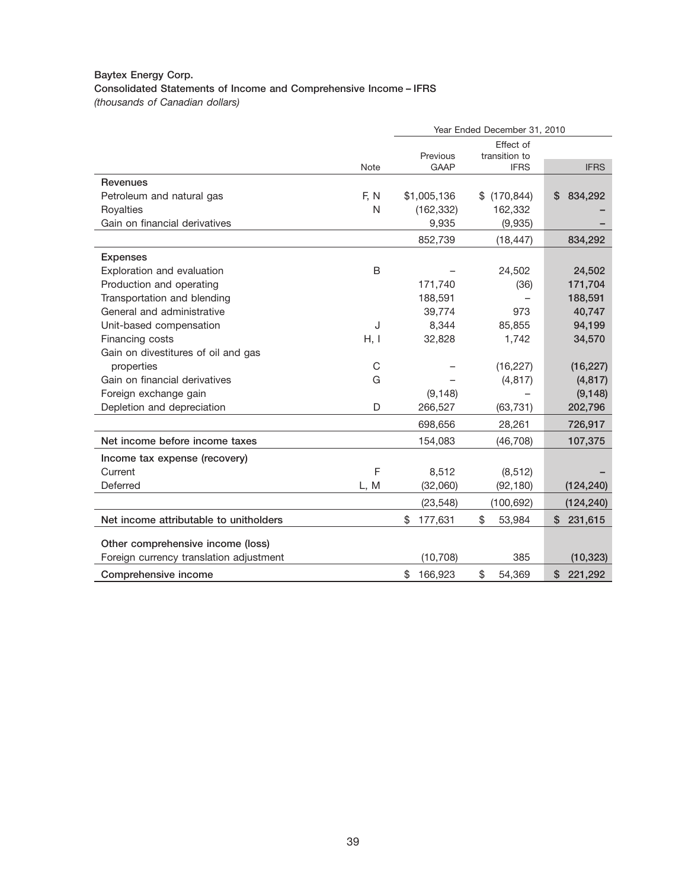**Baytex Energy Corp.**
**Consolidated Statements of Income and Comprehensive Income – IFRS**
*(thousands of Canadian dollars)*

| | | Year Ended December 31, 2010 | | |
|---|---|---|---|---|
| | Note | Previous GAAP | Effect of transition to IFRS | IFRS |
| **Revenues** | | | | |
| Petroleum and natural gas | F, N | $1,005,136 | $ (170,844) | $ 834,292 |
| Royalties | N | (162,332) | 162,332 | – |
| Gain on financial derivatives | | 9,935 | (9,935) | – |
| | | 852,739 | (18,447) | 834,292 |
| **Expenses** | | | | |
| Exploration and evaluation | B | – | 24,502 | 24,502 |
| Production and operating | | 171,740 | (36) | 171,704 |
| Transportation and blending | | 188,591 | – | 188,591 |
| General and administrative | | 39,774 | 973 | 40,747 |
| Unit-based compensation | J | 8,344 | 85,855 | 94,199 |
| Financing costs | H, I | 32,828 | 1,742 | 34,570 |
| Gain on divestitures of oil and gas properties | C | – | (16,227) | (16,227) |
| Gain on financial derivatives | G | – | (4,817) | (4,817) |
| Foreign exchange gain | | (9,148) | – | (9,148) |
| Depletion and depreciation | D | 266,527 | (63,731) | 202,796 |
| | | 698,656 | 28,261 | 726,917 |
| **Net income before income taxes** | | 154,083 | (46,708) | 107,375 |
| **Income tax expense (recovery)** | | | | |
| Current | F | 8,512 | (8,512) | – |
| Deferred | L, M | (32,060) | (92,180) | (124,240) |
| | | (23,548) | (100,692) | (124,240) |
| **Net income attributable to unitholders** | | $ 177,631 | $ 53,984 | $ 231,615 |
| **Other comprehensive income (loss)** | | | | |
| Foreign currency translation adjustment | | (10,708) | 385 | (10,323) |
| **Comprehensive income** | | $ 166,923 | $ 54,369 | $ 221,292 |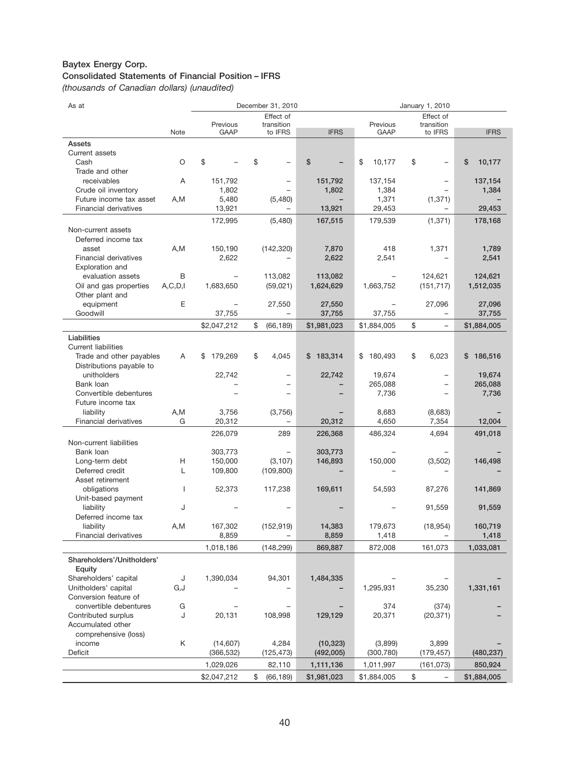**Baytex Energy Corp.**
**Consolidated Statements of Financial Position – IFRS**
*(thousands of Canadian dollars) (unaudited)*

| As at | | December 31, 2010 | | | January 1, 2010 | | |
|---|---|---|---|---|---|---|---|
| | Note | Previous GAAP | Effect of transition to IFRS | IFRS | Previous GAAP | Effect of transition to IFRS | IFRS |
| **Assets** | | | | | | | |
| Current assets | | | | | | | |
| Cash | O | $ – | $ – | **$ –** | $ 10,177 | $ – | **$ 10,177** |
| Trade and other receivables | A | 151,792 | – | **151,792** | 137,154 | – | **137,154** |
| Crude oil inventory | | 1,802 | – | **1,802** | 1,384 | – | **1,384** |
| Future income tax asset | A,M | 5,480 | (5,480) | **–** | 1,371 | (1,371) | **–** |
| Financial derivatives | | 13,921 | – | **13,921** | 29,453 | – | **29,453** |
| | | 172,995 | (5,480) | **167,515** | 179,539 | (1,371) | **178,168** |
| Non-current assets | | | | | | | |
| Deferred income tax asset | A,M | 150,190 | (142,320) | **7,870** | 418 | 1,371 | **1,789** |
| Financial derivatives | | 2,622 | – | **2,622** | 2,541 | – | **2,541** |
| Exploration and evaluation assets | B | – | 113,082 | **113,082** | – | 124,621 | **124,621** |
| Oil and gas properties | A,C,D,I | 1,683,650 | (59,021) | **1,624,629** | 1,663,752 | (151,717) | **1,512,035** |
| Other plant and equipment | E | – | 27,550 | **27,550** | – | 27,096 | **27,096** |
| Goodwill | | 37,755 | – | **37,755** | 37,755 | – | **37,755** |
| | | $2,047,212 | $ (66,189) | **$1,981,023** | $1,884,005 | $ – | **$1,884,005** |
| **Liabilities** | | | | | | | |
| Current liabilities | | | | | | | |
| Trade and other payables | A | $ 179,269 | $ 4,045 | **$ 183,314** | $ 180,493 | $ 6,023 | **$ 186,516** |
| Distributions payable to unitholders | | 22,742 | – | **22,742** | 19,674 | – | **19,674** |
| Bank loan | | – | – | **–** | 265,088 | – | **265,088** |
| Convertible debentures | | – | – | **–** | 7,736 | – | **7,736** |
| Future income tax liability | A,M | 3,756 | (3,756) | **–** | 8,683 | (8,683) | **–** |
| Financial derivatives | G | 20,312 | – | **20,312** | 4,650 | 7,354 | **12,004** |
| | | 226,079 | 289 | **226,368** | 486,324 | 4,694 | **491,018** |
| Non-current liabilities | | | | | | | |
| Bank loan | | 303,773 | – | **303,773** | – | – | **–** |
| Long-term debt | H | 150,000 | (3,107) | **146,893** | 150,000 | (3,502) | **146,498** |
| Deferred credit | L | 109,800 | (109,800) | **–** | – | – | **–** |
| Asset retirement obligations | I | 52,373 | 117,238 | **169,611** | 54,593 | 87,276 | **141,869** |
| Unit-based payment liability | J | – | – | **–** | – | 91,559 | **91,559** |
| Deferred income tax liability | A,M | 167,302 | (152,919) | **14,383** | 179,673 | (18,954) | **160,719** |
| Financial derivatives | | 8,859 | – | **8,859** | 1,418 | – | **1,418** |
| | | 1,018,186 | (148,299) | **869,887** | 872,008 | 161,073 | **1,033,081** |
| **Shareholders'/Unitholders' Equity** | | | | | | | |
| Shareholders' capital | J | 1,390,034 | 94,301 | **1,484,335** | – | – | **–** |
| Unitholders' capital | G,J | – | – | **–** | 1,295,931 | 35,230 | **1,331,161** |
| Conversion feature of convertible debentures | G | – | – | **–** | 374 | (374) | **–** |
| Contributed surplus | J | 20,131 | 108,998 | **129,129** | 20,371 | (20,371) | **–** |
| Accumulated other comprehensive (loss) income | K | (14,607) | 4,284 | **(10,323)** | (3,899) | 3,899 | **–** |
| Deficit | | (366,532) | (125,473) | **(492,005)** | (300,780) | (179,457) | **(480,237)** |
| | | 1,029,026 | 82,110 | **1,111,136** | 1,011,997 | (161,073) | **850,924** |
| | | $2,047,212 | $ (66,189) | **$1,981,023** | $1,884,005 | $ – | **$1,884,005** |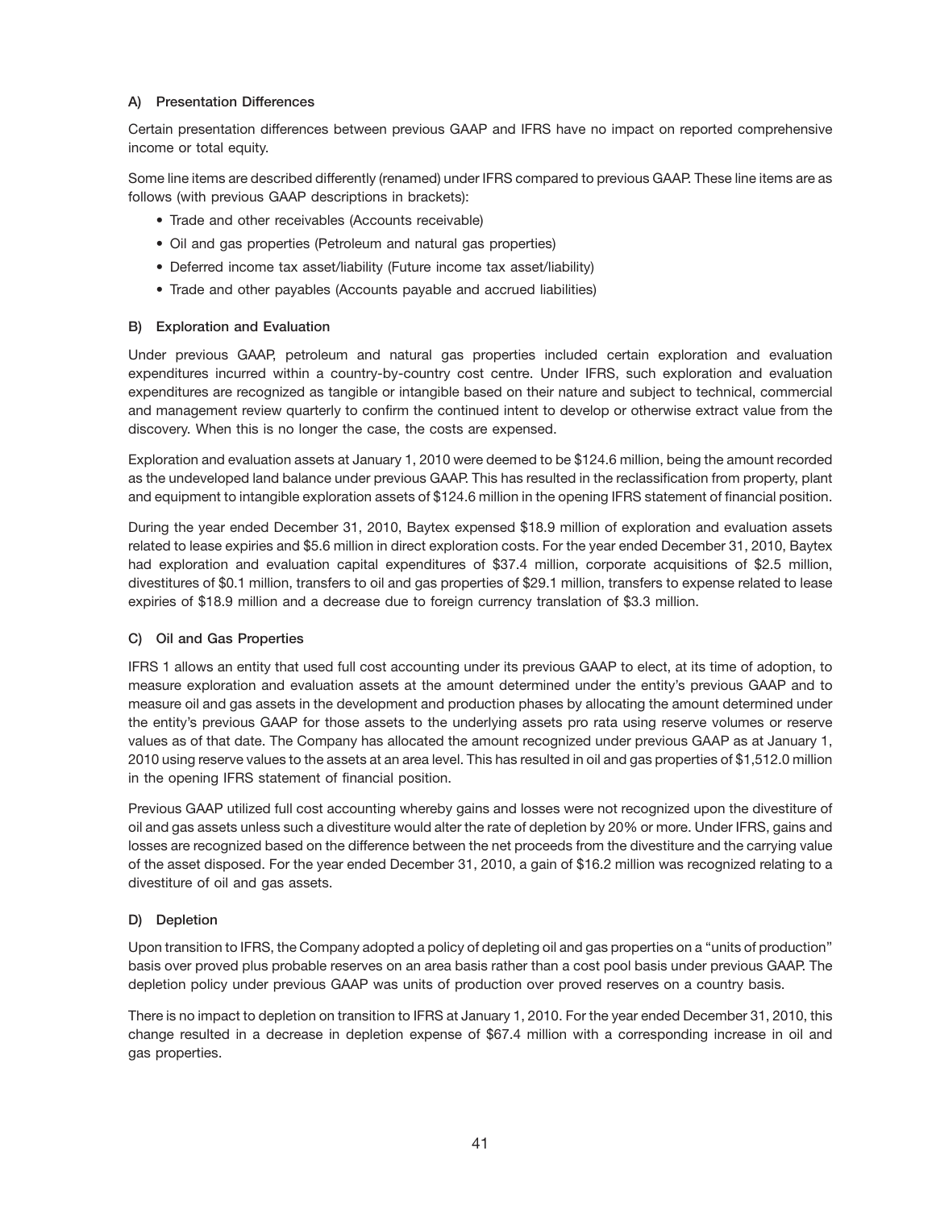### A) Presentation Differences

Certain presentation differences between previous GAAP and IFRS have no impact on reported comprehensive income or total equity.

Some line items are described differently (renamed) under IFRS compared to previous GAAP. These line items are as follows (with previous GAAP descriptions in brackets):

- Trade and other receivables (Accounts receivable)
- Oil and gas properties (Petroleum and natural gas properties)
- Deferred income tax asset/liability (Future income tax asset/liability)
- Trade and other payables (Accounts payable and accrued liabilities)

### B) Exploration and Evaluation

Under previous GAAP, petroleum and natural gas properties included certain exploration and evaluation expenditures incurred within a country-by-country cost centre. Under IFRS, such exploration and evaluation expenditures are recognized as tangible or intangible based on their nature and subject to technical, commercial and management review quarterly to confirm the continued intent to develop or otherwise extract value from the discovery. When this is no longer the case, the costs are expensed.

Exploration and evaluation assets at January 1, 2010 were deemed to be $124.6 million, being the amount recorded as the undeveloped land balance under previous GAAP. This has resulted in the reclassification from property, plant and equipment to intangible exploration assets of $124.6 million in the opening IFRS statement of financial position.

During the year ended December 31, 2010, Baytex expensed $18.9 million of exploration and evaluation assets related to lease expiries and $5.6 million in direct exploration costs. For the year ended December 31, 2010, Baytex had exploration and evaluation capital expenditures of $37.4 million, corporate acquisitions of $2.5 million, divestitures of $0.1 million, transfers to oil and gas properties of $29.1 million, transfers to expense related to lease expiries of $18.9 million and a decrease due to foreign currency translation of $3.3 million.

### C) Oil and Gas Properties

IFRS 1 allows an entity that used full cost accounting under its previous GAAP to elect, at its time of adoption, to measure exploration and evaluation assets at the amount determined under the entity's previous GAAP and to measure oil and gas assets in the development and production phases by allocating the amount determined under the entity's previous GAAP for those assets to the underlying assets pro rata using reserve volumes or reserve values as of that date. The Company has allocated the amount recognized under previous GAAP as at January 1, 2010 using reserve values to the assets at an area level. This has resulted in oil and gas properties of $1,512.0 million in the opening IFRS statement of financial position.

Previous GAAP utilized full cost accounting whereby gains and losses were not recognized upon the divestiture of oil and gas assets unless such a divestiture would alter the rate of depletion by 20% or more. Under IFRS, gains and losses are recognized based on the difference between the net proceeds from the divestiture and the carrying value of the asset disposed. For the year ended December 31, 2010, a gain of $16.2 million was recognized relating to a divestiture of oil and gas assets.

### D) Depletion

Upon transition to IFRS, the Company adopted a policy of depleting oil and gas properties on a "units of production" basis over proved plus probable reserves on an area basis rather than a cost pool basis under previous GAAP. The depletion policy under previous GAAP was units of production over proved reserves on a country basis.

There is no impact to depletion on transition to IFRS at January 1, 2010. For the year ended December 31, 2010, this change resulted in a decrease in depletion expense of $67.4 million with a corresponding increase in oil and gas properties.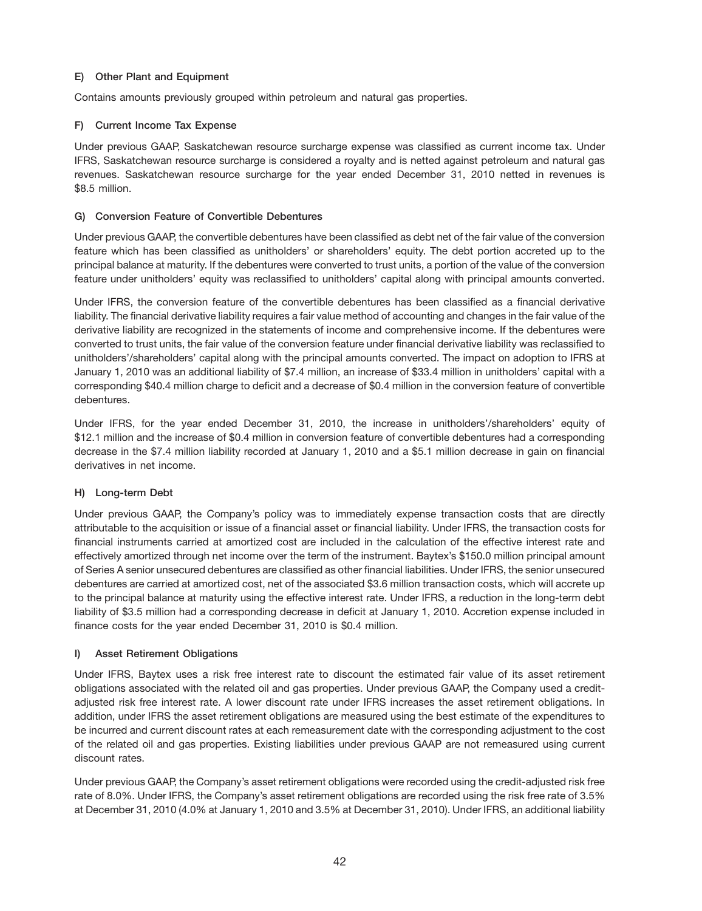**E) Other Plant and Equipment**

Contains amounts previously grouped within petroleum and natural gas properties.

**F) Current Income Tax Expense**

Under previous GAAP, Saskatchewan resource surcharge expense was classified as current income tax. Under IFRS, Saskatchewan resource surcharge is considered a royalty and is netted against petroleum and natural gas revenues. Saskatchewan resource surcharge for the year ended December 31, 2010 netted in revenues is $8.5 million.

**G) Conversion Feature of Convertible Debentures**

Under previous GAAP, the convertible debentures have been classified as debt net of the fair value of the conversion feature which has been classified as unitholders' or shareholders' equity. The debt portion accreted up to the principal balance at maturity. If the debentures were converted to trust units, a portion of the value of the conversion feature under unitholders' equity was reclassified to unitholders' capital along with principal amounts converted.

Under IFRS, the conversion feature of the convertible debentures has been classified as a financial derivative liability. The financial derivative liability requires a fair value method of accounting and changes in the fair value of the derivative liability are recognized in the statements of income and comprehensive income. If the debentures were converted to trust units, the fair value of the conversion feature under financial derivative liability was reclassified to unitholders'/shareholders' capital along with the principal amounts converted. The impact on adoption to IFRS at January 1, 2010 was an additional liability of $7.4 million, an increase of $33.4 million in unitholders' capital with a corresponding $40.4 million charge to deficit and a decrease of $0.4 million in the conversion feature of convertible debentures.

Under IFRS, for the year ended December 31, 2010, the increase in unitholders'/shareholders' equity of $12.1 million and the increase of $0.4 million in conversion feature of convertible debentures had a corresponding decrease in the $7.4 million liability recorded at January 1, 2010 and a $5.1 million decrease in gain on financial derivatives in net income.

**H) Long-term Debt**

Under previous GAAP, the Company's policy was to immediately expense transaction costs that are directly attributable to the acquisition or issue of a financial asset or financial liability. Under IFRS, the transaction costs for financial instruments carried at amortized cost are included in the calculation of the effective interest rate and effectively amortized through net income over the term of the instrument. Baytex's $150.0 million principal amount of Series A senior unsecured debentures are classified as other financial liabilities. Under IFRS, the senior unsecured debentures are carried at amortized cost, net of the associated $3.6 million transaction costs, which will accrete up to the principal balance at maturity using the effective interest rate. Under IFRS, a reduction in the long-term debt liability of $3.5 million had a corresponding decrease in deficit at January 1, 2010. Accretion expense included in finance costs for the year ended December 31, 2010 is $0.4 million.

**I) Asset Retirement Obligations**

Under IFRS, Baytex uses a risk free interest rate to discount the estimated fair value of its asset retirement obligations associated with the related oil and gas properties. Under previous GAAP, the Company used a credit-adjusted risk free interest rate. A lower discount rate under IFRS increases the asset retirement obligations. In addition, under IFRS the asset retirement obligations are measured using the best estimate of the expenditures to be incurred and current discount rates at each remeasurement date with the corresponding adjustment to the cost of the related oil and gas properties. Existing liabilities under previous GAAP are not remeasured using current discount rates.

Under previous GAAP, the Company's asset retirement obligations were recorded using the credit-adjusted risk free rate of 8.0%. Under IFRS, the Company's asset retirement obligations are recorded using the risk free rate of 3.5% at December 31, 2010 (4.0% at January 1, 2010 and 3.5% at December 31, 2010). Under IFRS, an additional liability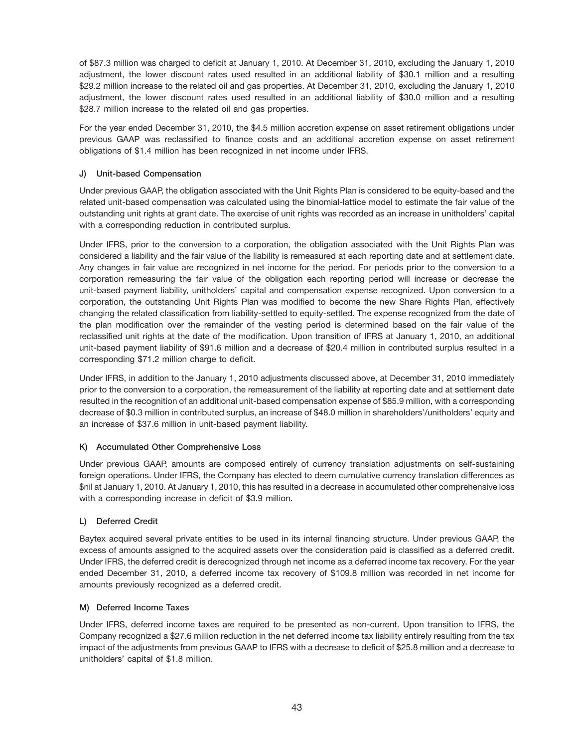of $87.3 million was charged to deficit at January 1, 2010. At December 31, 2010, excluding the January 1, 2010 adjustment, the lower discount rates used resulted in an additional liability of $30.1 million and a resulting $29.2 million increase to the related oil and gas properties. At December 31, 2010, excluding the January 1, 2010 adjustment, the lower discount rates used resulted in an additional liability of $30.0 million and a resulting $28.7 million increase to the related oil and gas properties.

For the year ended December 31, 2010, the $4.5 million accretion expense on asset retirement obligations under previous GAAP was reclassified to finance costs and an additional accretion expense on asset retirement obligations of $1.4 million has been recognized in net income under IFRS.

#### J) Unit-based Compensation

Under previous GAAP, the obligation associated with the Unit Rights Plan is considered to be equity-based and the related unit-based compensation was calculated using the binomial-lattice model to estimate the fair value of the outstanding unit rights at grant date. The exercise of unit rights was recorded as an increase in unitholders' capital with a corresponding reduction in contributed surplus.

Under IFRS, prior to the conversion to a corporation, the obligation associated with the Unit Rights Plan was considered a liability and the fair value of the liability is remeasured at each reporting date and at settlement date. Any changes in fair value are recognized in net income for the period. For periods prior to the conversion to a corporation remeasuring the fair value of the obligation each reporting period will increase or decrease the unit-based payment liability, unitholders' capital and compensation expense recognized. Upon conversion to a corporation, the outstanding Unit Rights Plan was modified to become the new Share Rights Plan, effectively changing the related classification from liability-settled to equity-settled. The expense recognized from the date of the plan modification over the remainder of the vesting period is determined based on the fair value of the reclassified unit rights at the date of the modification. Upon transition of IFRS at January 1, 2010, an additional unit-based payment liability of $91.6 million and a decrease of $20.4 million in contributed surplus resulted in a corresponding $71.2 million charge to deficit.

Under IFRS, in addition to the January 1, 2010 adjustments discussed above, at December 31, 2010 immediately prior to the conversion to a corporation, the remeasurement of the liability at reporting date and at settlement date resulted in the recognition of an additional unit-based compensation expense of $85.9 million, with a corresponding decrease of $0.3 million in contributed surplus, an increase of $48.0 million in shareholders'/unitholders' equity and an increase of $37.6 million in unit-based payment liability.

#### K) Accumulated Other Comprehensive Loss

Under previous GAAP, amounts are composed entirely of currency translation adjustments on self-sustaining foreign operations. Under IFRS, the Company has elected to deem cumulative currency translation differences as $nil at January 1, 2010. At January 1, 2010, this has resulted in a decrease in accumulated other comprehensive loss with a corresponding increase in deficit of $3.9 million.

#### L) Deferred Credit

Baytex acquired several private entities to be used in its internal financing structure. Under previous GAAP, the excess of amounts assigned to the acquired assets over the consideration paid is classified as a deferred credit. Under IFRS, the deferred credit is derecognized through net income as a deferred income tax recovery. For the year ended December 31, 2010, a deferred income tax recovery of $109.8 million was recorded in net income for amounts previously recognized as a deferred credit.

#### M) Deferred Income Taxes

Under IFRS, deferred income taxes are required to be presented as non-current. Upon transition to IFRS, the Company recognized a $27.6 million reduction in the net deferred income tax liability entirely resulting from the tax impact of the adjustments from previous GAAP to IFRS with a decrease to deficit of $25.8 million and a decrease to unitholders' capital of $1.8 million.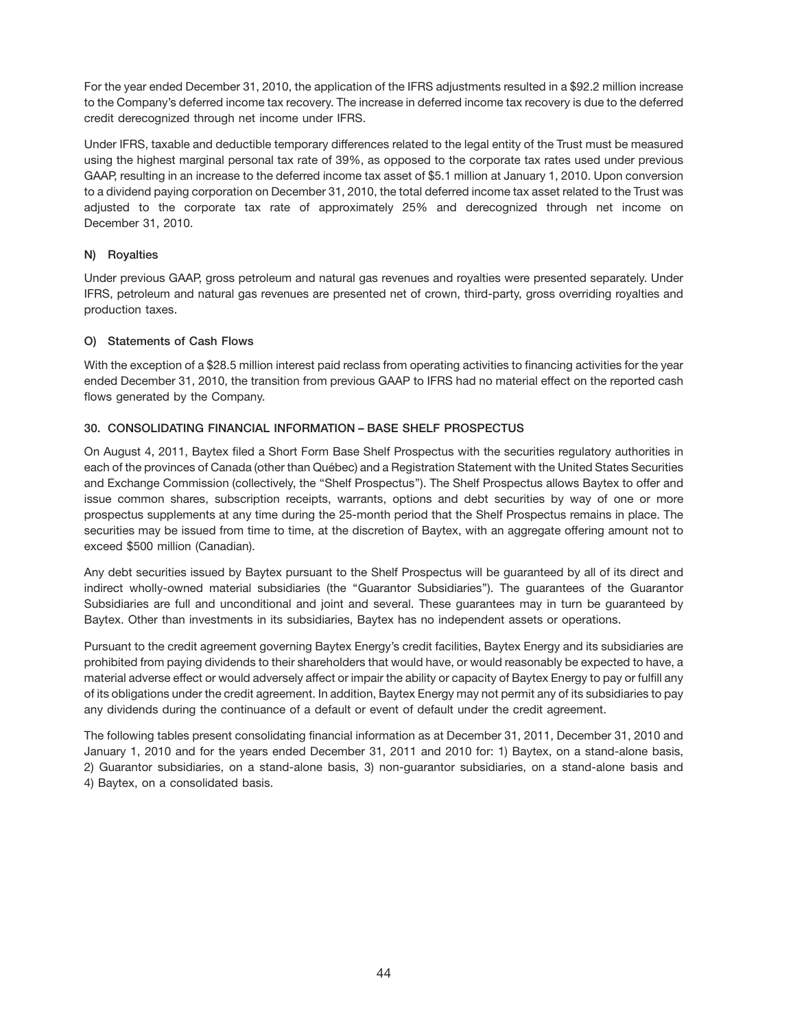For the year ended December 31, 2010, the application of the IFRS adjustments resulted in a $92.2 million increase to the Company's deferred income tax recovery. The increase in deferred income tax recovery is due to the deferred credit derecognized through net income under IFRS.

Under IFRS, taxable and deductible temporary differences related to the legal entity of the Trust must be measured using the highest marginal personal tax rate of 39%, as opposed to the corporate tax rates used under previous GAAP, resulting in an increase to the deferred income tax asset of $5.1 million at January 1, 2010. Upon conversion to a dividend paying corporation on December 31, 2010, the total deferred income tax asset related to the Trust was adjusted to the corporate tax rate of approximately 25% and derecognized through net income on December 31, 2010.

### N) Royalties

Under previous GAAP, gross petroleum and natural gas revenues and royalties were presented separately. Under IFRS, petroleum and natural gas revenues are presented net of crown, third-party, gross overriding royalties and production taxes.

### O) Statements of Cash Flows

With the exception of a $28.5 million interest paid reclass from operating activities to financing activities for the year ended December 31, 2010, the transition from previous GAAP to IFRS had no material effect on the reported cash flows generated by the Company.

## 30. CONSOLIDATING FINANCIAL INFORMATION – BASE SHELF PROSPECTUS

On August 4, 2011, Baytex filed a Short Form Base Shelf Prospectus with the securities regulatory authorities in each of the provinces of Canada (other than Québec) and a Registration Statement with the United States Securities and Exchange Commission (collectively, the "Shelf Prospectus"). The Shelf Prospectus allows Baytex to offer and issue common shares, subscription receipts, warrants, options and debt securities by way of one or more prospectus supplements at any time during the 25-month period that the Shelf Prospectus remains in place. The securities may be issued from time to time, at the discretion of Baytex, with an aggregate offering amount not to exceed $500 million (Canadian).

Any debt securities issued by Baytex pursuant to the Shelf Prospectus will be guaranteed by all of its direct and indirect wholly-owned material subsidiaries (the "Guarantor Subsidiaries"). The guarantees of the Guarantor Subsidiaries are full and unconditional and joint and several. These guarantees may in turn be guaranteed by Baytex. Other than investments in its subsidiaries, Baytex has no independent assets or operations.

Pursuant to the credit agreement governing Baytex Energy's credit facilities, Baytex Energy and its subsidiaries are prohibited from paying dividends to their shareholders that would have, or would reasonably be expected to have, a material adverse effect or would adversely affect or impair the ability or capacity of Baytex Energy to pay or fulfill any of its obligations under the credit agreement. In addition, Baytex Energy may not permit any of its subsidiaries to pay any dividends during the continuance of a default or event of default under the credit agreement.

The following tables present consolidating financial information as at December 31, 2011, December 31, 2010 and January 1, 2010 and for the years ended December 31, 2011 and 2010 for: 1) Baytex, on a stand-alone basis, 2) Guarantor subsidiaries, on a stand-alone basis, 3) non-guarantor subsidiaries, on a stand-alone basis and 4) Baytex, on a consolidated basis.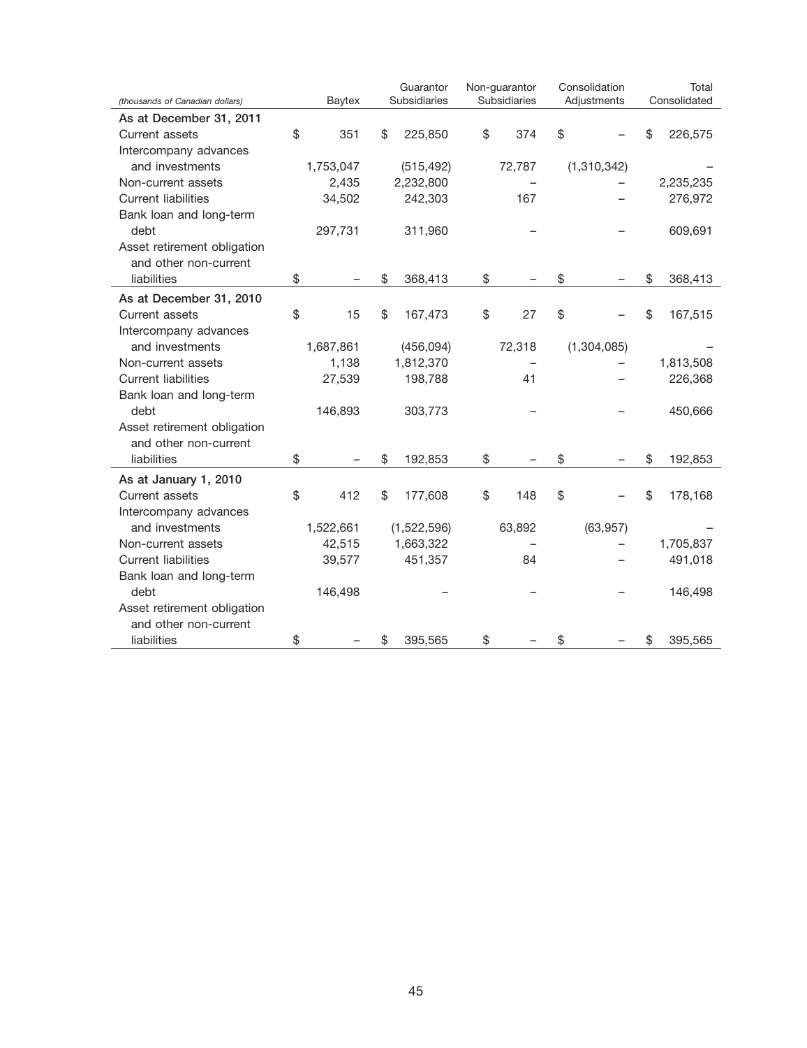| (thousands of Canadian dollars) | Baytex | Guarantor Subsidiaries | Non-guarantor Subsidiaries | Consolidation Adjustments | Total Consolidated |
|---|---|---|---|---|---|
| **As at December 31, 2011** | | | | | |
| Current assets | $ 351 | $ 225,850 | $ 374 | $ – | $ 226,575 |
| Intercompany advances and investments | 1,753,047 | (515,492) | 72,787 | (1,310,342) | – |
| Non-current assets | 2,435 | 2,232,800 | – | – | 2,235,235 |
| Current liabilities | 34,502 | 242,303 | 167 | – | 276,972 |
| Bank loan and long-term debt | 297,731 | 311,960 | – | – | 609,691 |
| Asset retirement obligation and other non-current liabilities | $ – | $ 368,413 | $ – | $ – | $ 368,413 |
| **As at December 31, 2010** | | | | | |
| Current assets | $ 15 | $ 167,473 | $ 27 | $ – | $ 167,515 |
| Intercompany advances and investments | 1,687,861 | (456,094) | 72,318 | (1,304,085) | – |
| Non-current assets | 1,138 | 1,812,370 | – | – | 1,813,508 |
| Current liabilities | 27,539 | 198,788 | 41 | – | 226,368 |
| Bank loan and long-term debt | 146,893 | 303,773 | – | – | 450,666 |
| Asset retirement obligation and other non-current liabilities | $ – | $ 192,853 | $ – | $ – | $ 192,853 |
| **As at January 1, 2010** | | | | | |
| Current assets | $ 412 | $ 177,608 | $ 148 | $ – | $ 178,168 |
| Intercompany advances and investments | 1,522,661 | (1,522,596) | 63,892 | (63,957) | – |
| Non-current assets | 42,515 | 1,663,322 | – | – | 1,705,837 |
| Current liabilities | 39,577 | 451,357 | 84 | – | 491,018 |
| Bank loan and long-term debt | 146,498 | – | – | – | 146,498 |
| Asset retirement obligation and other non-current liabilities | $ – | $ 395,565 | $ – | $ – | $ 395,565 |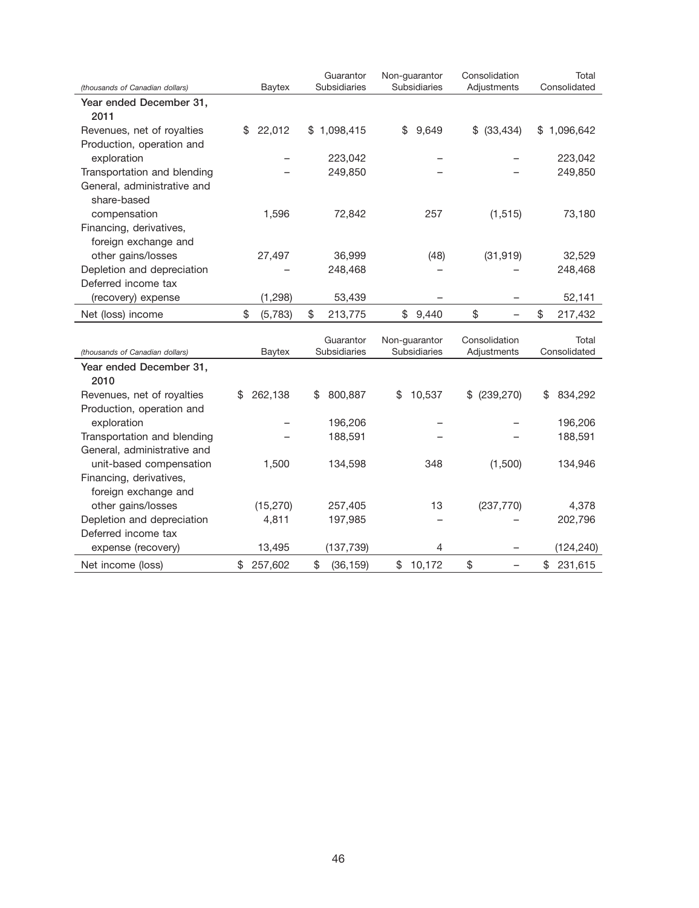| (thousands of Canadian dollars) | Baytex | Guarantor Subsidiaries | Non-guarantor Subsidiaries | Consolidation Adjustments | Total Consolidated |
|---|---|---|---|---|---|
| **Year ended December 31, 2011** | | | | | |
| Revenues, net of royalties | $ 22,012 | $ 1,098,415 | $ 9,649 | $ (33,434) | $ 1,096,642 |
| Production, operation and exploration | – | 223,042 | – | – | 223,042 |
| Transportation and blending | – | 249,850 | – | – | 249,850 |
| General, administrative and share-based compensation | 1,596 | 72,842 | 257 | (1,515) | 73,180 |
| Financing, derivatives, foreign exchange and other gains/losses | 27,497 | 36,999 | (48) | (31,919) | 32,529 |
| Depletion and depreciation | – | 248,468 | – | – | 248,468 |
| Deferred income tax (recovery) expense | (1,298) | 53,439 | – | – | 52,141 |
| Net (loss) income | $ (5,783) | $ 213,775 | $ 9,440 | $ – | $ 217,432 |

| (thousands of Canadian dollars) | Baytex | Guarantor Subsidiaries | Non-guarantor Subsidiaries | Consolidation Adjustments | Total Consolidated |
|---|---|---|---|---|---|
| **Year ended December 31, 2010** | | | | | |
| Revenues, net of royalties | $ 262,138 | $ 800,887 | $ 10,537 | $ (239,270) | $ 834,292 |
| Production, operation and exploration | – | 196,206 | – | – | 196,206 |
| Transportation and blending | – | 188,591 | – | – | 188,591 |
| General, administrative and unit-based compensation | 1,500 | 134,598 | 348 | (1,500) | 134,946 |
| Financing, derivatives, foreign exchange and other gains/losses | (15,270) | 257,405 | 13 | (237,770) | 4,378 |
| Depletion and depreciation | 4,811 | 197,985 | – | – | 202,796 |
| Deferred income tax expense (recovery) | 13,495 | (137,739) | 4 | – | (124,240) |
| Net income (loss) | $ 257,602 | $ (36,159) | $ 10,172 | $ – | $ 231,615 |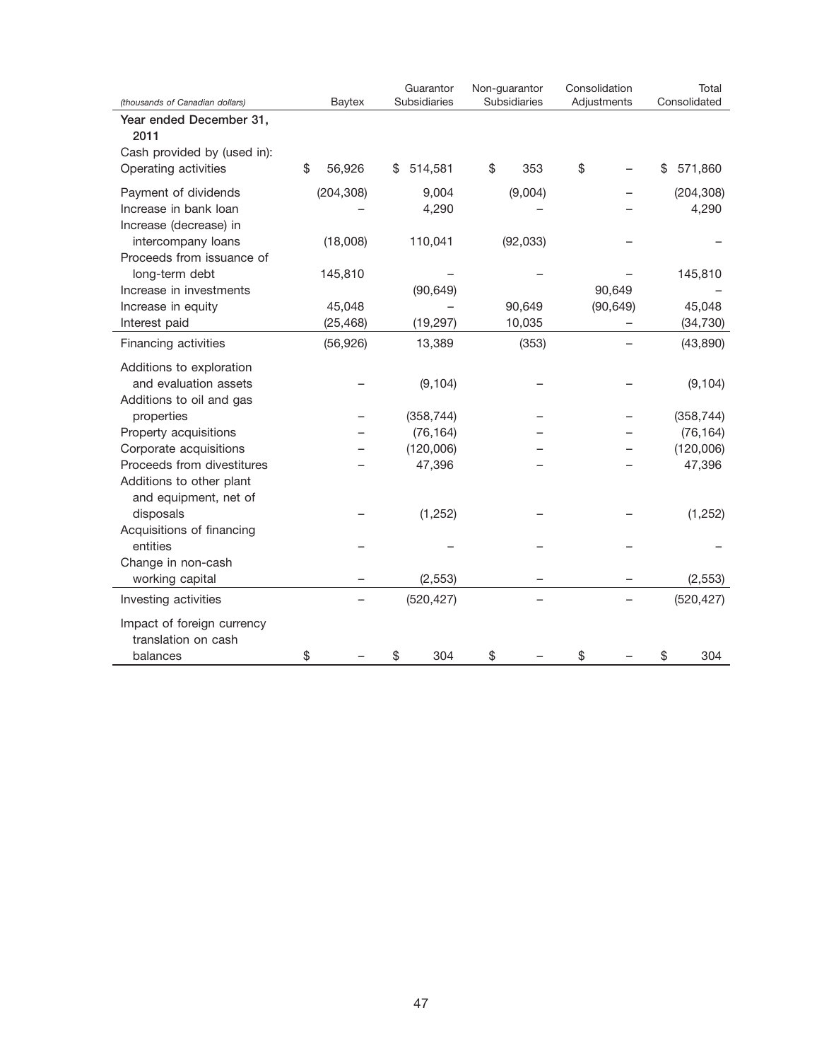| (thousands of Canadian dollars) | Baytex | Guarantor Subsidiaries | Non-guarantor Subsidiaries | Consolidation Adjustments | Total Consolidated |
|---|---|---|---|---|---|
| **Year ended December 31, 2011** | | | | | |
| Cash provided by (used in): | | | | | |
| Operating activities | $ 56,926 | $ 514,581 | $ 353 | $ – | $ 571,860 |
| Payment of dividends | (204,308) | 9,004 | (9,004) | – | (204,308) |
| Increase in bank loan | – | 4,290 | – | – | 4,290 |
| Increase (decrease) in intercompany loans | (18,008) | 110,041 | (92,033) | – | – |
| Proceeds from issuance of long-term debt | 145,810 | – | – | – | 145,810 |
| Increase in investments | | (90,649) | | 90,649 | – |
| Increase in equity | 45,048 | – | 90,649 | (90,649) | 45,048 |
| Interest paid | (25,468) | (19,297) | 10,035 | – | (34,730) |
| Financing activities | (56,926) | 13,389 | (353) | – | (43,890) |
| Additions to exploration and evaluation assets | – | (9,104) | – | – | (9,104) |
| Additions to oil and gas properties | – | (358,744) | – | – | (358,744) |
| Property acquisitions | – | (76,164) | – | – | (76,164) |
| Corporate acquisitions | – | (120,006) | – | – | (120,006) |
| Proceeds from divestitures | – | 47,396 | – | – | 47,396 |
| Additions to other plant and equipment, net of disposals | – | (1,252) | – | – | (1,252) |
| Acquisitions of financing entities | – | – | – | – | – |
| Change in non-cash working capital | – | (2,553) | – | – | (2,553) |
| Investing activities | – | (520,427) | – | – | (520,427) |
| Impact of foreign currency translation on cash balances | $ – | $ 304 | $ – | $ – | $ 304 |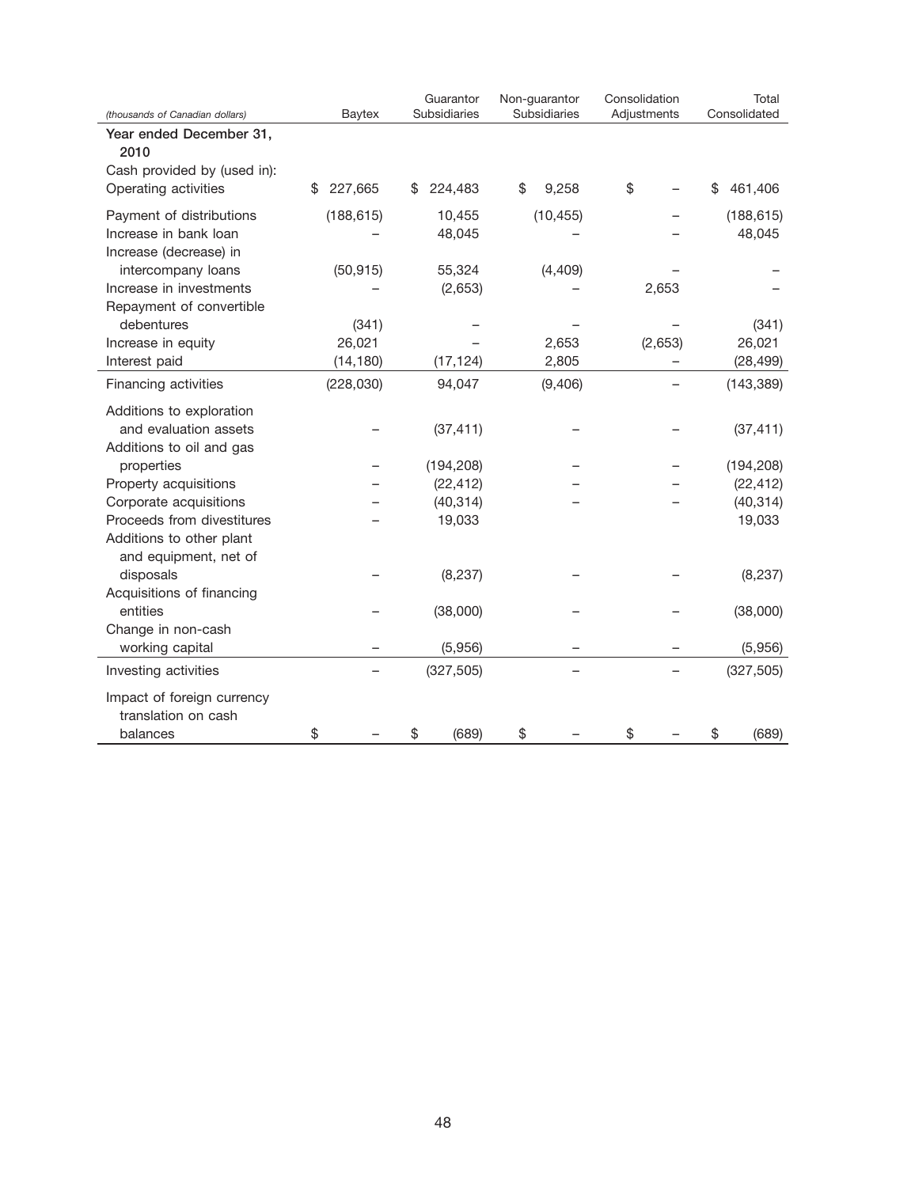| (thousands of Canadian dollars) | Baytex | Guarantor Subsidiaries | Non-guarantor Subsidiaries | Consolidation Adjustments | Total Consolidated |
| --- | --- | --- | --- | --- | --- |
| **Year ended December 31, 2010** | | | | | |
| Cash provided by (used in): | | | | | |
| Operating activities | $ 227,665 | $ 224,483 | $ 9,258 | $ – | $ 461,406 |
| Payment of distributions | (188,615) | 10,455 | (10,455) | – | (188,615) |
| Increase in bank loan | – | 48,045 | – | – | 48,045 |
| Increase (decrease) in intercompany loans | (50,915) | 55,324 | (4,409) | – | – |
| Increase in investments | – | (2,653) | – | 2,653 | – |
| Repayment of convertible debentures | (341) | – | – | – | (341) |
| Increase in equity | 26,021 | – | 2,653 | (2,653) | 26,021 |
| Interest paid | (14,180) | (17,124) | 2,805 | – | (28,499) |
| Financing activities | (228,030) | 94,047 | (9,406) | – | (143,389) |
| Additions to exploration and evaluation assets | – | (37,411) | – | – | (37,411) |
| Additions to oil and gas properties | – | (194,208) | – | – | (194,208) |
| Property acquisitions | – | (22,412) | – | – | (22,412) |
| Corporate acquisitions | – | (40,314) | – | – | (40,314) |
| Proceeds from divestitures | – | 19,033 | | | 19,033 |
| Additions to other plant and equipment, net of disposals | – | (8,237) | – | – | (8,237) |
| Acquisitions of financing entities | – | (38,000) | – | – | (38,000) |
| Change in non-cash working capital | – | (5,956) | – | – | (5,956) |
| Investing activities | – | (327,505) | – | – | (327,505) |
| Impact of foreign currency translation on cash balances | $ – | $ (689) | $ – | $ – | $ (689) |